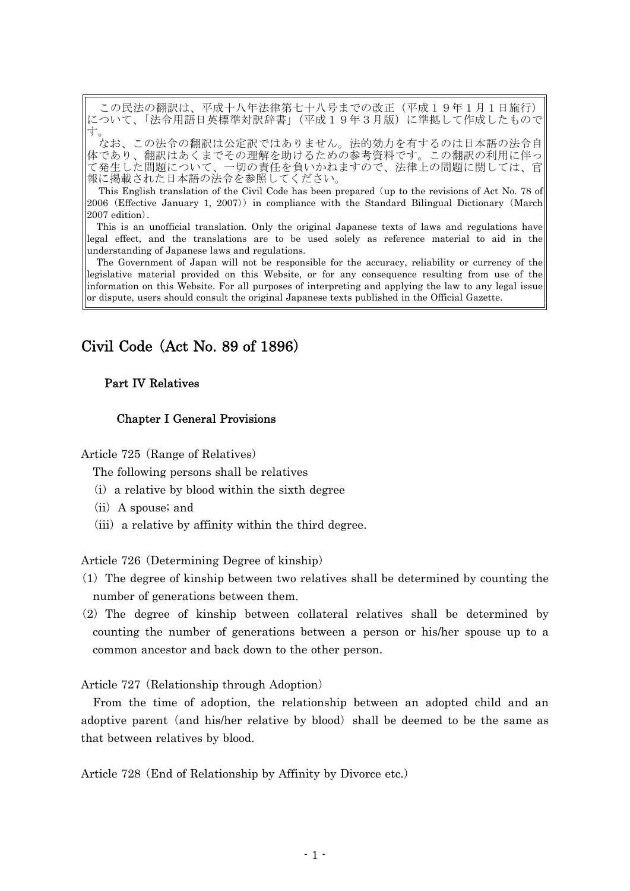この民法の翻訳は、平成十八年法律第七十八号までの改正（平成１９年１月１日施行）について、「法令用語日英標準対訳辞書」（平成１９年３月版）に準拠して作成したものです。

なお、この法令の翻訳は公定訳ではありません。法的効力を有するのは日本語の法令自体であり、翻訳はあくまでその理解を助けるための参考資料です。この翻訳の利用に伴って発生した問題について、一切の責任を負いかねますので、法律上の問題に関しては、官報に掲載された日本語の法令を参照してください。

This English translation of the Civil Code has been prepared（up to the revisions of Act No. 78 of 2006（Effective January 1, 2007））in compliance with the Standard Bilingual Dictionary（March 2007 edition）.

This is an unofficial translation. Only the original Japanese texts of laws and regulations have legal effect, and the translations are to be used solely as reference material to aid in the understanding of Japanese laws and regulations.

The Government of Japan will not be responsible for the accuracy, reliability or currency of the legislative material provided on this Website, or for any consequence resulting from use of the information on this Website. For all purposes of interpreting and applying the law to any legal issue or dispute, users should consult the original Japanese texts published in the Official Gazette.

# Civil Code（Act No. 89 of 1896）

## Part IV Relatives

### Chapter I General Provisions

Article 725（Range of Relatives）

The following persons shall be relatives

（i）a relative by blood within the sixth degree

（ii）A spouse; and

（iii）a relative by affinity within the third degree.

Article 726（Determining Degree of kinship）

（1）The degree of kinship between two relatives shall be determined by counting the number of generations between them.

（2）The degree of kinship between collateral relatives shall be determined by counting the number of generations between a person or his/her spouse up to a common ancestor and back down to the other person.

Article 727（Relationship through Adoption）

From the time of adoption, the relationship between an adopted child and an adoptive parent（and his/her relative by blood）shall be deemed to be the same as that between relatives by blood.

Article 728（End of Relationship by Affinity by Divorce etc.）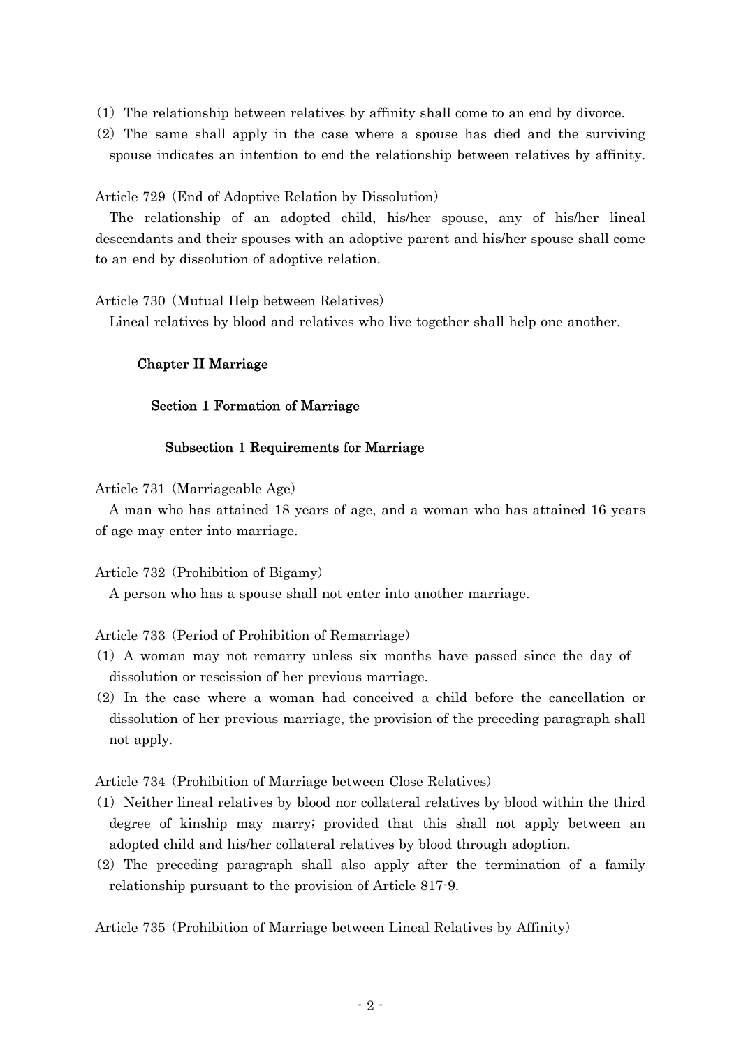(1) The relationship between relatives by affinity shall come to an end by divorce.

(2) The same shall apply in the case where a spouse has died and the surviving spouse indicates an intention to end the relationship between relatives by affinity.

Article 729 (End of Adoptive Relation by Dissolution)

The relationship of an adopted child, his/her spouse, any of his/her lineal descendants and their spouses with an adoptive parent and his/her spouse shall come to an end by dissolution of adoptive relation.

Article 730 (Mutual Help between Relatives)

Lineal relatives by blood and relatives who live together shall help one another.

## Chapter II Marriage

### Section 1 Formation of Marriage

#### Subsection 1 Requirements for Marriage

Article 731 (Marriageable Age)

A man who has attained 18 years of age, and a woman who has attained 16 years of age may enter into marriage.

Article 732 (Prohibition of Bigamy)

A person who has a spouse shall not enter into another marriage.

Article 733 (Period of Prohibition of Remarriage)

(1) A woman may not remarry unless six months have passed since the day of dissolution or rescission of her previous marriage.

(2) In the case where a woman had conceived a child before the cancellation or dissolution of her previous marriage, the provision of the preceding paragraph shall not apply.

Article 734 (Prohibition of Marriage between Close Relatives)

(1) Neither lineal relatives by blood nor collateral relatives by blood within the third degree of kinship may marry; provided that this shall not apply between an adopted child and his/her collateral relatives by blood through adoption.

(2) The preceding paragraph shall also apply after the termination of a family relationship pursuant to the provision of Article 817-9.

Article 735 (Prohibition of Marriage between Lineal Relatives by Affinity)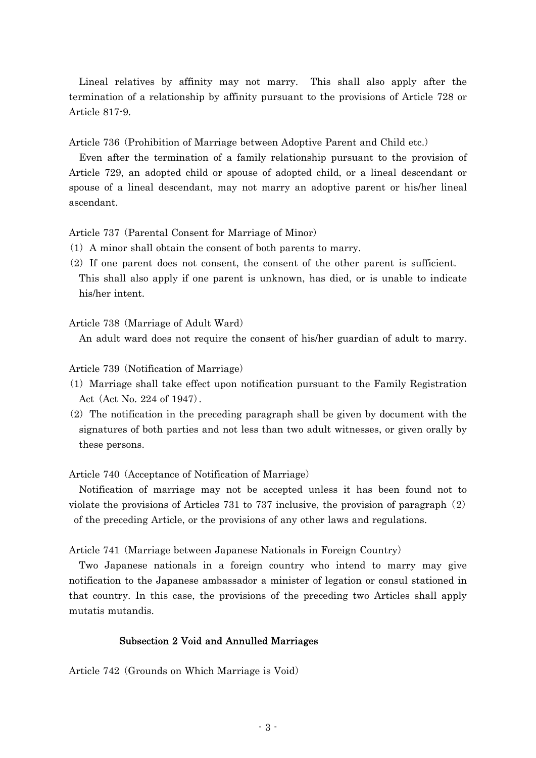Lineal relatives by affinity may not marry. This shall also apply after the termination of a relationship by affinity pursuant to the provisions of Article 728 or Article 817-9.

Article 736 (Prohibition of Marriage between Adoptive Parent and Child etc.)

Even after the termination of a family relationship pursuant to the provision of Article 729, an adopted child or spouse of adopted child, or a lineal descendant or spouse of a lineal descendant, may not marry an adoptive parent or his/her lineal ascendant.

Article 737 (Parental Consent for Marriage of Minor)

(1) A minor shall obtain the consent of both parents to marry.

(2) If one parent does not consent, the consent of the other parent is sufficient. This shall also apply if one parent is unknown, has died, or is unable to indicate his/her intent.

Article 738 (Marriage of Adult Ward)

An adult ward does not require the consent of his/her guardian of adult to marry.

Article 739 (Notification of Marriage)

(1) Marriage shall take effect upon notification pursuant to the Family Registration Act (Act No. 224 of 1947).

(2) The notification in the preceding paragraph shall be given by document with the signatures of both parties and not less than two adult witnesses, or given orally by these persons.

Article 740 (Acceptance of Notification of Marriage)

Notification of marriage may not be accepted unless it has been found not to violate the provisions of Articles 731 to 737 inclusive, the provision of paragraph (2) of the preceding Article, or the provisions of any other laws and regulations.

Article 741 (Marriage between Japanese Nationals in Foreign Country)

Two Japanese nationals in a foreign country who intend to marry may give notification to the Japanese ambassador a minister of legation or consul stationed in that country. In this case, the provisions of the preceding two Articles shall apply mutatis mutandis.

### Subsection 2 Void and Annulled Marriages

Article 742 (Grounds on Which Marriage is Void)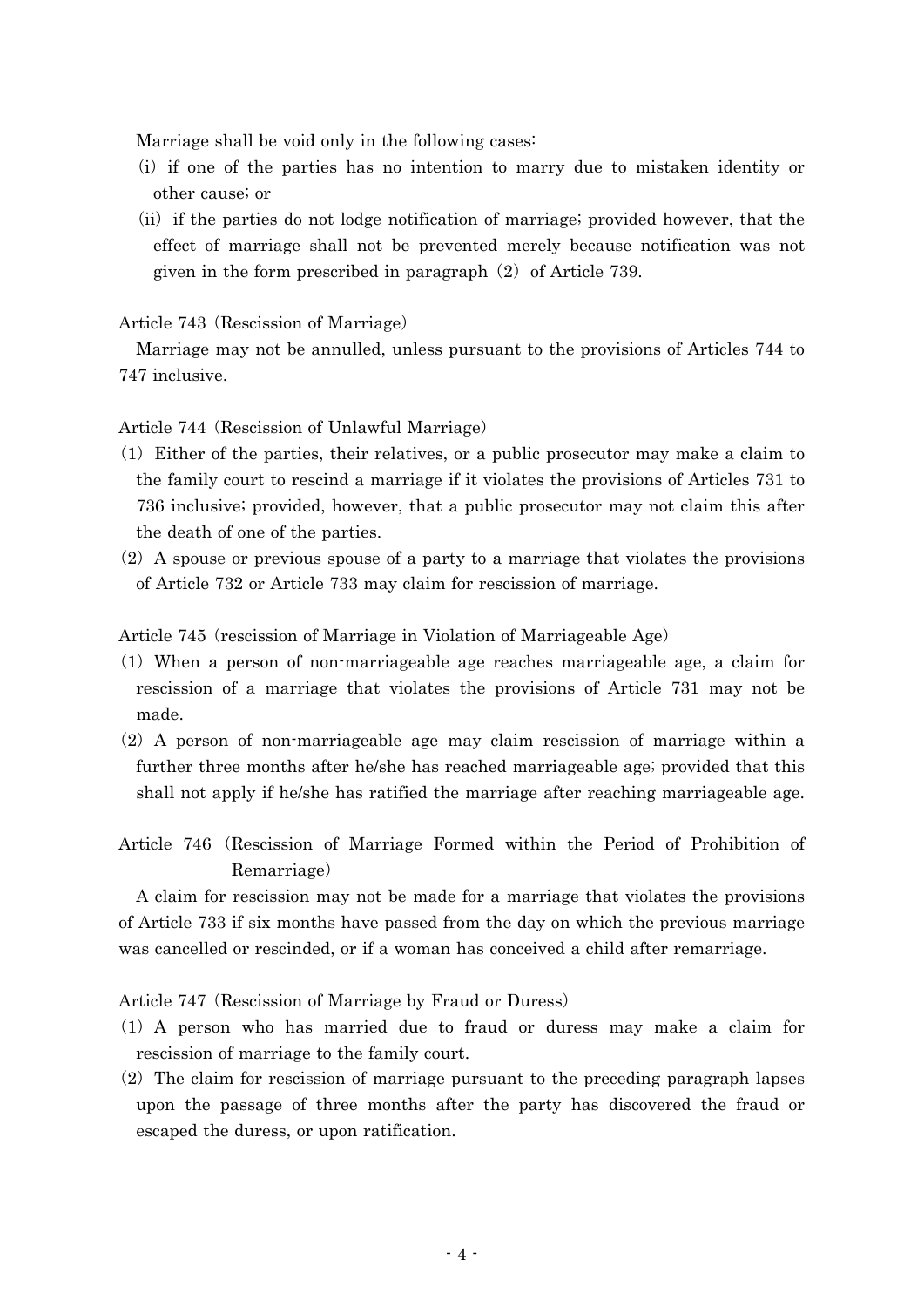Marriage shall be void only in the following cases:

(i) if one of the parties has no intention to marry due to mistaken identity or other cause; or

(ii) if the parties do not lodge notification of marriage; provided however, that the effect of marriage shall not be prevented merely because notification was not given in the form prescribed in paragraph (2) of Article 739.

Article 743 (Rescission of Marriage)

Marriage may not be annulled, unless pursuant to the provisions of Articles 744 to 747 inclusive.

Article 744 (Rescission of Unlawful Marriage)

(1) Either of the parties, their relatives, or a public prosecutor may make a claim to the family court to rescind a marriage if it violates the provisions of Articles 731 to 736 inclusive; provided, however, that a public prosecutor may not claim this after the death of one of the parties.

(2) A spouse or previous spouse of a party to a marriage that violates the provisions of Article 732 or Article 733 may claim for rescission of marriage.

Article 745 (rescission of Marriage in Violation of Marriageable Age)

(1) When a person of non-marriageable age reaches marriageable age, a claim for rescission of a marriage that violates the provisions of Article 731 may not be made.

(2) A person of non-marriageable age may claim rescission of marriage within a further three months after he/she has reached marriageable age; provided that this shall not apply if he/she has ratified the marriage after reaching marriageable age.

Article 746 (Rescission of Marriage Formed within the Period of Prohibition of Remarriage)

A claim for rescission may not be made for a marriage that violates the provisions of Article 733 if six months have passed from the day on which the previous marriage was cancelled or rescinded, or if a woman has conceived a child after remarriage.

Article 747 (Rescission of Marriage by Fraud or Duress)

(1) A person who has married due to fraud or duress may make a claim for rescission of marriage to the family court.

(2) The claim for rescission of marriage pursuant to the preceding paragraph lapses upon the passage of three months after the party has discovered the fraud or escaped the duress, or upon ratification.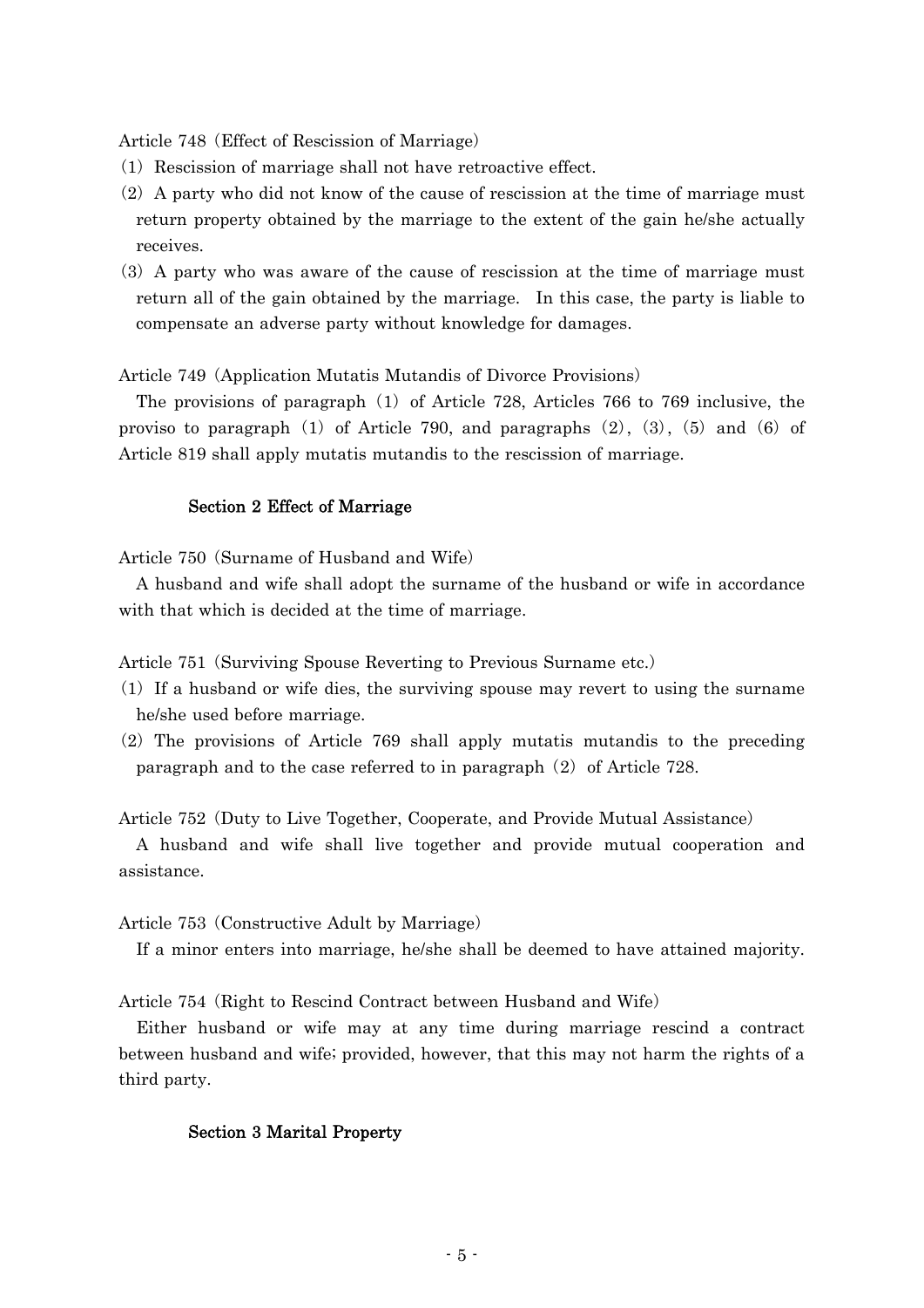Article 748 (Effect of Rescission of Marriage)

(1) Rescission of marriage shall not have retroactive effect.

(2) A party who did not know of the cause of rescission at the time of marriage must return property obtained by the marriage to the extent of the gain he/she actually receives.

(3) A party who was aware of the cause of rescission at the time of marriage must return all of the gain obtained by the marriage. In this case, the party is liable to compensate an adverse party without knowledge for damages.

Article 749 (Application Mutatis Mutandis of Divorce Provisions)

The provisions of paragraph (1) of Article 728, Articles 766 to 769 inclusive, the proviso to paragraph (1) of Article 790, and paragraphs (2), (3), (5) and (6) of Article 819 shall apply mutatis mutandis to the rescission of marriage.

### Section 2 Effect of Marriage

Article 750 (Surname of Husband and Wife)

A husband and wife shall adopt the surname of the husband or wife in accordance with that which is decided at the time of marriage.

Article 751 (Surviving Spouse Reverting to Previous Surname etc.)

(1) If a husband or wife dies, the surviving spouse may revert to using the surname he/she used before marriage.

(2) The provisions of Article 769 shall apply mutatis mutandis to the preceding paragraph and to the case referred to in paragraph (2) of Article 728.

Article 752 (Duty to Live Together, Cooperate, and Provide Mutual Assistance)

A husband and wife shall live together and provide mutual cooperation and assistance.

Article 753 (Constructive Adult by Marriage)

If a minor enters into marriage, he/she shall be deemed to have attained majority.

Article 754 (Right to Rescind Contract between Husband and Wife)

Either husband or wife may at any time during marriage rescind a contract between husband and wife; provided, however, that this may not harm the rights of a third party.

### Section 3 Marital Property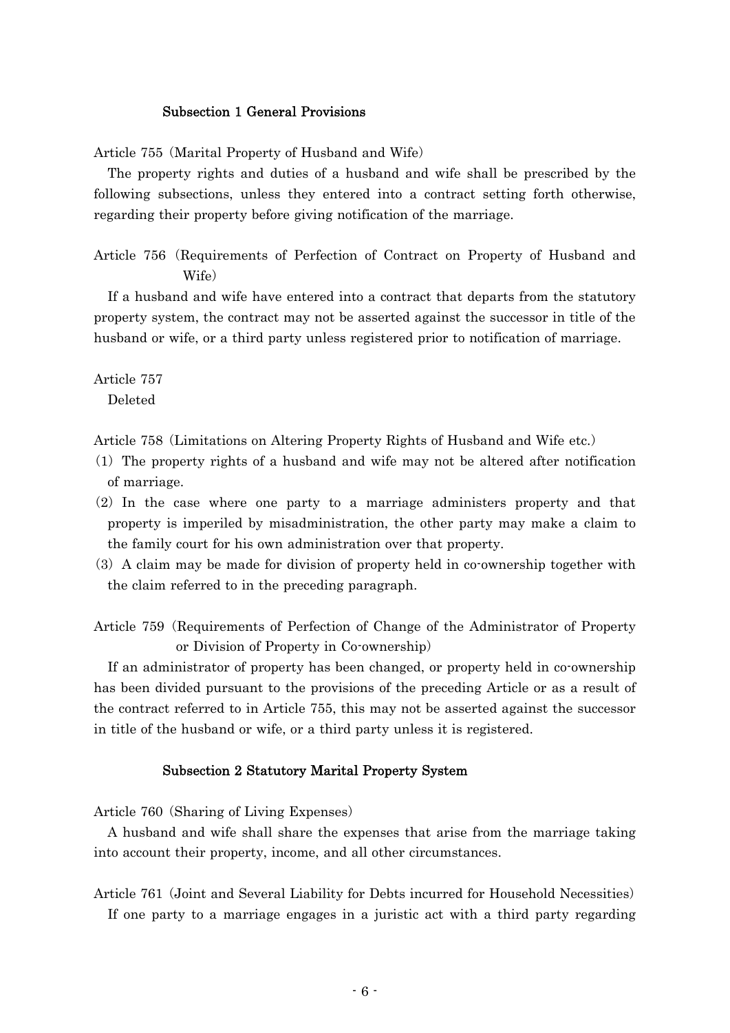### Subsection 1 General Provisions

Article 755 (Marital Property of Husband and Wife)

The property rights and duties of a husband and wife shall be prescribed by the following subsections, unless they entered into a contract setting forth otherwise, regarding their property before giving notification of the marriage.

Article 756 (Requirements of Perfection of Contract on Property of Husband and Wife)

If a husband and wife have entered into a contract that departs from the statutory property system, the contract may not be asserted against the successor in title of the husband or wife, or a third party unless registered prior to notification of marriage.

Article 757

Deleted

Article 758 (Limitations on Altering Property Rights of Husband and Wife etc.)

(1) The property rights of a husband and wife may not be altered after notification of marriage.

(2) In the case where one party to a marriage administers property and that property is imperiled by misadministration, the other party may make a claim to the family court for his own administration over that property.

(3) A claim may be made for division of property held in co-ownership together with the claim referred to in the preceding paragraph.

Article 759 (Requirements of Perfection of Change of the Administrator of Property or Division of Property in Co-ownership)

If an administrator of property has been changed, or property held in co-ownership has been divided pursuant to the provisions of the preceding Article or as a result of the contract referred to in Article 755, this may not be asserted against the successor in title of the husband or wife, or a third party unless it is registered.

### Subsection 2 Statutory Marital Property System

Article 760 (Sharing of Living Expenses)

A husband and wife shall share the expenses that arise from the marriage taking into account their property, income, and all other circumstances.

Article 761 (Joint and Several Liability for Debts incurred for Household Necessities)

If one party to a marriage engages in a juristic act with a third party regarding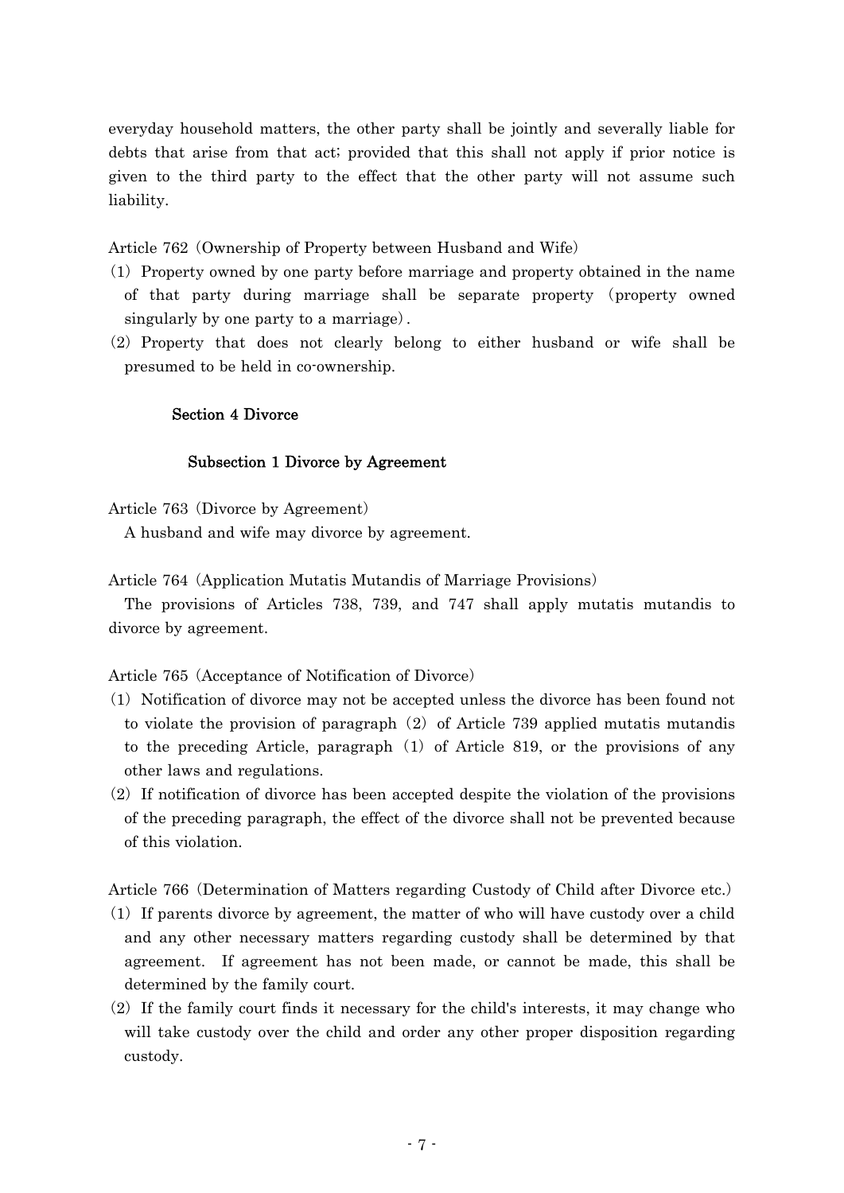everyday household matters, the other party shall be jointly and severally liable for debts that arise from that act; provided that this shall not apply if prior notice is given to the third party to the effect that the other party will not assume such liability.

Article 762 (Ownership of Property between Husband and Wife)

(1) Property owned by one party before marriage and property obtained in the name of that party during marriage shall be separate property (property owned singularly by one party to a marriage).

(2) Property that does not clearly belong to either husband or wife shall be presumed to be held in co-ownership.

## Section 4 Divorce

### Subsection 1 Divorce by Agreement

Article 763 (Divorce by Agreement)

A husband and wife may divorce by agreement.

Article 764 (Application Mutatis Mutandis of Marriage Provisions)

The provisions of Articles 738, 739, and 747 shall apply mutatis mutandis to divorce by agreement.

Article 765 (Acceptance of Notification of Divorce)

(1) Notification of divorce may not be accepted unless the divorce has been found not to violate the provision of paragraph (2) of Article 739 applied mutatis mutandis to the preceding Article, paragraph (1) of Article 819, or the provisions of any other laws and regulations.

(2) If notification of divorce has been accepted despite the violation of the provisions of the preceding paragraph, the effect of the divorce shall not be prevented because of this violation.

Article 766 (Determination of Matters regarding Custody of Child after Divorce etc.)

(1) If parents divorce by agreement, the matter of who will have custody over a child and any other necessary matters regarding custody shall be determined by that agreement. If agreement has not been made, or cannot be made, this shall be determined by the family court.

(2) If the family court finds it necessary for the child's interests, it may change who will take custody over the child and order any other proper disposition regarding custody.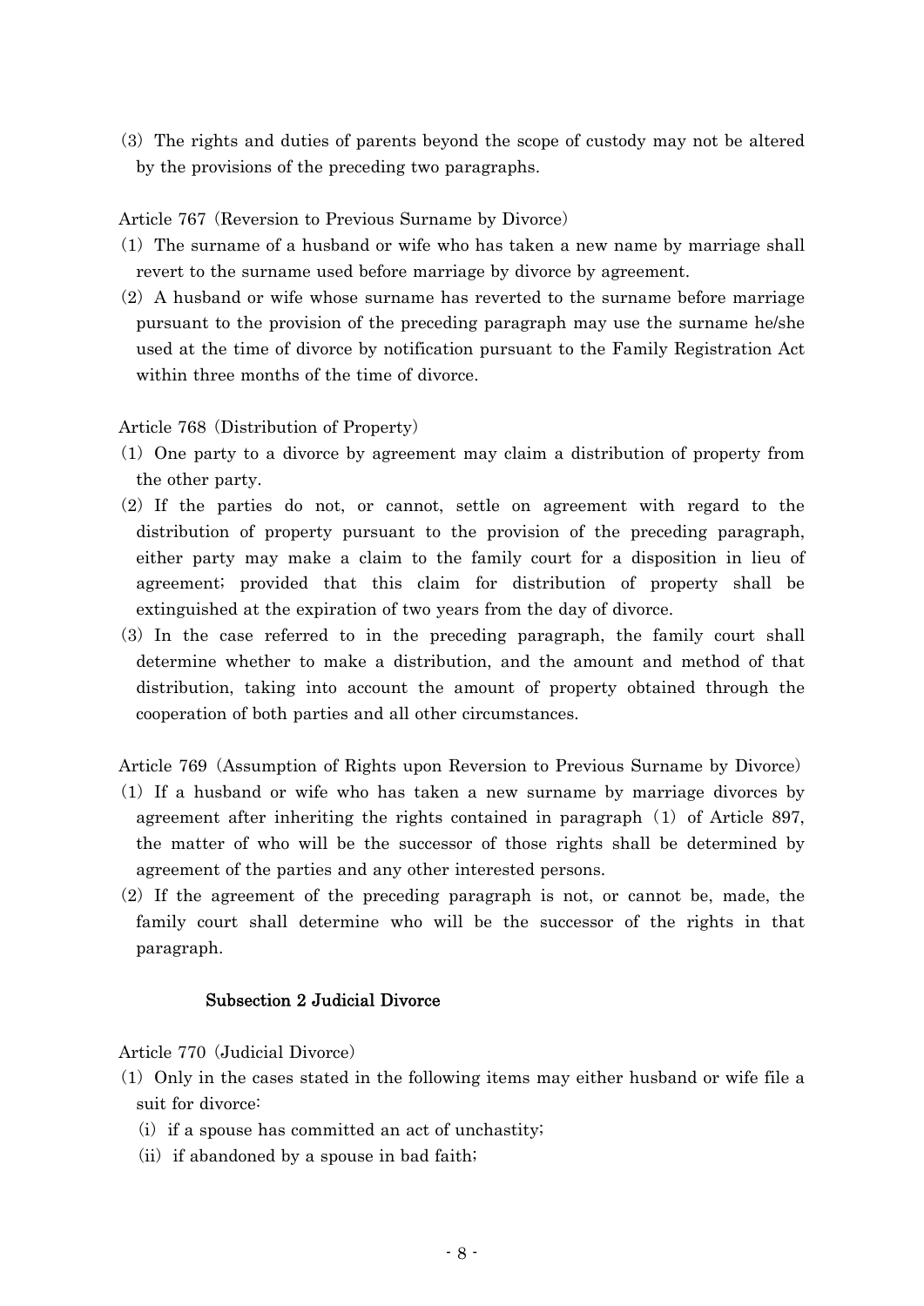(3) The rights and duties of parents beyond the scope of custody may not be altered by the provisions of the preceding two paragraphs.

Article 767 (Reversion to Previous Surname by Divorce)

(1) The surname of a husband or wife who has taken a new name by marriage shall revert to the surname used before marriage by divorce by agreement.

(2) A husband or wife whose surname has reverted to the surname before marriage pursuant to the provision of the preceding paragraph may use the surname he/she used at the time of divorce by notification pursuant to the Family Registration Act within three months of the time of divorce.

Article 768 (Distribution of Property)

(1) One party to a divorce by agreement may claim a distribution of property from the other party.

(2) If the parties do not, or cannot, settle on agreement with regard to the distribution of property pursuant to the provision of the preceding paragraph, either party may make a claim to the family court for a disposition in lieu of agreement; provided that this claim for distribution of property shall be extinguished at the expiration of two years from the day of divorce.

(3) In the case referred to in the preceding paragraph, the family court shall determine whether to make a distribution, and the amount and method of that distribution, taking into account the amount of property obtained through the cooperation of both parties and all other circumstances.

Article 769 (Assumption of Rights upon Reversion to Previous Surname by Divorce)

(1) If a husband or wife who has taken a new surname by marriage divorces by agreement after inheriting the rights contained in paragraph (1) of Article 897, the matter of who will be the successor of those rights shall be determined by agreement of the parties and any other interested persons.

(2) If the agreement of the preceding paragraph is not, or cannot be, made, the family court shall determine who will be the successor of the rights in that paragraph.

### Subsection 2 Judicial Divorce

Article 770 (Judicial Divorce)

(1) Only in the cases stated in the following items may either husband or wife file a suit for divorce:

(i) if a spouse has committed an act of unchastity;

(ii) if abandoned by a spouse in bad faith;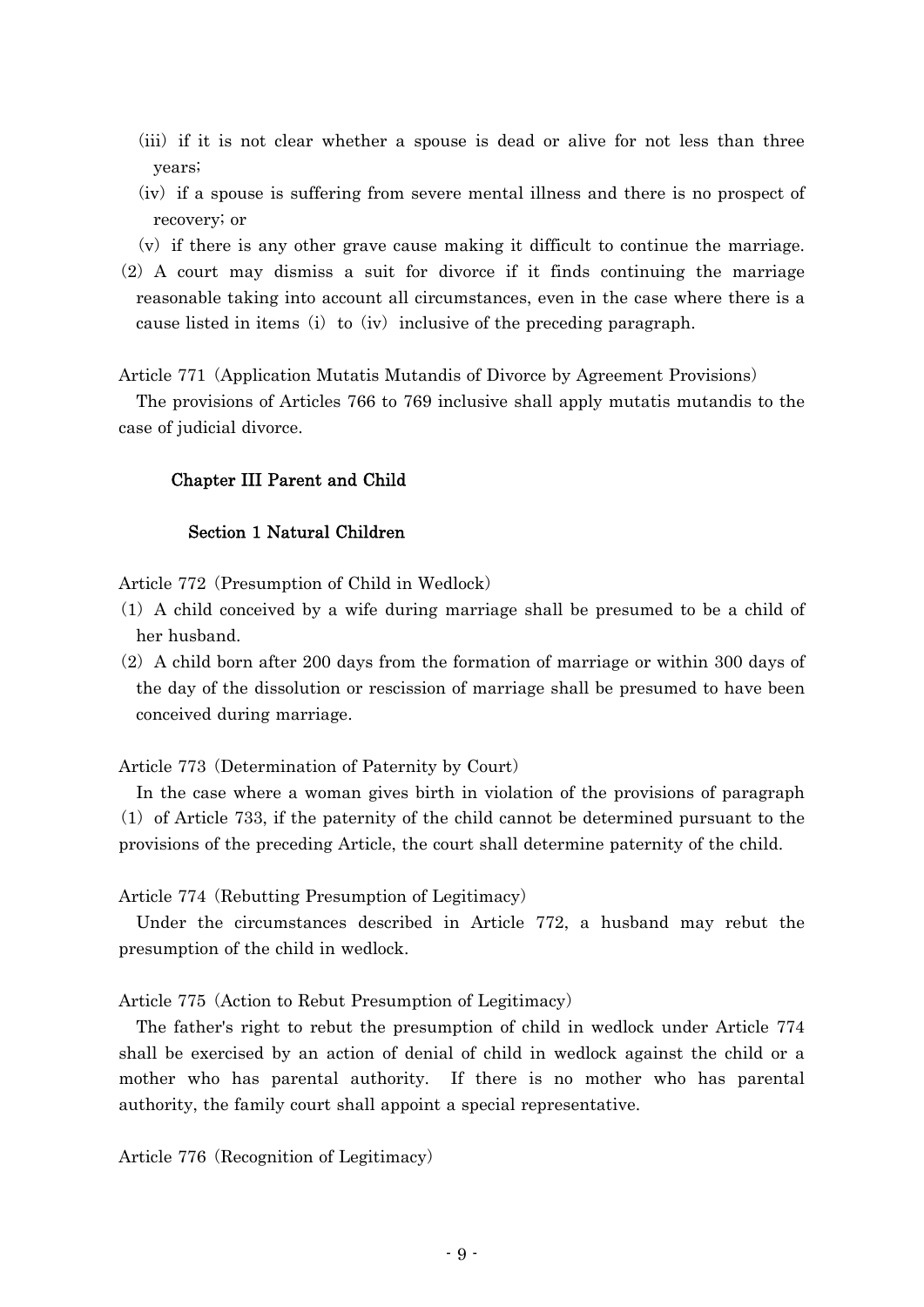(iii) if it is not clear whether a spouse is dead or alive for not less than three years;

(iv) if a spouse is suffering from severe mental illness and there is no prospect of recovery; or

(v) if there is any other grave cause making it difficult to continue the marriage.

(2) A court may dismiss a suit for divorce if it finds continuing the marriage reasonable taking into account all circumstances, even in the case where there is a cause listed in items (i) to (iv) inclusive of the preceding paragraph.

Article 771 (Application Mutatis Mutandis of Divorce by Agreement Provisions)

The provisions of Articles 766 to 769 inclusive shall apply mutatis mutandis to the case of judicial divorce.

## Chapter III Parent and Child

### Section 1 Natural Children

Article 772 (Presumption of Child in Wedlock)

(1) A child conceived by a wife during marriage shall be presumed to be a child of her husband.

(2) A child born after 200 days from the formation of marriage or within 300 days of the day of the dissolution or rescission of marriage shall be presumed to have been conceived during marriage.

Article 773 (Determination of Paternity by Court)

In the case where a woman gives birth in violation of the provisions of paragraph (1) of Article 733, if the paternity of the child cannot be determined pursuant to the provisions of the preceding Article, the court shall determine paternity of the child.

Article 774 (Rebutting Presumption of Legitimacy)

Under the circumstances described in Article 772, a husband may rebut the presumption of the child in wedlock.

Article 775 (Action to Rebut Presumption of Legitimacy)

The father's right to rebut the presumption of child in wedlock under Article 774 shall be exercised by an action of denial of child in wedlock against the child or a mother who has parental authority. If there is no mother who has parental authority, the family court shall appoint a special representative.

Article 776 (Recognition of Legitimacy)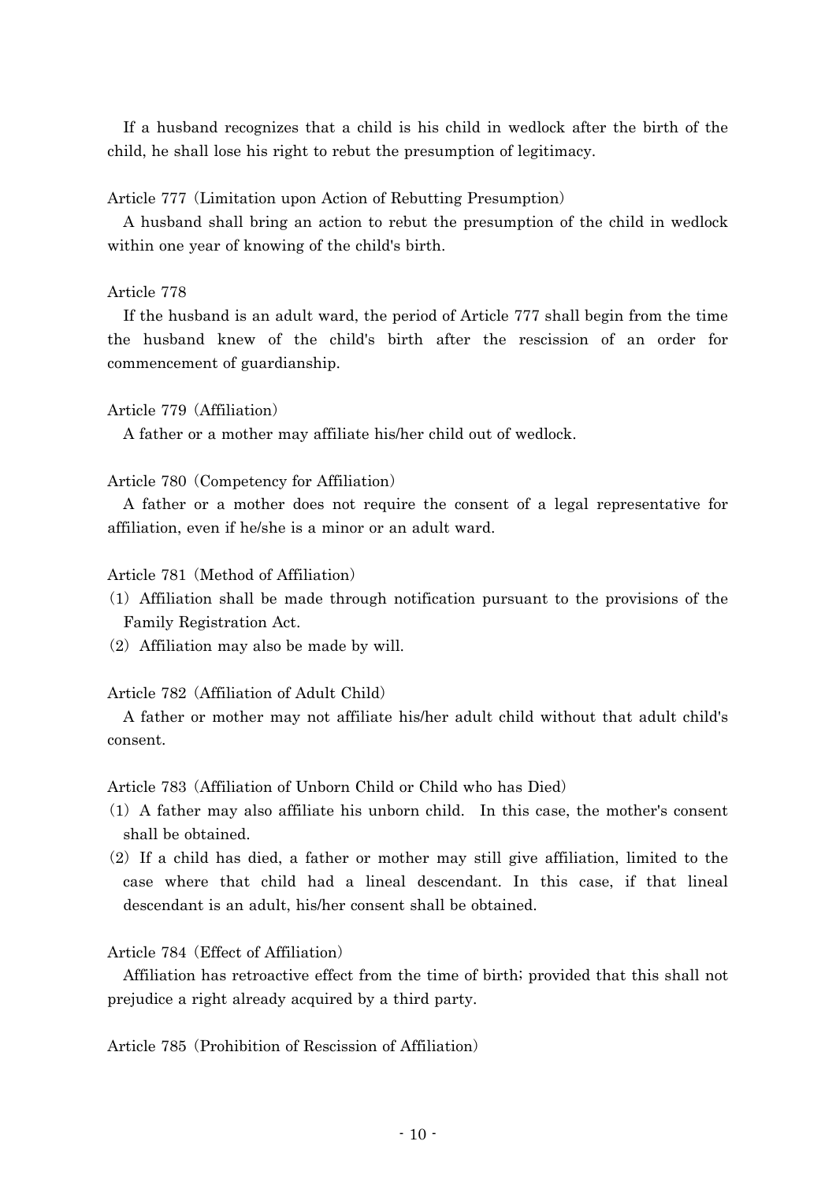If a husband recognizes that a child is his child in wedlock after the birth of the child, he shall lose his right to rebut the presumption of legitimacy.

Article 777（Limitation upon Action of Rebutting Presumption）

A husband shall bring an action to rebut the presumption of the child in wedlock within one year of knowing of the child's birth.

Article 778

If the husband is an adult ward, the period of Article 777 shall begin from the time the husband knew of the child's birth after the rescission of an order for commencement of guardianship.

Article 779（Affiliation）

A father or a mother may affiliate his/her child out of wedlock.

Article 780（Competency for Affiliation）

A father or a mother does not require the consent of a legal representative for affiliation, even if he/she is a minor or an adult ward.

Article 781（Method of Affiliation）

(1) Affiliation shall be made through notification pursuant to the provisions of the Family Registration Act.

(2) Affiliation may also be made by will.

Article 782（Affiliation of Adult Child）

A father or mother may not affiliate his/her adult child without that adult child's consent.

Article 783（Affiliation of Unborn Child or Child who has Died）

(1) A father may also affiliate his unborn child. In this case, the mother's consent shall be obtained.

(2) If a child has died, a father or mother may still give affiliation, limited to the case where that child had a lineal descendant. In this case, if that lineal descendant is an adult, his/her consent shall be obtained.

Article 784（Effect of Affiliation）

Affiliation has retroactive effect from the time of birth; provided that this shall not prejudice a right already acquired by a third party.

Article 785（Prohibition of Rescission of Affiliation）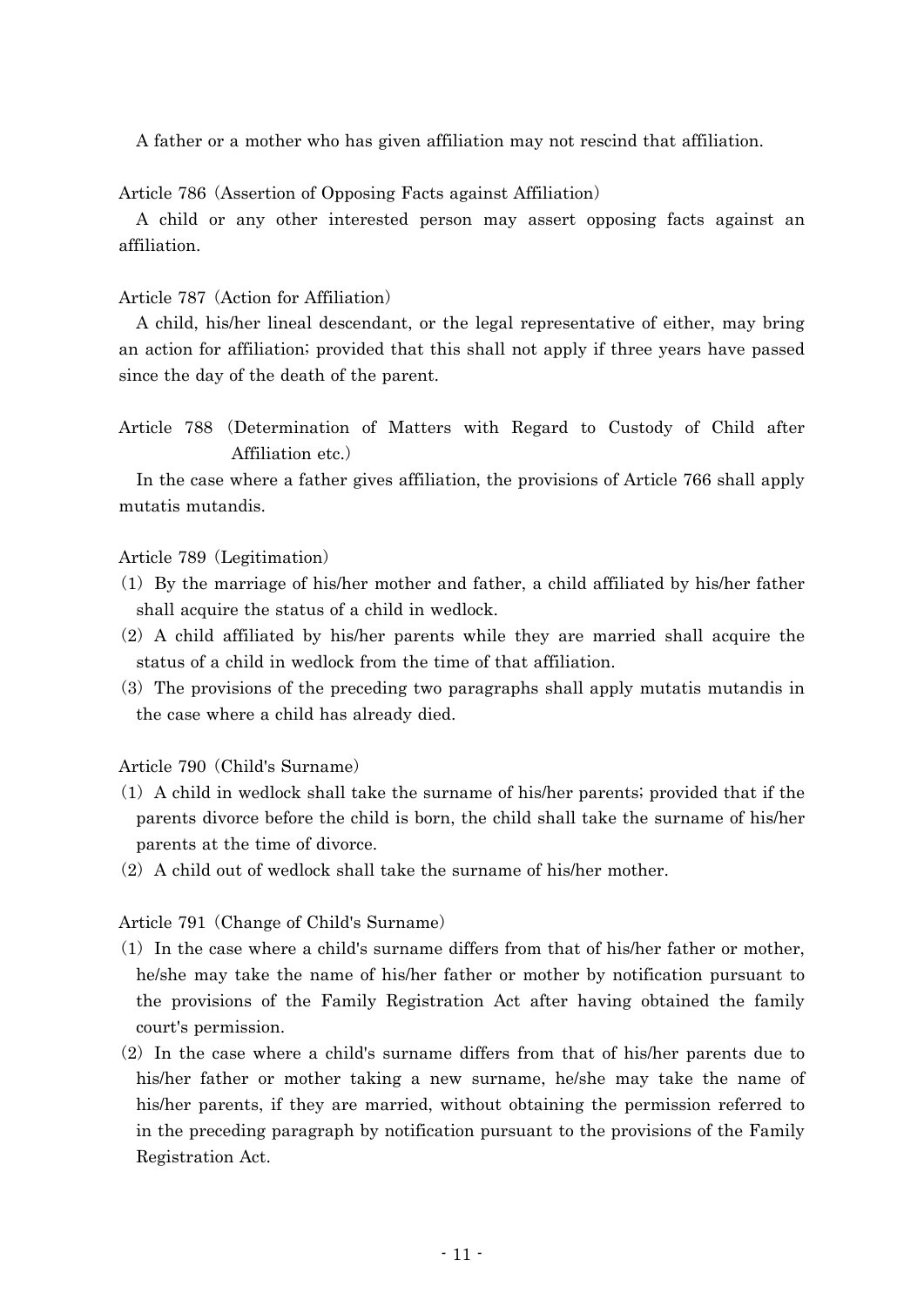A father or a mother who has given affiliation may not rescind that affiliation.

Article 786 (Assertion of Opposing Facts against Affiliation)

A child or any other interested person may assert opposing facts against an affiliation.

Article 787 (Action for Affiliation)

A child, his/her lineal descendant, or the legal representative of either, may bring an action for affiliation; provided that this shall not apply if three years have passed since the day of the death of the parent.

Article 788 (Determination of Matters with Regard to Custody of Child after Affiliation etc.)

In the case where a father gives affiliation, the provisions of Article 766 shall apply mutatis mutandis.

Article 789 (Legitimation)

(1) By the marriage of his/her mother and father, a child affiliated by his/her father shall acquire the status of a child in wedlock.

(2) A child affiliated by his/her parents while they are married shall acquire the status of a child in wedlock from the time of that affiliation.

(3) The provisions of the preceding two paragraphs shall apply mutatis mutandis in the case where a child has already died.

Article 790 (Child's Surname)

(1) A child in wedlock shall take the surname of his/her parents; provided that if the parents divorce before the child is born, the child shall take the surname of his/her parents at the time of divorce.

(2) A child out of wedlock shall take the surname of his/her mother.

Article 791 (Change of Child's Surname)

(1) In the case where a child's surname differs from that of his/her father or mother, he/she may take the name of his/her father or mother by notification pursuant to the provisions of the Family Registration Act after having obtained the family court's permission.

(2) In the case where a child's surname differs from that of his/her parents due to his/her father or mother taking a new surname, he/she may take the name of his/her parents, if they are married, without obtaining the permission referred to in the preceding paragraph by notification pursuant to the provisions of the Family Registration Act.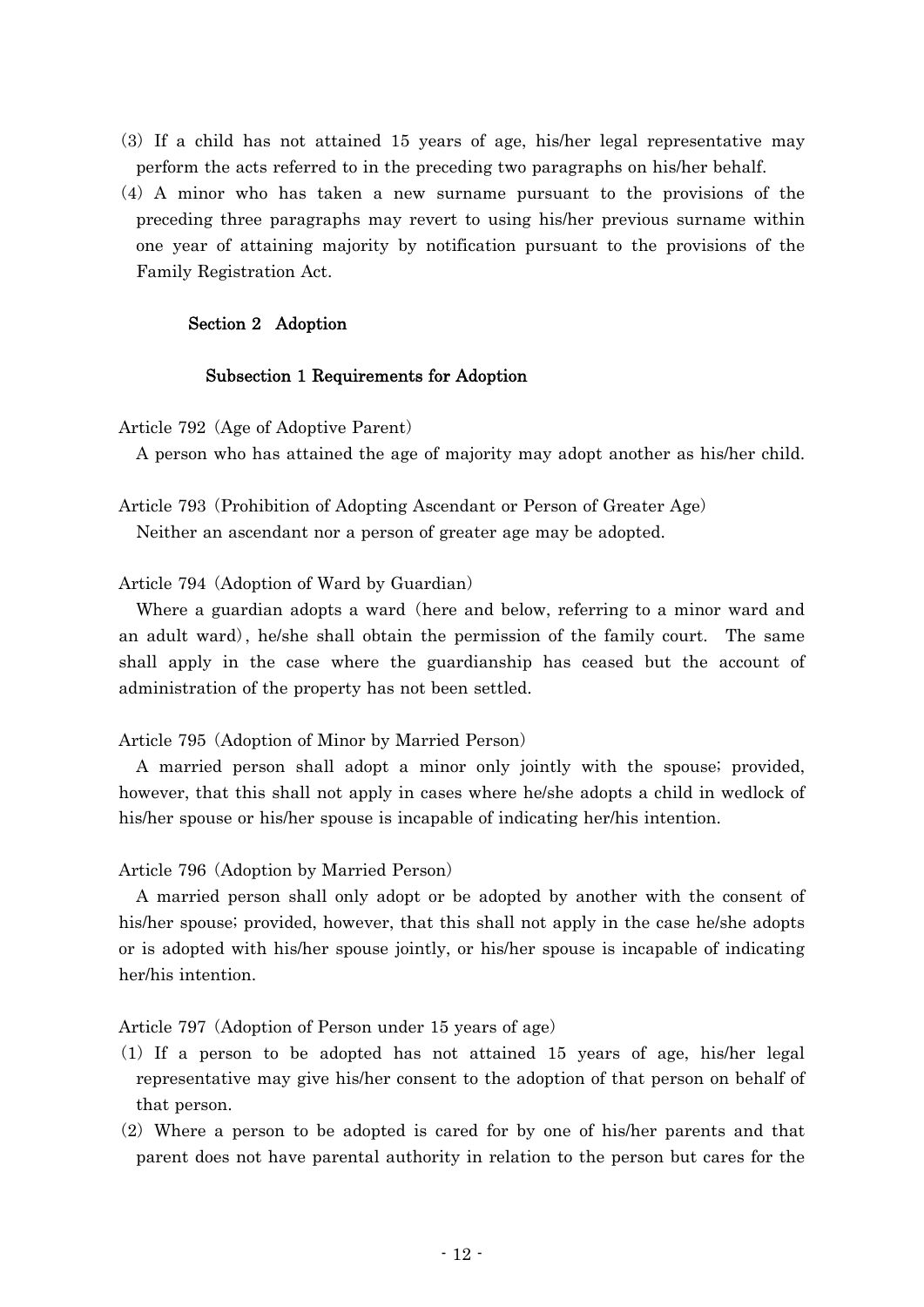(3) If a child has not attained 15 years of age, his/her legal representative may perform the acts referred to in the preceding two paragraphs on his/her behalf.

(4) A minor who has taken a new surname pursuant to the provisions of the preceding three paragraphs may revert to using his/her previous surname within one year of attaining majority by notification pursuant to the provisions of the Family Registration Act.

## Section 2 Adoption

### Subsection 1 Requirements for Adoption

Article 792 (Age of Adoptive Parent)

A person who has attained the age of majority may adopt another as his/her child.

Article 793 (Prohibition of Adopting Ascendant or Person of Greater Age)

Neither an ascendant nor a person of greater age may be adopted.

Article 794 (Adoption of Ward by Guardian)

Where a guardian adopts a ward (here and below, referring to a minor ward and an adult ward), he/she shall obtain the permission of the family court. The same shall apply in the case where the guardianship has ceased but the account of administration of the property has not been settled.

Article 795 (Adoption of Minor by Married Person)

A married person shall adopt a minor only jointly with the spouse; provided, however, that this shall not apply in cases where he/she adopts a child in wedlock of his/her spouse or his/her spouse is incapable of indicating her/his intention.

Article 796 (Adoption by Married Person)

A married person shall only adopt or be adopted by another with the consent of his/her spouse; provided, however, that this shall not apply in the case he/she adopts or is adopted with his/her spouse jointly, or his/her spouse is incapable of indicating her/his intention.

Article 797 (Adoption of Person under 15 years of age)

(1) If a person to be adopted has not attained 15 years of age, his/her legal representative may give his/her consent to the adoption of that person on behalf of that person.

(2) Where a person to be adopted is cared for by one of his/her parents and that parent does not have parental authority in relation to the person but cares for the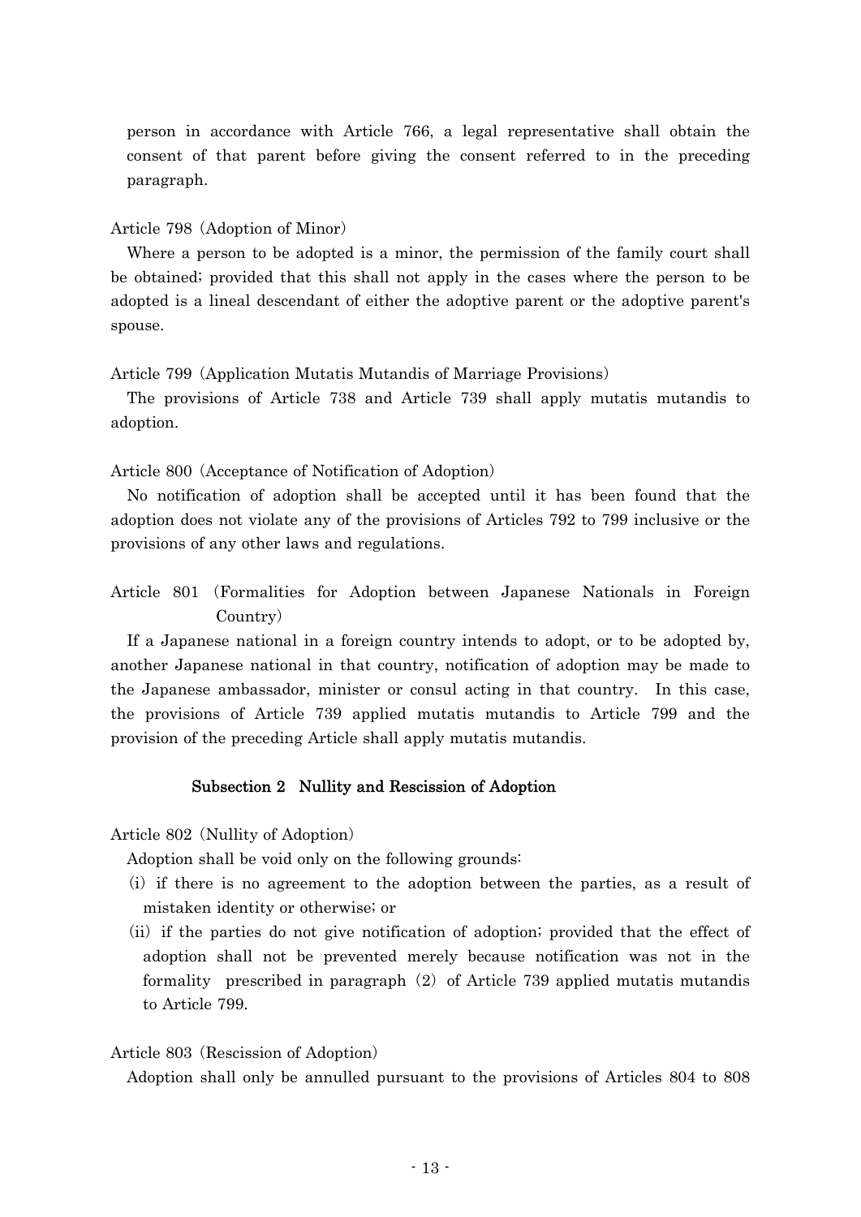person in accordance with Article 766, a legal representative shall obtain the consent of that parent before giving the consent referred to in the preceding paragraph.

Article 798（Adoption of Minor）

Where a person to be adopted is a minor, the permission of the family court shall be obtained; provided that this shall not apply in the cases where the person to be adopted is a lineal descendant of either the adoptive parent or the adoptive parent's spouse.

Article 799（Application Mutatis Mutandis of Marriage Provisions）

The provisions of Article 738 and Article 739 shall apply mutatis mutandis to adoption.

Article 800（Acceptance of Notification of Adoption）

No notification of adoption shall be accepted until it has been found that the adoption does not violate any of the provisions of Articles 792 to 799 inclusive or the provisions of any other laws and regulations.

Article 801（Formalities for Adoption between Japanese Nationals in Foreign Country）

If a Japanese national in a foreign country intends to adopt, or to be adopted by, another Japanese national in that country, notification of adoption may be made to the Japanese ambassador, minister or consul acting in that country. In this case, the provisions of Article 739 applied mutatis mutandis to Article 799 and the provision of the preceding Article shall apply mutatis mutandis.

### Subsection 2 Nullity and Rescission of Adoption

Article 802（Nullity of Adoption）

Adoption shall be void only on the following grounds:

(i) if there is no agreement to the adoption between the parties, as a result of mistaken identity or otherwise; or

(ii) if the parties do not give notification of adoption; provided that the effect of adoption shall not be prevented merely because notification was not in the formality prescribed in paragraph (2) of Article 739 applied mutatis mutandis to Article 799.

Article 803（Rescission of Adoption）

Adoption shall only be annulled pursuant to the provisions of Articles 804 to 808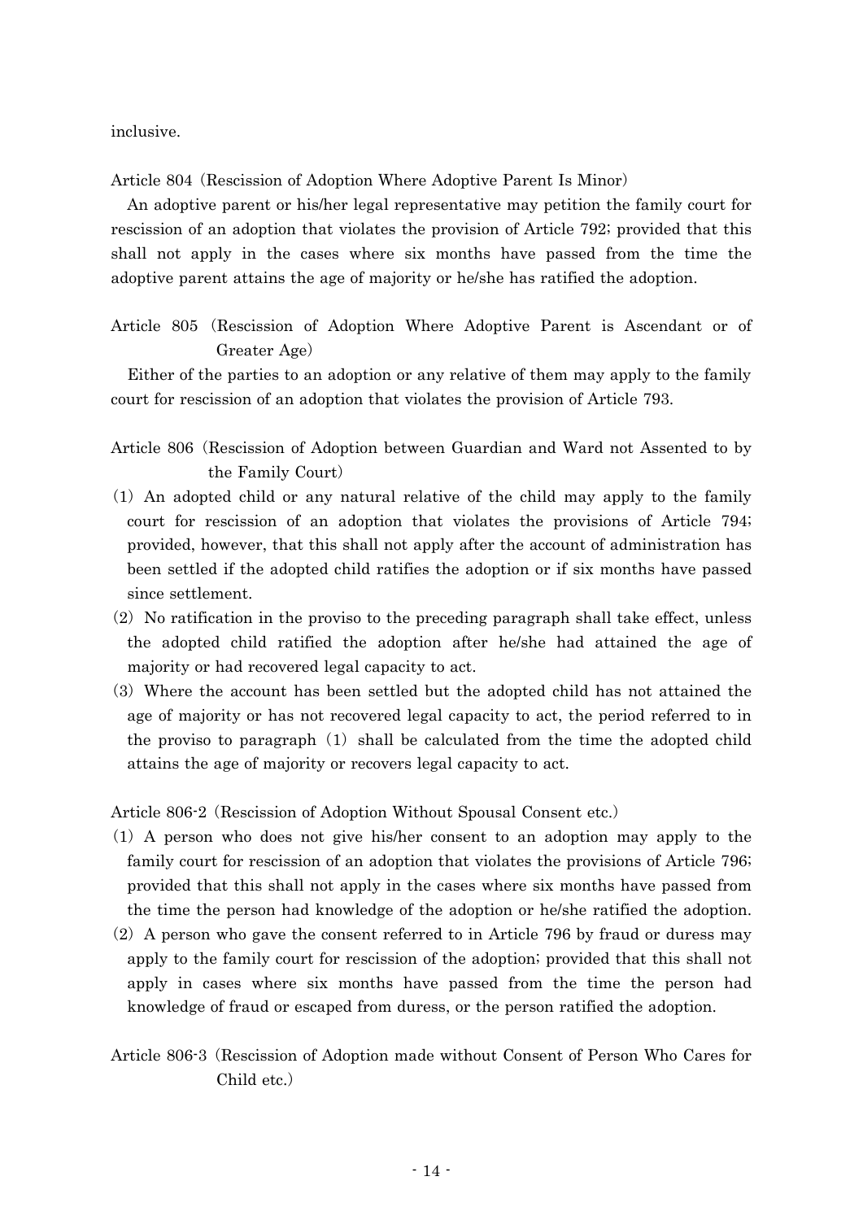inclusive.

Article 804（Rescission of Adoption Where Adoptive Parent Is Minor）

An adoptive parent or his/her legal representative may petition the family court for rescission of an adoption that violates the provision of Article 792; provided that this shall not apply in the cases where six months have passed from the time the adoptive parent attains the age of majority or he/she has ratified the adoption.

Article 805（Rescission of Adoption Where Adoptive Parent is Ascendant or of Greater Age）

Either of the parties to an adoption or any relative of them may apply to the family court for rescission of an adoption that violates the provision of Article 793.

Article 806（Rescission of Adoption between Guardian and Ward not Assented to by the Family Court）

(1) An adopted child or any natural relative of the child may apply to the family court for rescission of an adoption that violates the provisions of Article 794; provided, however, that this shall not apply after the account of administration has been settled if the adopted child ratifies the adoption or if six months have passed since settlement.

(2) No ratification in the proviso to the preceding paragraph shall take effect, unless the adopted child ratified the adoption after he/she had attained the age of majority or had recovered legal capacity to act.

(3) Where the account has been settled but the adopted child has not attained the age of majority or has not recovered legal capacity to act, the period referred to in the proviso to paragraph (1) shall be calculated from the time the adopted child attains the age of majority or recovers legal capacity to act.

Article 806-2（Rescission of Adoption Without Spousal Consent etc.）

(1) A person who does not give his/her consent to an adoption may apply to the family court for rescission of an adoption that violates the provisions of Article 796; provided that this shall not apply in the cases where six months have passed from the time the person had knowledge of the adoption or he/she ratified the adoption.

(2) A person who gave the consent referred to in Article 796 by fraud or duress may apply to the family court for rescission of the adoption; provided that this shall not apply in cases where six months have passed from the time the person had knowledge of fraud or escaped from duress, or the person ratified the adoption.

Article 806-3（Rescission of Adoption made without Consent of Person Who Cares for Child etc.）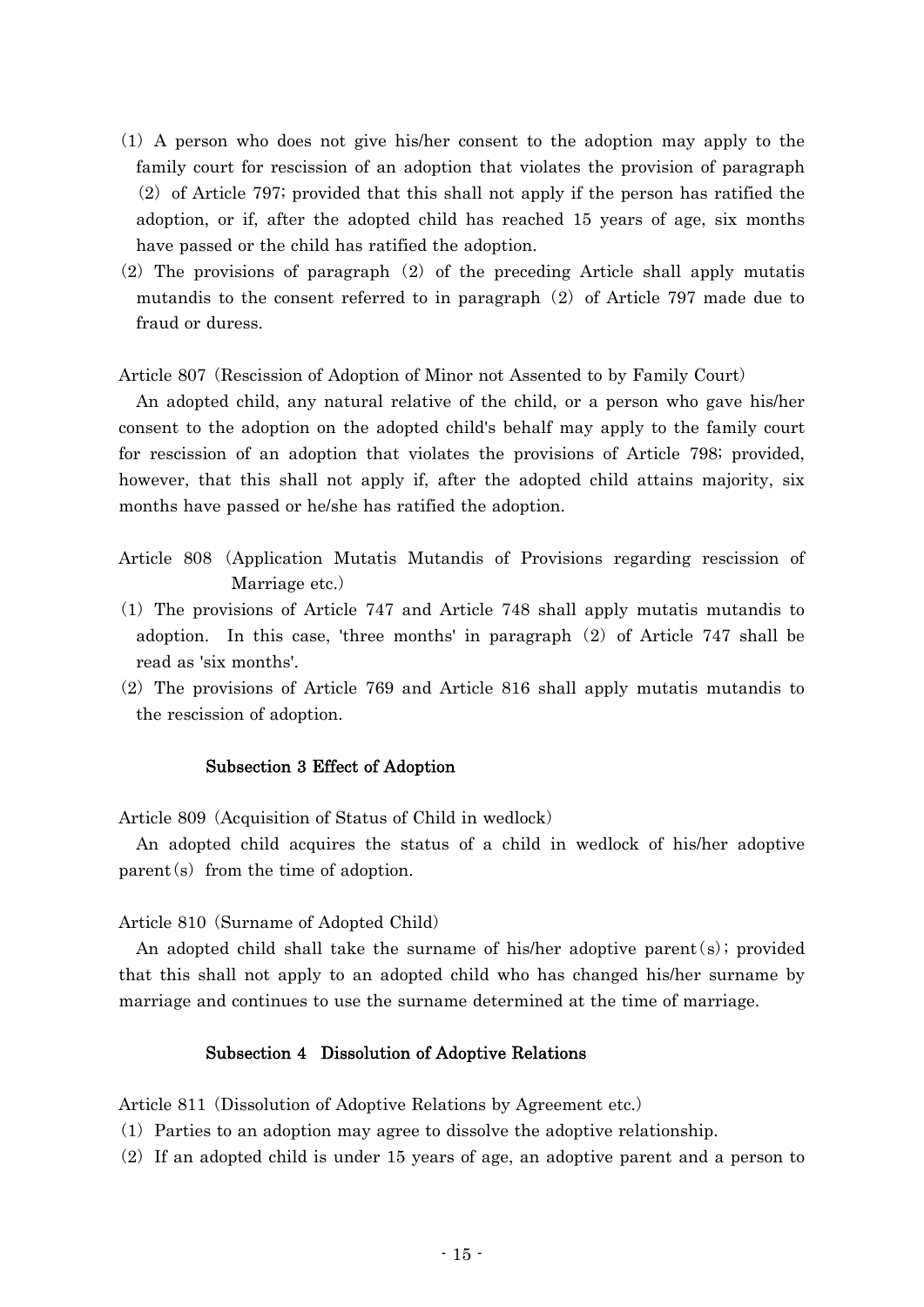(1) A person who does not give his/her consent to the adoption may apply to the family court for rescission of an adoption that violates the provision of paragraph (2) of Article 797; provided that this shall not apply if the person has ratified the adoption, or if, after the adopted child has reached 15 years of age, six months have passed or the child has ratified the adoption.

(2) The provisions of paragraph (2) of the preceding Article shall apply mutatis mutandis to the consent referred to in paragraph (2) of Article 797 made due to fraud or duress.

Article 807 (Rescission of Adoption of Minor not Assented to by Family Court)

An adopted child, any natural relative of the child, or a person who gave his/her consent to the adoption on the adopted child's behalf may apply to the family court for rescission of an adoption that violates the provisions of Article 798; provided, however, that this shall not apply if, after the adopted child attains majority, six months have passed or he/she has ratified the adoption.

Article 808 (Application Mutatis Mutandis of Provisions regarding rescission of Marriage etc.)

(1) The provisions of Article 747 and Article 748 shall apply mutatis mutandis to adoption. In this case, 'three months' in paragraph (2) of Article 747 shall be read as 'six months'.

(2) The provisions of Article 769 and Article 816 shall apply mutatis mutandis to the rescission of adoption.

### Subsection 3 Effect of Adoption

Article 809 (Acquisition of Status of Child in wedlock)

An adopted child acquires the status of a child in wedlock of his/her adoptive parent(s) from the time of adoption.

Article 810 (Surname of Adopted Child)

An adopted child shall take the surname of his/her adoptive parent(s); provided that this shall not apply to an adopted child who has changed his/her surname by marriage and continues to use the surname determined at the time of marriage.

### Subsection 4 Dissolution of Adoptive Relations

Article 811 (Dissolution of Adoptive Relations by Agreement etc.)

(1) Parties to an adoption may agree to dissolve the adoptive relationship.

(2) If an adopted child is under 15 years of age, an adoptive parent and a person to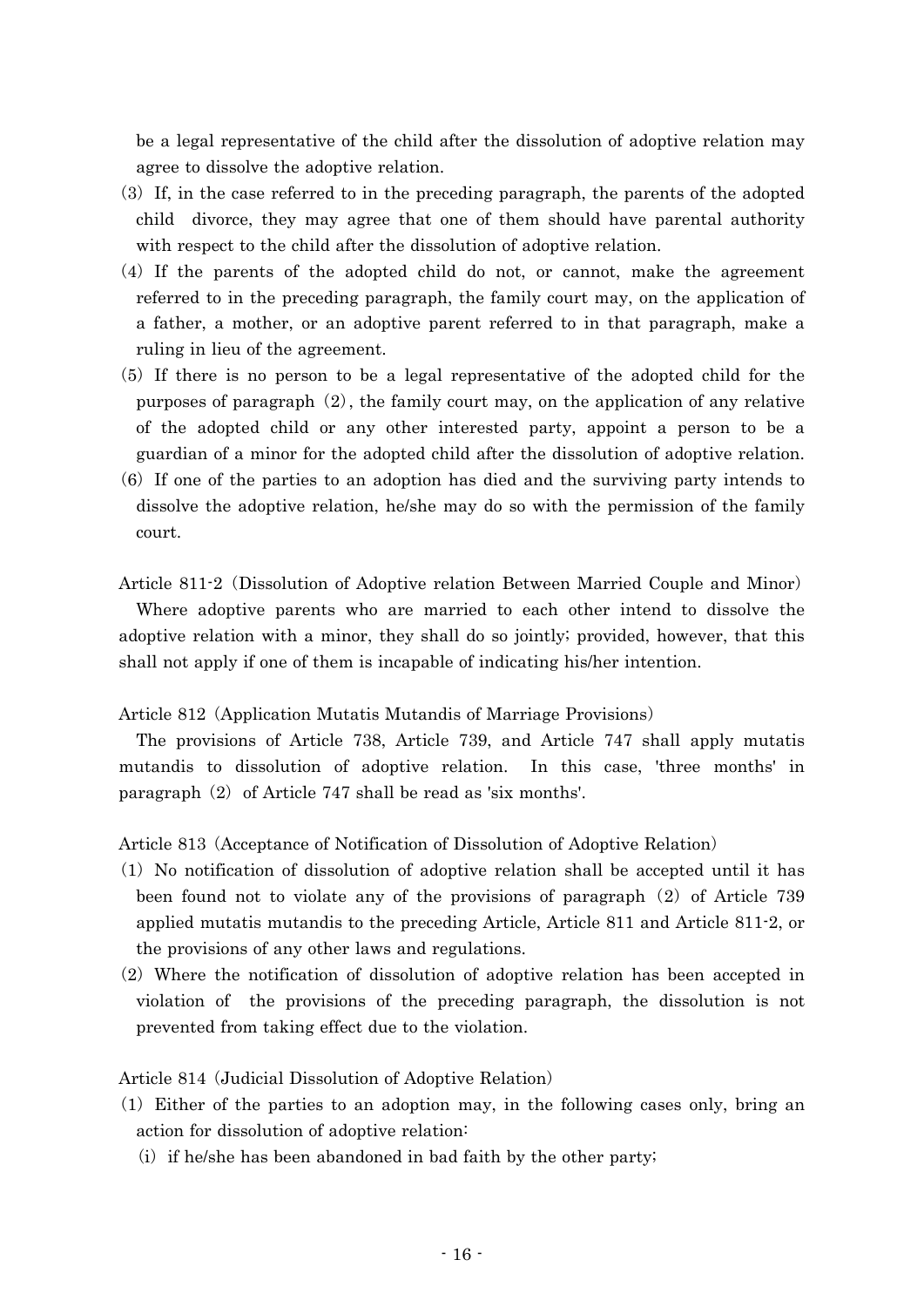be a legal representative of the child after the dissolution of adoptive relation may agree to dissolve the adoptive relation.

(3) If, in the case referred to in the preceding paragraph, the parents of the adopted child divorce, they may agree that one of them should have parental authority with respect to the child after the dissolution of adoptive relation.

(4) If the parents of the adopted child do not, or cannot, make the agreement referred to in the preceding paragraph, the family court may, on the application of a father, a mother, or an adoptive parent referred to in that paragraph, make a ruling in lieu of the agreement.

(5) If there is no person to be a legal representative of the adopted child for the purposes of paragraph (2), the family court may, on the application of any relative of the adopted child or any other interested party, appoint a person to be a guardian of a minor for the adopted child after the dissolution of adoptive relation.

(6) If one of the parties to an adoption has died and the surviving party intends to dissolve the adoptive relation, he/she may do so with the permission of the family court.

Article 811-2 (Dissolution of Adoptive relation Between Married Couple and Minor)

Where adoptive parents who are married to each other intend to dissolve the adoptive relation with a minor, they shall do so jointly; provided, however, that this shall not apply if one of them is incapable of indicating his/her intention.

Article 812 (Application Mutatis Mutandis of Marriage Provisions)

The provisions of Article 738, Article 739, and Article 747 shall apply mutatis mutandis to dissolution of adoptive relation. In this case, 'three months' in paragraph (2) of Article 747 shall be read as 'six months'.

Article 813 (Acceptance of Notification of Dissolution of Adoptive Relation)

(1) No notification of dissolution of adoptive relation shall be accepted until it has been found not to violate any of the provisions of paragraph (2) of Article 739 applied mutatis mutandis to the preceding Article, Article 811 and Article 811-2, or the provisions of any other laws and regulations.

(2) Where the notification of dissolution of adoptive relation has been accepted in violation of the provisions of the preceding paragraph, the dissolution is not prevented from taking effect due to the violation.

Article 814 (Judicial Dissolution of Adoptive Relation)

(1) Either of the parties to an adoption may, in the following cases only, bring an action for dissolution of adoptive relation:

(i) if he/she has been abandoned in bad faith by the other party;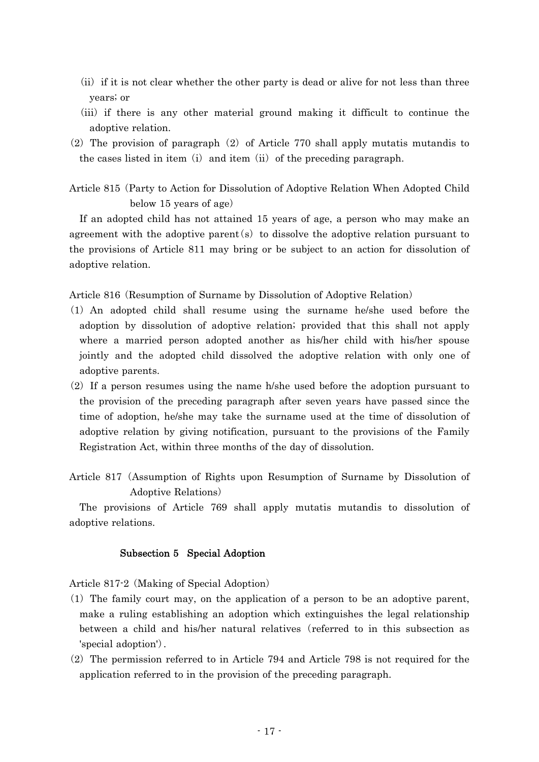(ii) if it is not clear whether the other party is dead or alive for not less than three years; or

(iii) if there is any other material ground making it difficult to continue the adoptive relation.

(2) The provision of paragraph (2) of Article 770 shall apply mutatis mutandis to the cases listed in item (i) and item (ii) of the preceding paragraph.

Article 815 (Party to Action for Dissolution of Adoptive Relation When Adopted Child below 15 years of age)

If an adopted child has not attained 15 years of age, a person who may make an agreement with the adoptive parent(s) to dissolve the adoptive relation pursuant to the provisions of Article 811 may bring or be subject to an action for dissolution of adoptive relation.

Article 816 (Resumption of Surname by Dissolution of Adoptive Relation)

(1) An adopted child shall resume using the surname he/she used before the adoption by dissolution of adoptive relation; provided that this shall not apply where a married person adopted another as his/her child with his/her spouse jointly and the adopted child dissolved the adoptive relation with only one of adoptive parents.

(2) If a person resumes using the name h/she used before the adoption pursuant to the provision of the preceding paragraph after seven years have passed since the time of adoption, he/she may take the surname used at the time of dissolution of adoptive relation by giving notification, pursuant to the provisions of the Family Registration Act, within three months of the day of dissolution.

Article 817 (Assumption of Rights upon Resumption of Surname by Dissolution of Adoptive Relations)

The provisions of Article 769 shall apply mutatis mutandis to dissolution of adoptive relations.

### Subsection 5 Special Adoption

Article 817-2 (Making of Special Adoption)

(1) The family court may, on the application of a person to be an adoptive parent, make a ruling establishing an adoption which extinguishes the legal relationship between a child and his/her natural relatives (referred to in this subsection as 'special adoption').

(2) The permission referred to in Article 794 and Article 798 is not required for the application referred to in the provision of the preceding paragraph.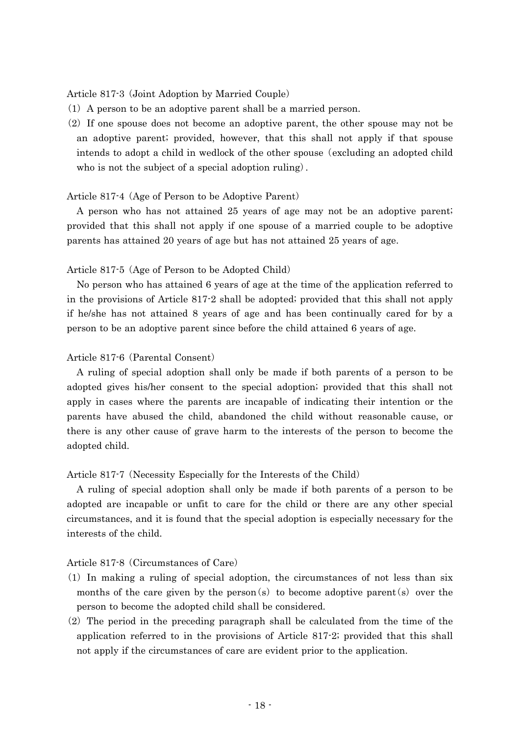Article 817-3 (Joint Adoption by Married Couple)

(1) A person to be an adoptive parent shall be a married person.

(2) If one spouse does not become an adoptive parent, the other spouse may not be an adoptive parent; provided, however, that this shall not apply if that spouse intends to adopt a child in wedlock of the other spouse (excluding an adopted child who is not the subject of a special adoption ruling).

Article 817-4 (Age of Person to be Adoptive Parent)

A person who has not attained 25 years of age may not be an adoptive parent; provided that this shall not apply if one spouse of a married couple to be adoptive parents has attained 20 years of age but has not attained 25 years of age.

Article 817-5 (Age of Person to be Adopted Child)

No person who has attained 6 years of age at the time of the application referred to in the provisions of Article 817-2 shall be adopted; provided that this shall not apply if he/she has not attained 8 years of age and has been continually cared for by a person to be an adoptive parent since before the child attained 6 years of age.

Article 817-6 (Parental Consent)

A ruling of special adoption shall only be made if both parents of a person to be adopted gives his/her consent to the special adoption; provided that this shall not apply in cases where the parents are incapable of indicating their intention or the parents have abused the child, abandoned the child without reasonable cause, or there is any other cause of grave harm to the interests of the person to become the adopted child.

Article 817-7 (Necessity Especially for the Interests of the Child)

A ruling of special adoption shall only be made if both parents of a person to be adopted are incapable or unfit to care for the child or there are any other special circumstances, and it is found that the special adoption is especially necessary for the interests of the child.

Article 817-8 (Circumstances of Care)

(1) In making a ruling of special adoption, the circumstances of not less than six months of the care given by the person(s) to become adoptive parent(s) over the person to become the adopted child shall be considered.

(2) The period in the preceding paragraph shall be calculated from the time of the application referred to in the provisions of Article 817-2; provided that this shall not apply if the circumstances of care are evident prior to the application.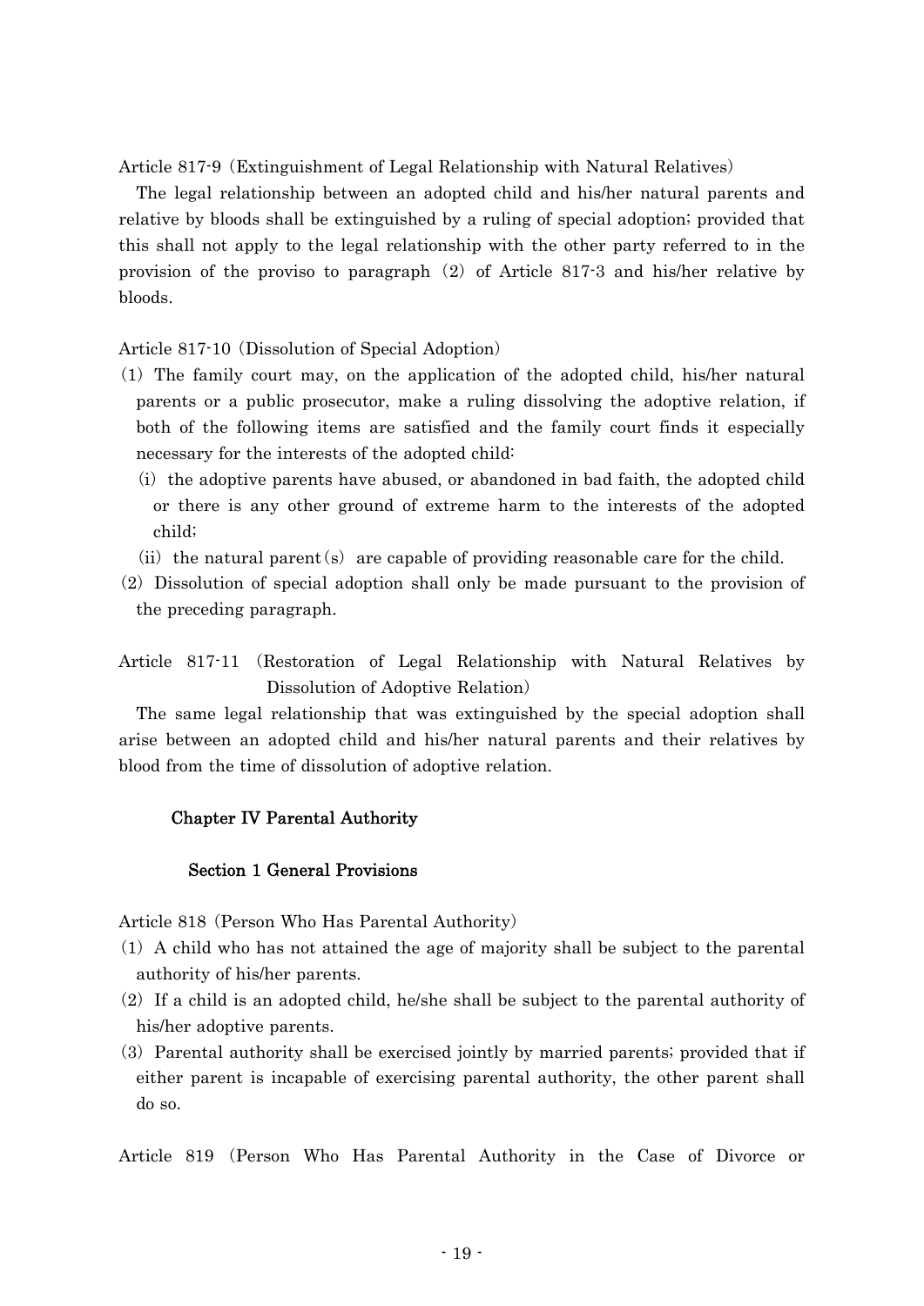Article 817-9 (Extinguishment of Legal Relationship with Natural Relatives)

The legal relationship between an adopted child and his/her natural parents and relative by bloods shall be extinguished by a ruling of special adoption; provided that this shall not apply to the legal relationship with the other party referred to in the provision of the proviso to paragraph (2) of Article 817-3 and his/her relative by bloods.

Article 817-10 (Dissolution of Special Adoption)

(1) The family court may, on the application of the adopted child, his/her natural parents or a public prosecutor, make a ruling dissolving the adoptive relation, if both of the following items are satisfied and the family court finds it especially necessary for the interests of the adopted child:

(i) the adoptive parents have abused, or abandoned in bad faith, the adopted child or there is any other ground of extreme harm to the interests of the adopted child;

(ii) the natural parent(s) are capable of providing reasonable care for the child.

(2) Dissolution of special adoption shall only be made pursuant to the provision of the preceding paragraph.

Article 817-11 (Restoration of Legal Relationship with Natural Relatives by Dissolution of Adoptive Relation)

The same legal relationship that was extinguished by the special adoption shall arise between an adopted child and his/her natural parents and their relatives by blood from the time of dissolution of adoptive relation.

## Chapter IV Parental Authority

### Section 1 General Provisions

Article 818 (Person Who Has Parental Authority)

(1) A child who has not attained the age of majority shall be subject to the parental authority of his/her parents.

(2) If a child is an adopted child, he/she shall be subject to the parental authority of his/her adoptive parents.

(3) Parental authority shall be exercised jointly by married parents; provided that if either parent is incapable of exercising parental authority, the other parent shall do so.

Article 819 (Person Who Has Parental Authority in the Case of Divorce or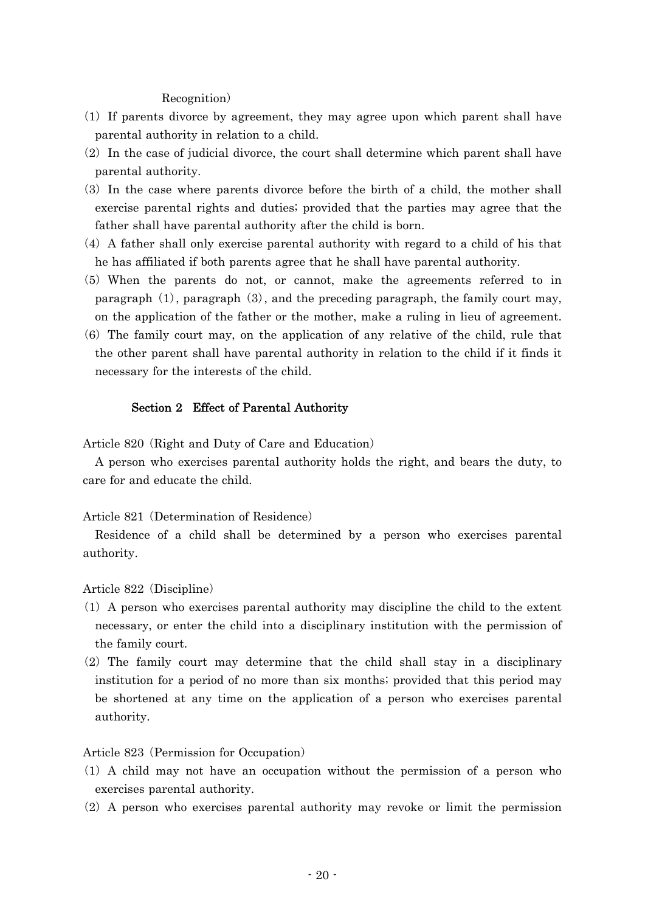Recognition)

(1) If parents divorce by agreement, they may agree upon which parent shall have parental authority in relation to a child.

(2) In the case of judicial divorce, the court shall determine which parent shall have parental authority.

(3) In the case where parents divorce before the birth of a child, the mother shall exercise parental rights and duties; provided that the parties may agree that the father shall have parental authority after the child is born.

(4) A father shall only exercise parental authority with regard to a child of his that he has affiliated if both parents agree that he shall have parental authority.

(5) When the parents do not, or cannot, make the agreements referred to in paragraph (1), paragraph (3), and the preceding paragraph, the family court may, on the application of the father or the mother, make a ruling in lieu of agreement.

(6) The family court may, on the application of any relative of the child, rule that the other parent shall have parental authority in relation to the child if it finds it necessary for the interests of the child.

### Section 2 Effect of Parental Authority

Article 820 (Right and Duty of Care and Education)

A person who exercises parental authority holds the right, and bears the duty, to care for and educate the child.

Article 821 (Determination of Residence)

Residence of a child shall be determined by a person who exercises parental authority.

Article 822 (Discipline)

(1) A person who exercises parental authority may discipline the child to the extent necessary, or enter the child into a disciplinary institution with the permission of the family court.

(2) The family court may determine that the child shall stay in a disciplinary institution for a period of no more than six months; provided that this period may be shortened at any time on the application of a person who exercises parental authority.

Article 823 (Permission for Occupation)

(1) A child may not have an occupation without the permission of a person who exercises parental authority.

(2) A person who exercises parental authority may revoke or limit the permission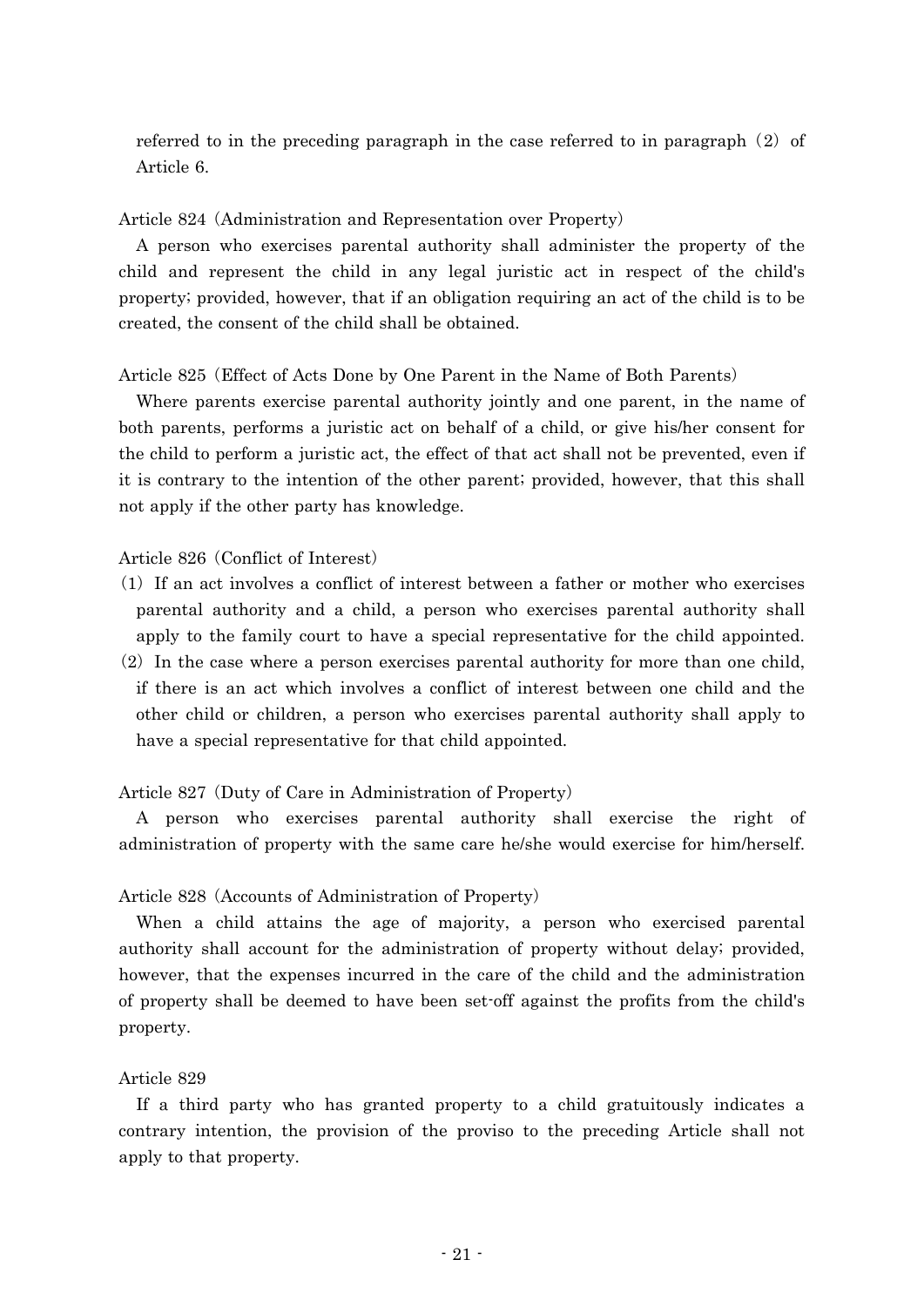referred to in the preceding paragraph in the case referred to in paragraph (2) of Article 6.

Article 824 (Administration and Representation over Property)

A person who exercises parental authority shall administer the property of the child and represent the child in any legal juristic act in respect of the child's property; provided, however, that if an obligation requiring an act of the child is to be created, the consent of the child shall be obtained.

Article 825 (Effect of Acts Done by One Parent in the Name of Both Parents)

Where parents exercise parental authority jointly and one parent, in the name of both parents, performs a juristic act on behalf of a child, or give his/her consent for the child to perform a juristic act, the effect of that act shall not be prevented, even if it is contrary to the intention of the other parent; provided, however, that this shall not apply if the other party has knowledge.

Article 826 (Conflict of Interest)

(1) If an act involves a conflict of interest between a father or mother who exercises parental authority and a child, a person who exercises parental authority shall apply to the family court to have a special representative for the child appointed.

(2) In the case where a person exercises parental authority for more than one child, if there is an act which involves a conflict of interest between one child and the other child or children, a person who exercises parental authority shall apply to have a special representative for that child appointed.

Article 827 (Duty of Care in Administration of Property)

A person who exercises parental authority shall exercise the right of administration of property with the same care he/she would exercise for him/herself.

Article 828 (Accounts of Administration of Property)

When a child attains the age of majority, a person who exercised parental authority shall account for the administration of property without delay; provided, however, that the expenses incurred in the care of the child and the administration of property shall be deemed to have been set-off against the profits from the child's property.

Article 829

If a third party who has granted property to a child gratuitously indicates a contrary intention, the provision of the proviso to the preceding Article shall not apply to that property.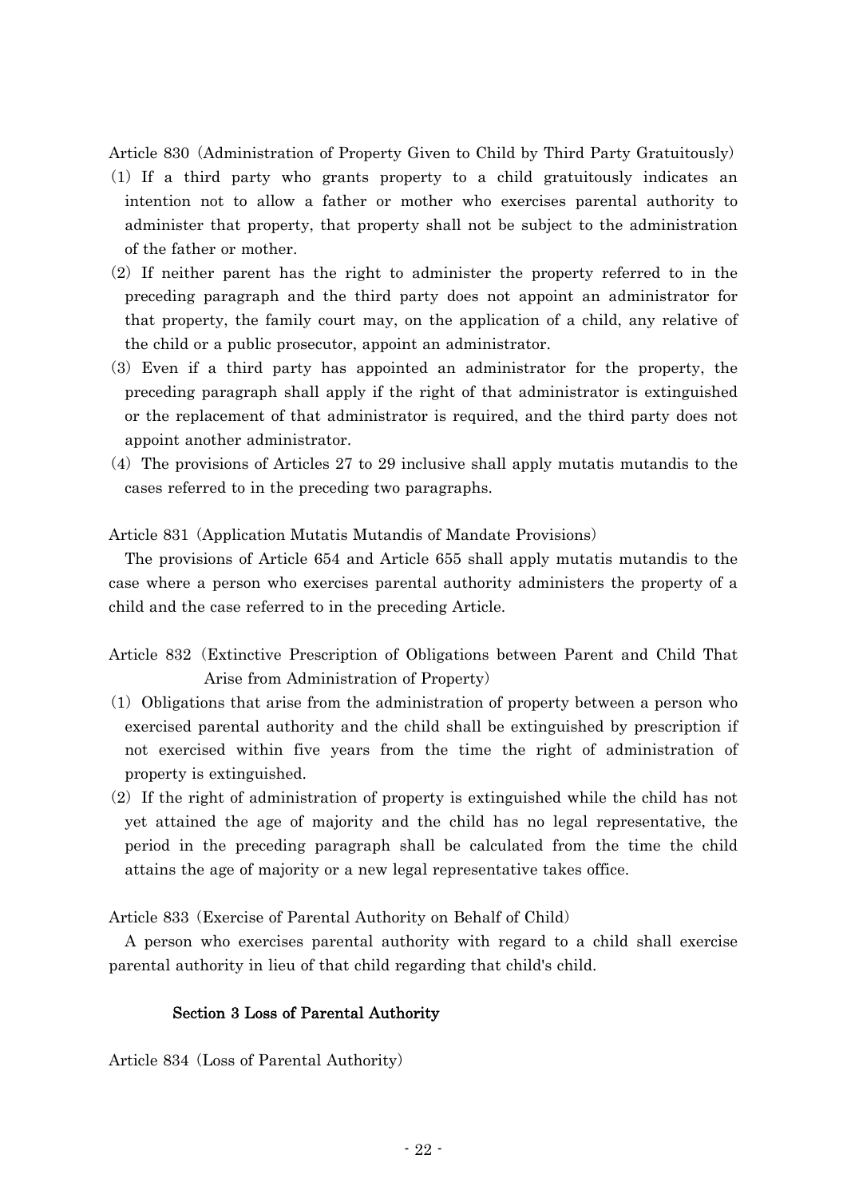Article 830 (Administration of Property Given to Child by Third Party Gratuitously)

(1) If a third party who grants property to a child gratuitously indicates an intention not to allow a father or mother who exercises parental authority to administer that property, that property shall not be subject to the administration of the father or mother.

(2) If neither parent has the right to administer the property referred to in the preceding paragraph and the third party does not appoint an administrator for that property, the family court may, on the application of a child, any relative of the child or a public prosecutor, appoint an administrator.

(3) Even if a third party has appointed an administrator for the property, the preceding paragraph shall apply if the right of that administrator is extinguished or the replacement of that administrator is required, and the third party does not appoint another administrator.

(4) The provisions of Articles 27 to 29 inclusive shall apply mutatis mutandis to the cases referred to in the preceding two paragraphs.

Article 831 (Application Mutatis Mutandis of Mandate Provisions)

The provisions of Article 654 and Article 655 shall apply mutatis mutandis to the case where a person who exercises parental authority administers the property of a child and the case referred to in the preceding Article.

Article 832 (Extinctive Prescription of Obligations between Parent and Child That Arise from Administration of Property)

(1) Obligations that arise from the administration of property between a person who exercised parental authority and the child shall be extinguished by prescription if not exercised within five years from the time the right of administration of property is extinguished.

(2) If the right of administration of property is extinguished while the child has not yet attained the age of majority and the child has no legal representative, the period in the preceding paragraph shall be calculated from the time the child attains the age of majority or a new legal representative takes office.

Article 833 (Exercise of Parental Authority on Behalf of Child)

A person who exercises parental authority with regard to a child shall exercise parental authority in lieu of that child regarding that child's child.

### Section 3 Loss of Parental Authority

Article 834 (Loss of Parental Authority)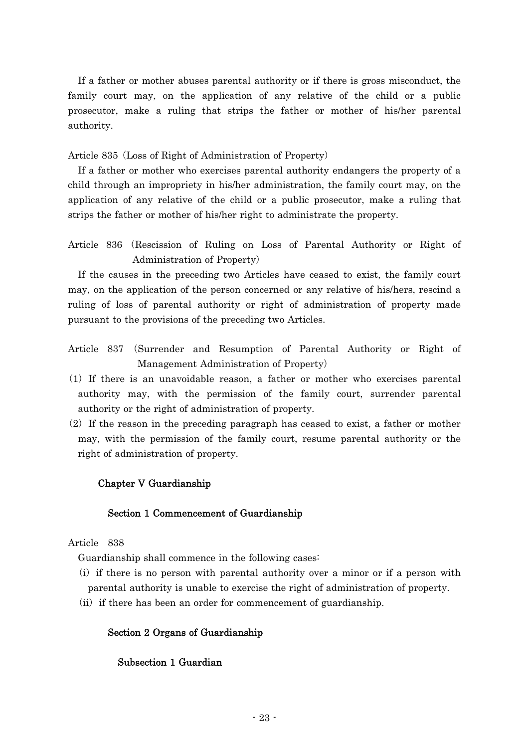If a father or mother abuses parental authority or if there is gross misconduct, the family court may, on the application of any relative of the child or a public prosecutor, make a ruling that strips the father or mother of his/her parental authority.

Article 835 (Loss of Right of Administration of Property)

If a father or mother who exercises parental authority endangers the property of a child through an impropriety in his/her administration, the family court may, on the application of any relative of the child or a public prosecutor, make a ruling that strips the father or mother of his/her right to administrate the property.

Article 836 (Rescission of Ruling on Loss of Parental Authority or Right of Administration of Property)

If the causes in the preceding two Articles have ceased to exist, the family court may, on the application of the person concerned or any relative of his/hers, rescind a ruling of loss of parental authority or right of administration of property made pursuant to the provisions of the preceding two Articles.

Article 837 (Surrender and Resumption of Parental Authority or Right of Management Administration of Property)

(1) If there is an unavoidable reason, a father or mother who exercises parental authority may, with the permission of the family court, surrender parental authority or the right of administration of property.

(2) If the reason in the preceding paragraph has ceased to exist, a father or mother may, with the permission of the family court, resume parental authority or the right of administration of property.

## Chapter V Guardianship

### Section 1 Commencement of Guardianship

Article 838

Guardianship shall commence in the following cases:

(i) if there is no person with parental authority over a minor or if a person with parental authority is unable to exercise the right of administration of property.

(ii) if there has been an order for commencement of guardianship.

### Section 2 Organs of Guardianship

#### Subsection 1 Guardian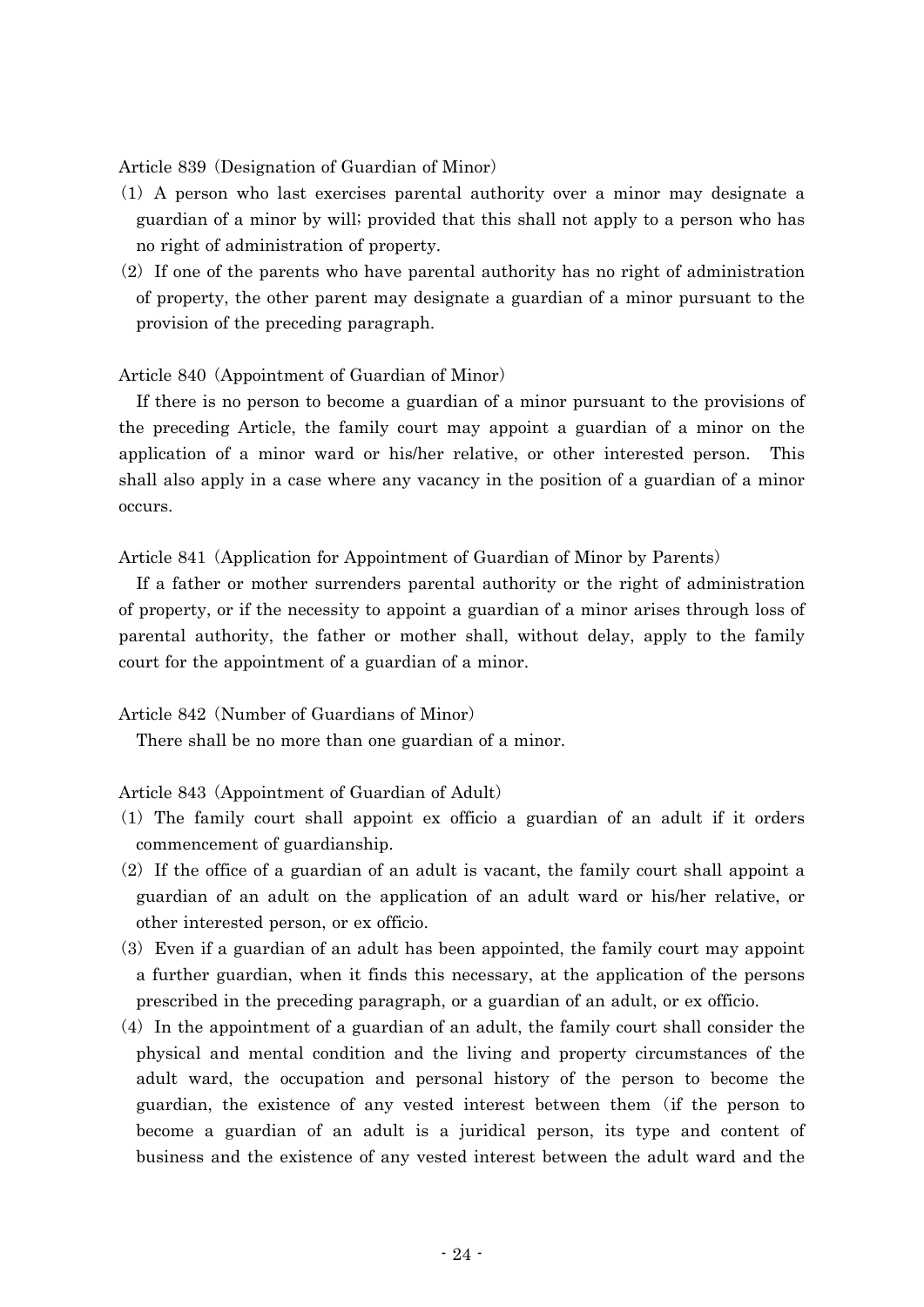Article 839 (Designation of Guardian of Minor)

(1) A person who last exercises parental authority over a minor may designate a guardian of a minor by will; provided that this shall not apply to a person who has no right of administration of property.

(2) If one of the parents who have parental authority has no right of administration of property, the other parent may designate a guardian of a minor pursuant to the provision of the preceding paragraph.

Article 840 (Appointment of Guardian of Minor)

If there is no person to become a guardian of a minor pursuant to the provisions of the preceding Article, the family court may appoint a guardian of a minor on the application of a minor ward or his/her relative, or other interested person. This shall also apply in a case where any vacancy in the position of a guardian of a minor occurs.

Article 841 (Application for Appointment of Guardian of Minor by Parents)

If a father or mother surrenders parental authority or the right of administration of property, or if the necessity to appoint a guardian of a minor arises through loss of parental authority, the father or mother shall, without delay, apply to the family court for the appointment of a guardian of a minor.

Article 842 (Number of Guardians of Minor)

There shall be no more than one guardian of a minor.

Article 843 (Appointment of Guardian of Adult)

(1) The family court shall appoint ex officio a guardian of an adult if it orders commencement of guardianship.

(2) If the office of a guardian of an adult is vacant, the family court shall appoint a guardian of an adult on the application of an adult ward or his/her relative, or other interested person, or ex officio.

(3) Even if a guardian of an adult has been appointed, the family court may appoint a further guardian, when it finds this necessary, at the application of the persons prescribed in the preceding paragraph, or a guardian of an adult, or ex officio.

(4) In the appointment of a guardian of an adult, the family court shall consider the physical and mental condition and the living and property circumstances of the adult ward, the occupation and personal history of the person to become the guardian, the existence of any vested interest between them (if the person to become a guardian of an adult is a juridical person, its type and content of business and the existence of any vested interest between the adult ward and the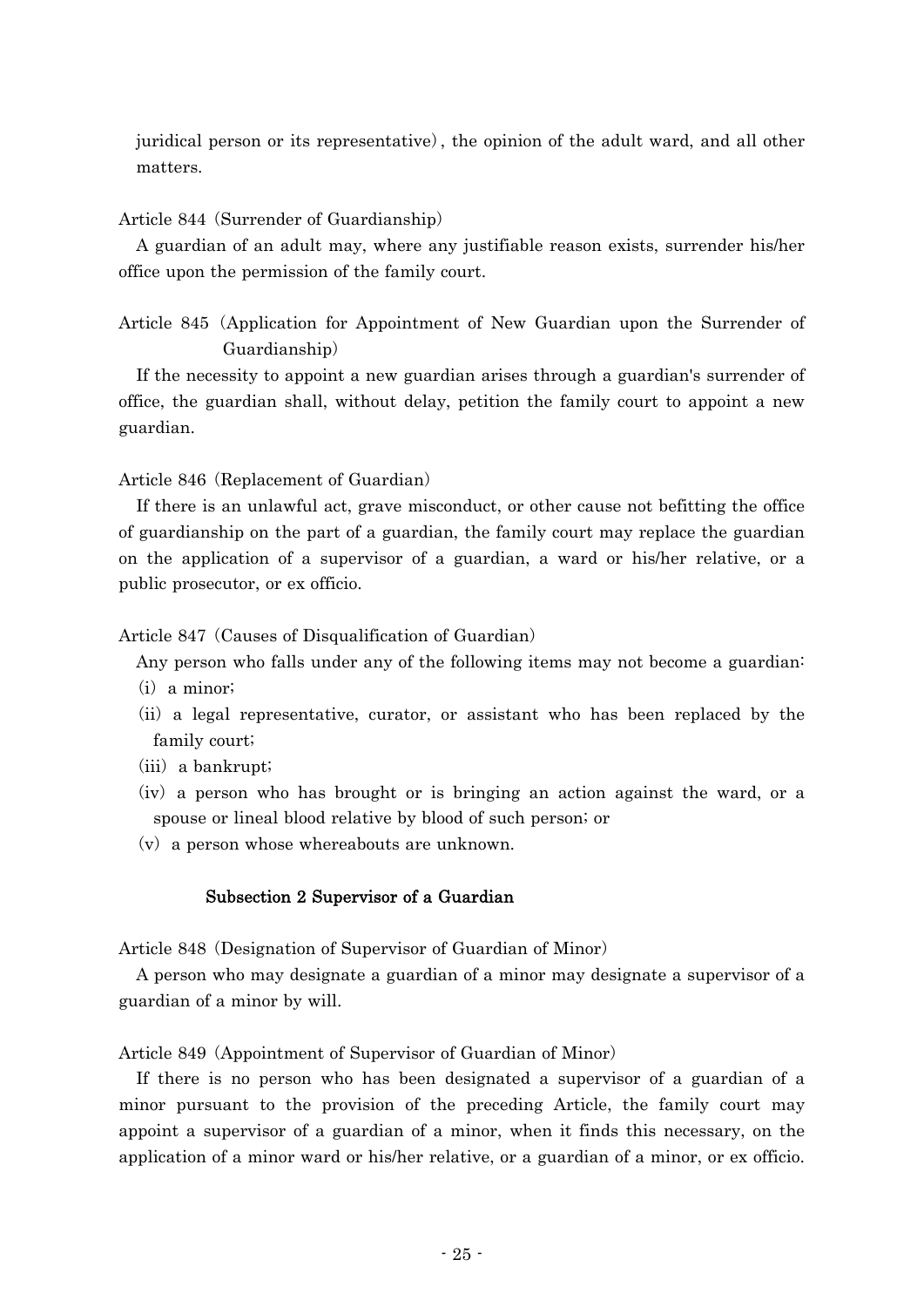juridical person or its representative), the opinion of the adult ward, and all other matters.

Article 844 (Surrender of Guardianship)

A guardian of an adult may, where any justifiable reason exists, surrender his/her office upon the permission of the family court.

Article 845 (Application for Appointment of New Guardian upon the Surrender of Guardianship)

If the necessity to appoint a new guardian arises through a guardian's surrender of office, the guardian shall, without delay, petition the family court to appoint a new guardian.

Article 846 (Replacement of Guardian)

If there is an unlawful act, grave misconduct, or other cause not befitting the office of guardianship on the part of a guardian, the family court may replace the guardian on the application of a supervisor of a guardian, a ward or his/her relative, or a public prosecutor, or ex officio.

Article 847 (Causes of Disqualification of Guardian)

Any person who falls under any of the following items may not become a guardian:

(i) a minor;

(ii) a legal representative, curator, or assistant who has been replaced by the family court;

(iii) a bankrupt;

(iv) a person who has brought or is bringing an action against the ward, or a spouse or lineal blood relative by blood of such person; or

(v) a person whose whereabouts are unknown.

### Subsection 2 Supervisor of a Guardian

Article 848 (Designation of Supervisor of Guardian of Minor)

A person who may designate a guardian of a minor may designate a supervisor of a guardian of a minor by will.

Article 849 (Appointment of Supervisor of Guardian of Minor)

If there is no person who has been designated a supervisor of a guardian of a minor pursuant to the provision of the preceding Article, the family court may appoint a supervisor of a guardian of a minor, when it finds this necessary, on the application of a minor ward or his/her relative, or a guardian of a minor, or ex officio.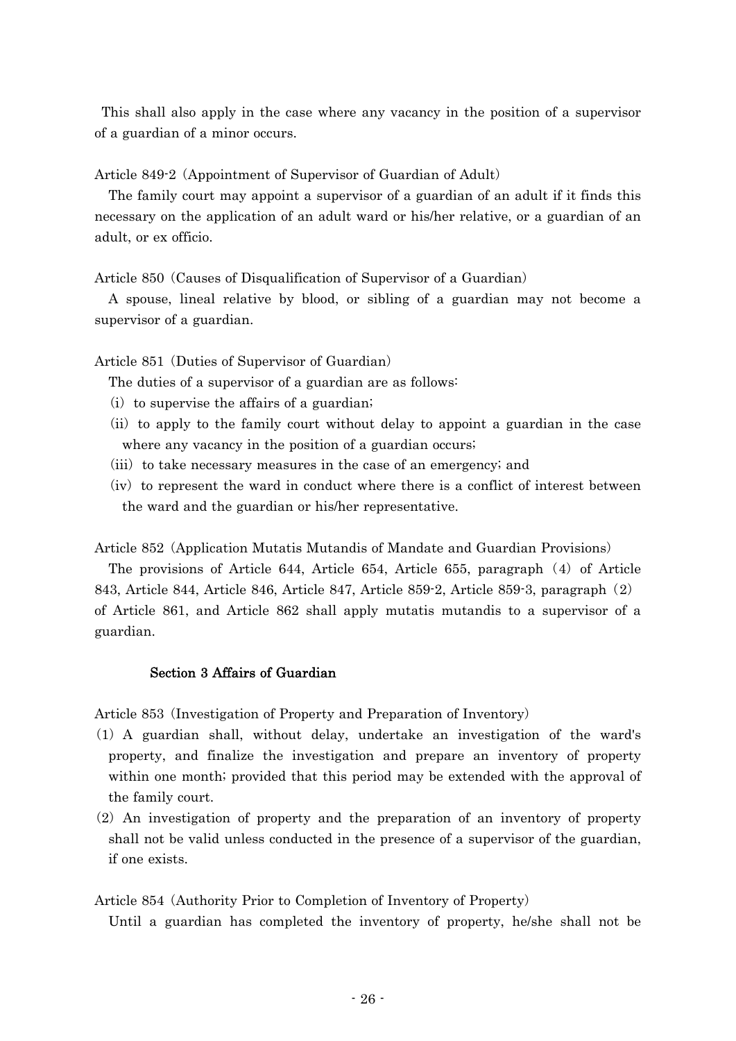This shall also apply in the case where any vacancy in the position of a supervisor of a guardian of a minor occurs.

Article 849-2 (Appointment of Supervisor of Guardian of Adult)

The family court may appoint a supervisor of a guardian of an adult if it finds this necessary on the application of an adult ward or his/her relative, or a guardian of an adult, or ex officio.

Article 850 (Causes of Disqualification of Supervisor of a Guardian)

A spouse, lineal relative by blood, or sibling of a guardian may not become a supervisor of a guardian.

Article 851 (Duties of Supervisor of Guardian)

The duties of a supervisor of a guardian are as follows:

(i) to supervise the affairs of a guardian;

(ii) to apply to the family court without delay to appoint a guardian in the case where any vacancy in the position of a guardian occurs;

(iii) to take necessary measures in the case of an emergency; and

(iv) to represent the ward in conduct where there is a conflict of interest between the ward and the guardian or his/her representative.

Article 852 (Application Mutatis Mutandis of Mandate and Guardian Provisions)

The provisions of Article 644, Article 654, Article 655, paragraph (4) of Article 843, Article 844, Article 846, Article 847, Article 859-2, Article 859-3, paragraph (2) of Article 861, and Article 862 shall apply mutatis mutandis to a supervisor of a guardian.

### Section 3 Affairs of Guardian

Article 853 (Investigation of Property and Preparation of Inventory)

(1) A guardian shall, without delay, undertake an investigation of the ward's property, and finalize the investigation and prepare an inventory of property within one month; provided that this period may be extended with the approval of the family court.

(2) An investigation of property and the preparation of an inventory of property shall not be valid unless conducted in the presence of a supervisor of the guardian, if one exists.

Article 854 (Authority Prior to Completion of Inventory of Property)

Until a guardian has completed the inventory of property, he/she shall not be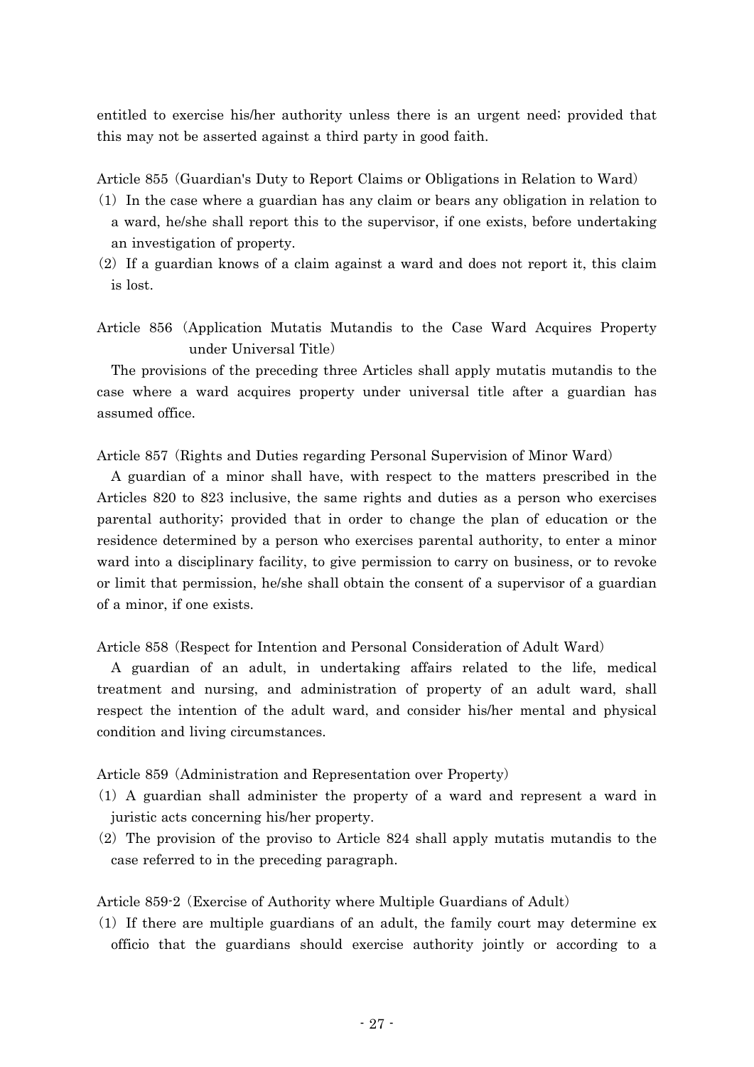entitled to exercise his/her authority unless there is an urgent need; provided that this may not be asserted against a third party in good faith.

Article 855 (Guardian's Duty to Report Claims or Obligations in Relation to Ward)

(1) In the case where a guardian has any claim or bears any obligation in relation to a ward, he/she shall report this to the supervisor, if one exists, before undertaking an investigation of property.

(2) If a guardian knows of a claim against a ward and does not report it, this claim is lost.

Article 856 (Application Mutatis Mutandis to the Case Ward Acquires Property under Universal Title)

The provisions of the preceding three Articles shall apply mutatis mutandis to the case where a ward acquires property under universal title after a guardian has assumed office.

Article 857 (Rights and Duties regarding Personal Supervision of Minor Ward)

A guardian of a minor shall have, with respect to the matters prescribed in the Articles 820 to 823 inclusive, the same rights and duties as a person who exercises parental authority; provided that in order to change the plan of education or the residence determined by a person who exercises parental authority, to enter a minor ward into a disciplinary facility, to give permission to carry on business, or to revoke or limit that permission, he/she shall obtain the consent of a supervisor of a guardian of a minor, if one exists.

Article 858 (Respect for Intention and Personal Consideration of Adult Ward)

A guardian of an adult, in undertaking affairs related to the life, medical treatment and nursing, and administration of property of an adult ward, shall respect the intention of the adult ward, and consider his/her mental and physical condition and living circumstances.

Article 859 (Administration and Representation over Property)

(1) A guardian shall administer the property of a ward and represent a ward in juristic acts concerning his/her property.

(2) The provision of the proviso to Article 824 shall apply mutatis mutandis to the case referred to in the preceding paragraph.

Article 859-2 (Exercise of Authority where Multiple Guardians of Adult)

(1) If there are multiple guardians of an adult, the family court may determine ex officio that the guardians should exercise authority jointly or according to a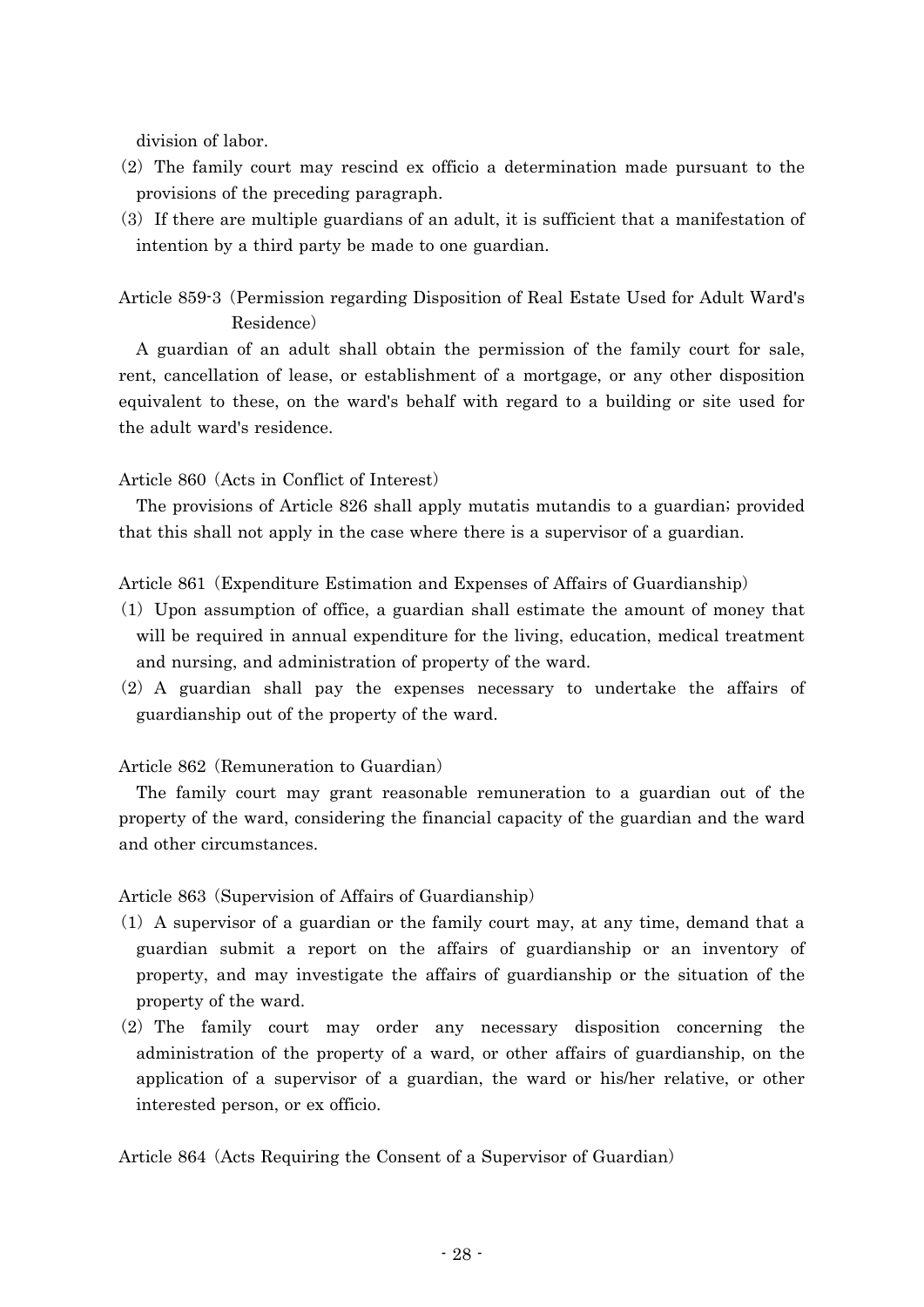division of labor.

(2) The family court may rescind ex officio a determination made pursuant to the provisions of the preceding paragraph.

(3) If there are multiple guardians of an adult, it is sufficient that a manifestation of intention by a third party be made to one guardian.

Article 859-3 (Permission regarding Disposition of Real Estate Used for Adult Ward's Residence)

A guardian of an adult shall obtain the permission of the family court for sale, rent, cancellation of lease, or establishment of a mortgage, or any other disposition equivalent to these, on the ward's behalf with regard to a building or site used for the adult ward's residence.

Article 860 (Acts in Conflict of Interest)

The provisions of Article 826 shall apply mutatis mutandis to a guardian; provided that this shall not apply in the case where there is a supervisor of a guardian.

Article 861 (Expenditure Estimation and Expenses of Affairs of Guardianship)

(1) Upon assumption of office, a guardian shall estimate the amount of money that will be required in annual expenditure for the living, education, medical treatment and nursing, and administration of property of the ward.

(2) A guardian shall pay the expenses necessary to undertake the affairs of guardianship out of the property of the ward.

Article 862 (Remuneration to Guardian)

The family court may grant reasonable remuneration to a guardian out of the property of the ward, considering the financial capacity of the guardian and the ward and other circumstances.

Article 863 (Supervision of Affairs of Guardianship)

(1) A supervisor of a guardian or the family court may, at any time, demand that a guardian submit a report on the affairs of guardianship or an inventory of property, and may investigate the affairs of guardianship or the situation of the property of the ward.

(2) The family court may order any necessary disposition concerning the administration of the property of a ward, or other affairs of guardianship, on the application of a supervisor of a guardian, the ward or his/her relative, or other interested person, or ex officio.

Article 864 (Acts Requiring the Consent of a Supervisor of Guardian)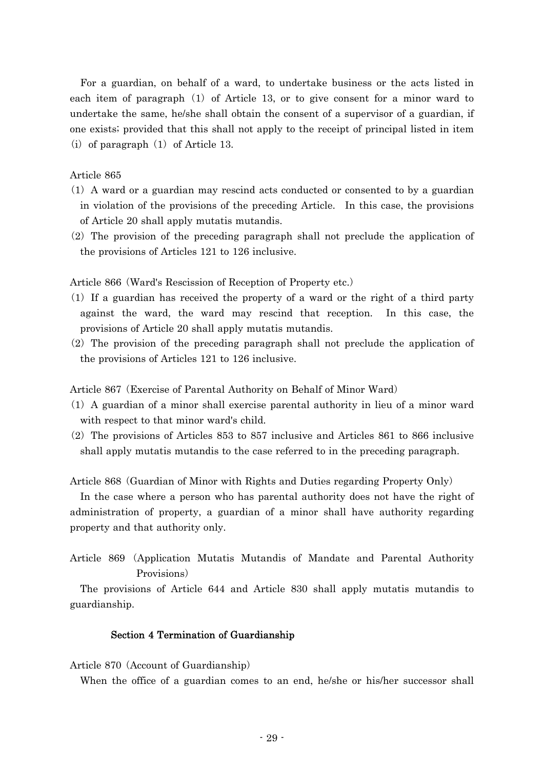For a guardian, on behalf of a ward, to undertake business or the acts listed in each item of paragraph (1) of Article 13, or to give consent for a minor ward to undertake the same, he/she shall obtain the consent of a supervisor of a guardian, if one exists; provided that this shall not apply to the receipt of principal listed in item (i) of paragraph (1) of Article 13.

Article 865

(1) A ward or a guardian may rescind acts conducted or consented to by a guardian in violation of the provisions of the preceding Article. In this case, the provisions of Article 20 shall apply mutatis mutandis.

(2) The provision of the preceding paragraph shall not preclude the application of the provisions of Articles 121 to 126 inclusive.

Article 866 (Ward's Rescission of Reception of Property etc.)

(1) If a guardian has received the property of a ward or the right of a third party against the ward, the ward may rescind that reception. In this case, the provisions of Article 20 shall apply mutatis mutandis.

(2) The provision of the preceding paragraph shall not preclude the application of the provisions of Articles 121 to 126 inclusive.

Article 867 (Exercise of Parental Authority on Behalf of Minor Ward)

(1) A guardian of a minor shall exercise parental authority in lieu of a minor ward with respect to that minor ward's child.

(2) The provisions of Articles 853 to 857 inclusive and Articles 861 to 866 inclusive shall apply mutatis mutandis to the case referred to in the preceding paragraph.

Article 868 (Guardian of Minor with Rights and Duties regarding Property Only)

In the case where a person who has parental authority does not have the right of administration of property, a guardian of a minor shall have authority regarding property and that authority only.

Article 869 (Application Mutatis Mutandis of Mandate and Parental Authority Provisions)

The provisions of Article 644 and Article 830 shall apply mutatis mutandis to guardianship.

### Section 4 Termination of Guardianship

Article 870 (Account of Guardianship)

When the office of a guardian comes to an end, he/she or his/her successor shall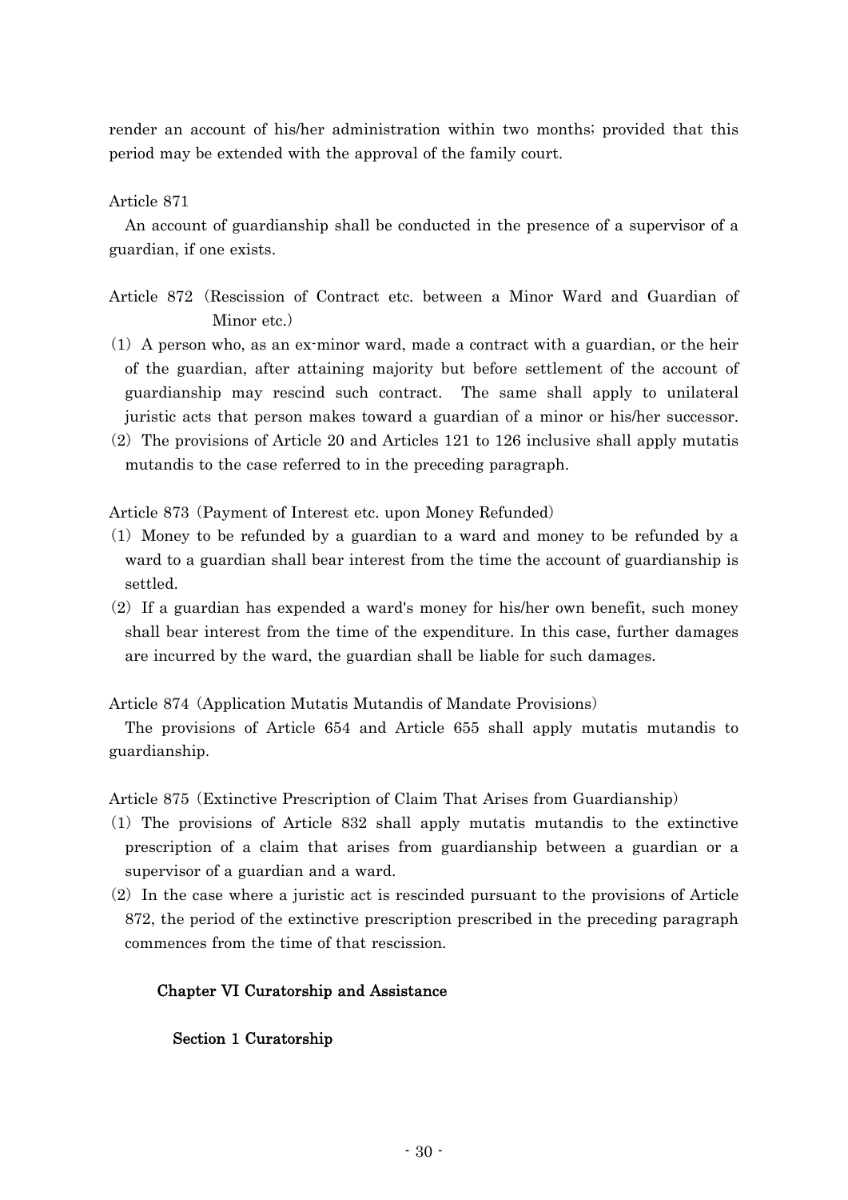render an account of his/her administration within two months; provided that this period may be extended with the approval of the family court.

Article 871

An account of guardianship shall be conducted in the presence of a supervisor of a guardian, if one exists.

Article 872 (Rescission of Contract etc. between a Minor Ward and Guardian of Minor etc.)

(1) A person who, as an ex-minor ward, made a contract with a guardian, or the heir of the guardian, after attaining majority but before settlement of the account of guardianship may rescind such contract. The same shall apply to unilateral juristic acts that person makes toward a guardian of a minor or his/her successor.

(2) The provisions of Article 20 and Articles 121 to 126 inclusive shall apply mutatis mutandis to the case referred to in the preceding paragraph.

Article 873 (Payment of Interest etc. upon Money Refunded)

(1) Money to be refunded by a guardian to a ward and money to be refunded by a ward to a guardian shall bear interest from the time the account of guardianship is settled.

(2) If a guardian has expended a ward's money for his/her own benefit, such money shall bear interest from the time of the expenditure. In this case, further damages are incurred by the ward, the guardian shall be liable for such damages.

Article 874 (Application Mutatis Mutandis of Mandate Provisions)

The provisions of Article 654 and Article 655 shall apply mutatis mutandis to guardianship.

Article 875 (Extinctive Prescription of Claim That Arises from Guardianship)

(1) The provisions of Article 832 shall apply mutatis mutandis to the extinctive prescription of a claim that arises from guardianship between a guardian or a supervisor of a guardian and a ward.

(2) In the case where a juristic act is rescinded pursuant to the provisions of Article 872, the period of the extinctive prescription prescribed in the preceding paragraph commences from the time of that rescission.

## Chapter VI Curatorship and Assistance

### Section 1 Curatorship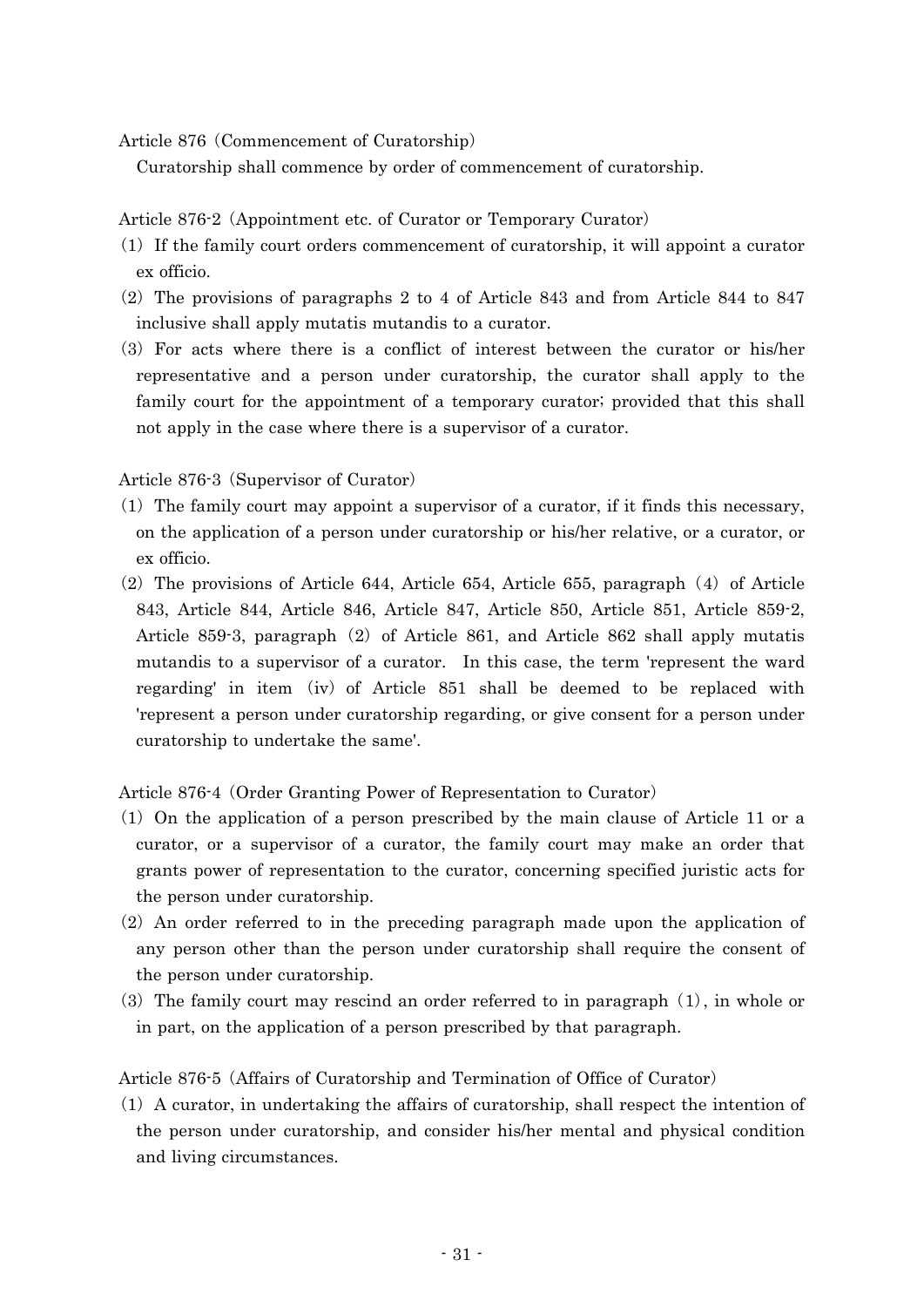Article 876 (Commencement of Curatorship)

Curatorship shall commence by order of commencement of curatorship.

Article 876-2 (Appointment etc. of Curator or Temporary Curator)

(1) If the family court orders commencement of curatorship, it will appoint a curator ex officio.

(2) The provisions of paragraphs 2 to 4 of Article 843 and from Article 844 to 847 inclusive shall apply mutatis mutandis to a curator.

(3) For acts where there is a conflict of interest between the curator or his/her representative and a person under curatorship, the curator shall apply to the family court for the appointment of a temporary curator; provided that this shall not apply in the case where there is a supervisor of a curator.

Article 876-3 (Supervisor of Curator)

(1) The family court may appoint a supervisor of a curator, if it finds this necessary, on the application of a person under curatorship or his/her relative, or a curator, or ex officio.

(2) The provisions of Article 644, Article 654, Article 655, paragraph (4) of Article 843, Article 844, Article 846, Article 847, Article 850, Article 851, Article 859-2, Article 859-3, paragraph (2) of Article 861, and Article 862 shall apply mutatis mutandis to a supervisor of a curator. In this case, the term 'represent the ward regarding' in item (iv) of Article 851 shall be deemed to be replaced with 'represent a person under curatorship regarding, or give consent for a person under curatorship to undertake the same'.

Article 876-4 (Order Granting Power of Representation to Curator)

(1) On the application of a person prescribed by the main clause of Article 11 or a curator, or a supervisor of a curator, the family court may make an order that grants power of representation to the curator, concerning specified juristic acts for the person under curatorship.

(2) An order referred to in the preceding paragraph made upon the application of any person other than the person under curatorship shall require the consent of the person under curatorship.

(3) The family court may rescind an order referred to in paragraph (1), in whole or in part, on the application of a person prescribed by that paragraph.

Article 876-5 (Affairs of Curatorship and Termination of Office of Curator)

(1) A curator, in undertaking the affairs of curatorship, shall respect the intention of the person under curatorship, and consider his/her mental and physical condition and living circumstances.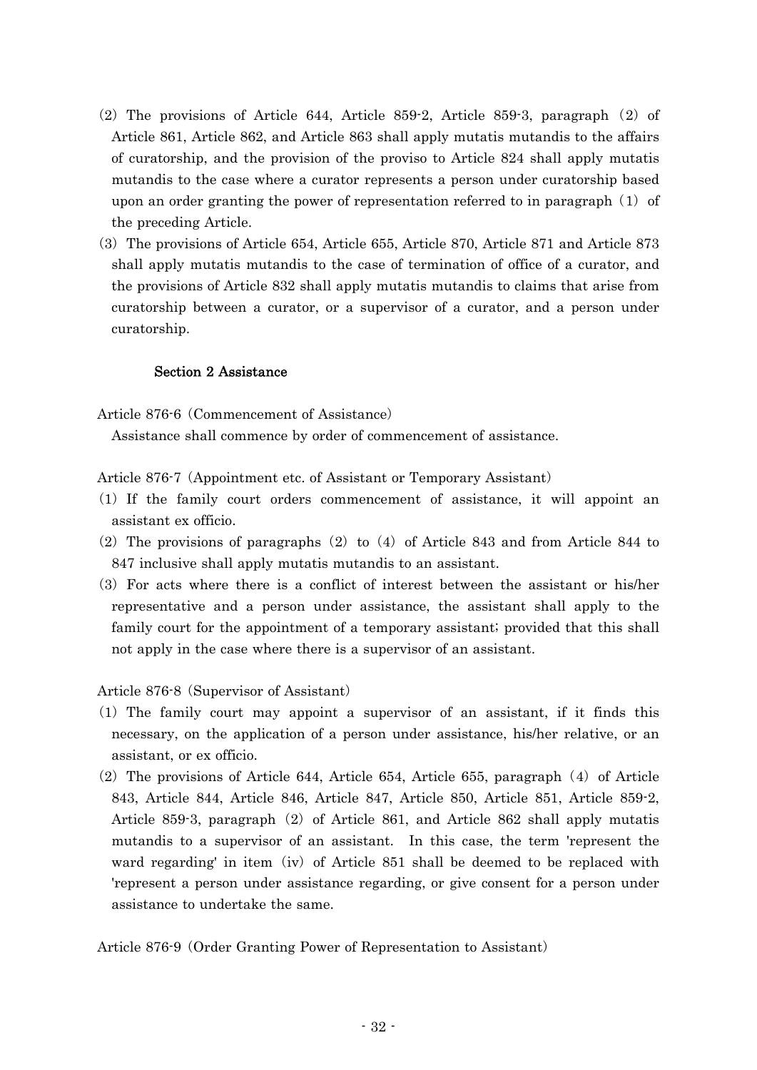(2) The provisions of Article 644, Article 859-2, Article 859-3, paragraph (2) of Article 861, Article 862, and Article 863 shall apply mutatis mutandis to the affairs of curatorship, and the provision of the proviso to Article 824 shall apply mutatis mutandis to the case where a curator represents a person under curatorship based upon an order granting the power of representation referred to in paragraph (1) of the preceding Article.

(3) The provisions of Article 654, Article 655, Article 870, Article 871 and Article 873 shall apply mutatis mutandis to the case of termination of office of a curator, and the provisions of Article 832 shall apply mutatis mutandis to claims that arise from curatorship between a curator, or a supervisor of a curator, and a person under curatorship.

### Section 2 Assistance

Article 876-6 (Commencement of Assistance)

Assistance shall commence by order of commencement of assistance.

Article 876-7 (Appointment etc. of Assistant or Temporary Assistant)

(1) If the family court orders commencement of assistance, it will appoint an assistant ex officio.

(2) The provisions of paragraphs (2) to (4) of Article 843 and from Article 844 to 847 inclusive shall apply mutatis mutandis to an assistant.

(3) For acts where there is a conflict of interest between the assistant or his/her representative and a person under assistance, the assistant shall apply to the family court for the appointment of a temporary assistant; provided that this shall not apply in the case where there is a supervisor of an assistant.

Article 876-8 (Supervisor of Assistant)

(1) The family court may appoint a supervisor of an assistant, if it finds this necessary, on the application of a person under assistance, his/her relative, or an assistant, or ex officio.

(2) The provisions of Article 644, Article 654, Article 655, paragraph (4) of Article 843, Article 844, Article 846, Article 847, Article 850, Article 851, Article 859-2, Article 859-3, paragraph (2) of Article 861, and Article 862 shall apply mutatis mutandis to a supervisor of an assistant. In this case, the term 'represent the ward regarding' in item (iv) of Article 851 shall be deemed to be replaced with 'represent a person under assistance regarding, or give consent for a person under assistance to undertake the same.

Article 876-9 (Order Granting Power of Representation to Assistant)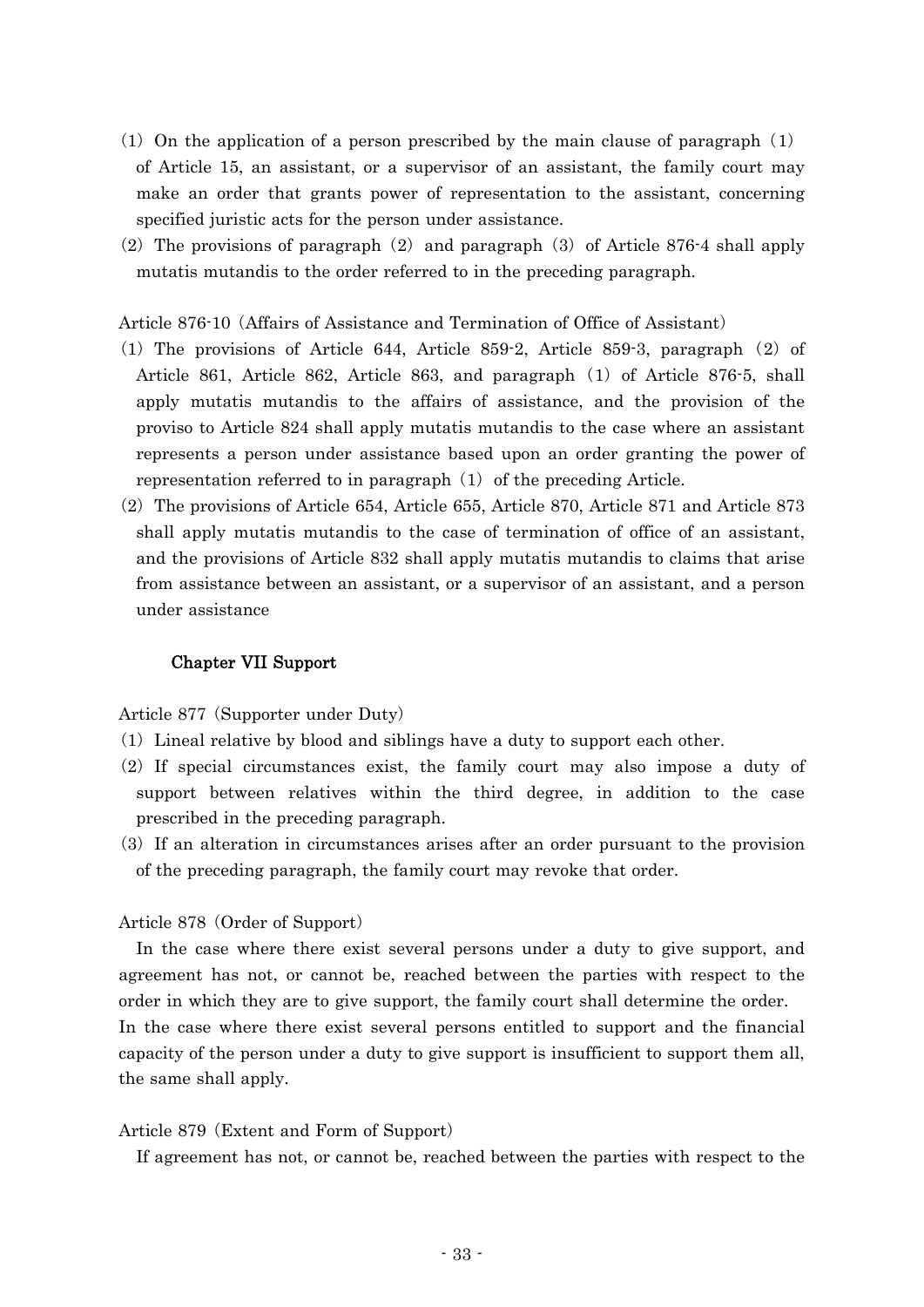(1) On the application of a person prescribed by the main clause of paragraph (1) of Article 15, an assistant, or a supervisor of an assistant, the family court may make an order that grants power of representation to the assistant, concerning specified juristic acts for the person under assistance.

(2) The provisions of paragraph (2) and paragraph (3) of Article 876-4 shall apply mutatis mutandis to the order referred to in the preceding paragraph.

Article 876-10 (Affairs of Assistance and Termination of Office of Assistant)

(1) The provisions of Article 644, Article 859-2, Article 859-3, paragraph (2) of Article 861, Article 862, Article 863, and paragraph (1) of Article 876-5, shall apply mutatis mutandis to the affairs of assistance, and the provision of the proviso to Article 824 shall apply mutatis mutandis to the case where an assistant represents a person under assistance based upon an order granting the power of representation referred to in paragraph (1) of the preceding Article.

(2) The provisions of Article 654, Article 655, Article 870, Article 871 and Article 873 shall apply mutatis mutandis to the case of termination of office of an assistant, and the provisions of Article 832 shall apply mutatis mutandis to claims that arise from assistance between an assistant, or a supervisor of an assistant, and a person under assistance

## Chapter VII Support

Article 877 (Supporter under Duty)

(1) Lineal relative by blood and siblings have a duty to support each other.

(2) If special circumstances exist, the family court may also impose a duty of support between relatives within the third degree, in addition to the case prescribed in the preceding paragraph.

(3) If an alteration in circumstances arises after an order pursuant to the provision of the preceding paragraph, the family court may revoke that order.

Article 878 (Order of Support)

In the case where there exist several persons under a duty to give support, and agreement has not, or cannot be, reached between the parties with respect to the order in which they are to give support, the family court shall determine the order. In the case where there exist several persons entitled to support and the financial capacity of the person under a duty to give support is insufficient to support them all, the same shall apply.

Article 879 (Extent and Form of Support)

If agreement has not, or cannot be, reached between the parties with respect to the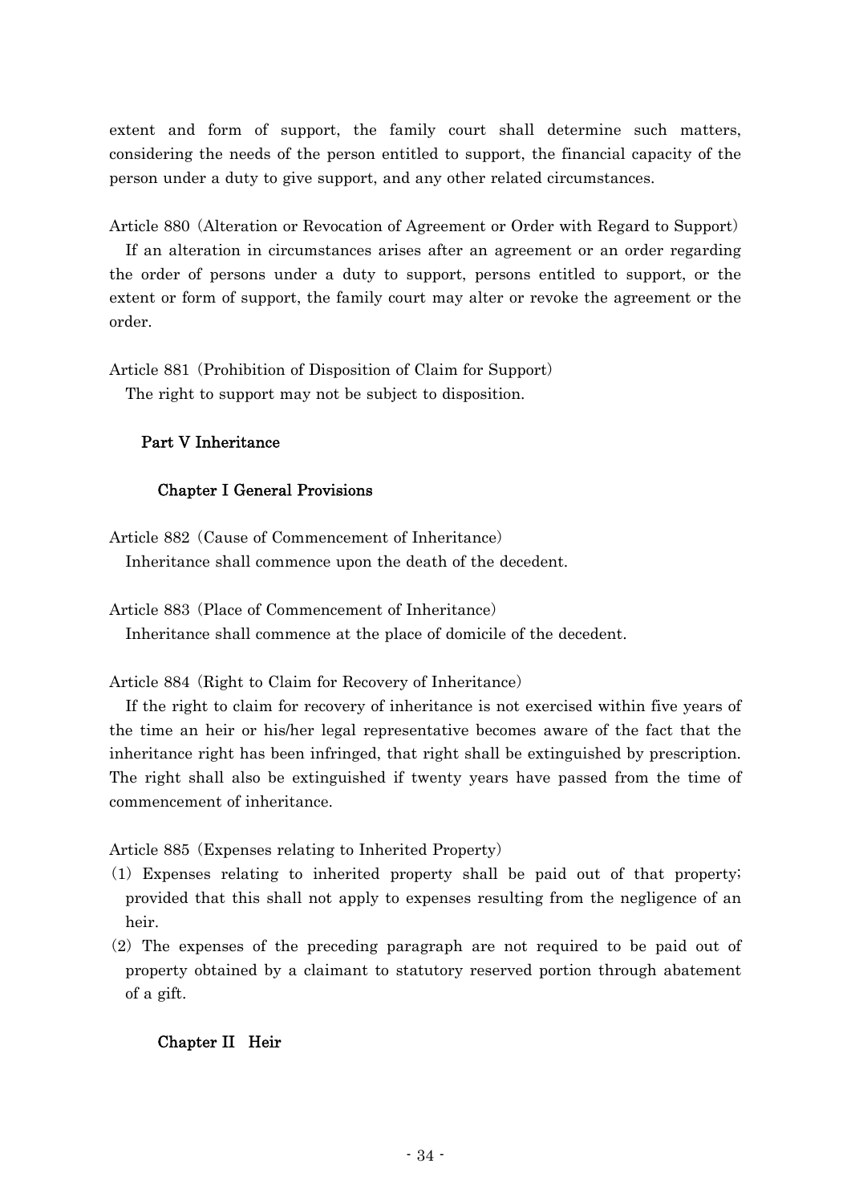extent and form of support, the family court shall determine such matters, considering the needs of the person entitled to support, the financial capacity of the person under a duty to give support, and any other related circumstances.

Article 880 (Alteration or Revocation of Agreement or Order with Regard to Support)

If an alteration in circumstances arises after an agreement or an order regarding the order of persons under a duty to support, persons entitled to support, or the extent or form of support, the family court may alter or revoke the agreement or the order.

Article 881 (Prohibition of Disposition of Claim for Support)

The right to support may not be subject to disposition.

## Part V Inheritance

### Chapter I General Provisions

Article 882 (Cause of Commencement of Inheritance)

Inheritance shall commence upon the death of the decedent.

Article 883 (Place of Commencement of Inheritance)

Inheritance shall commence at the place of domicile of the decedent.

Article 884 (Right to Claim for Recovery of Inheritance)

If the right to claim for recovery of inheritance is not exercised within five years of the time an heir or his/her legal representative becomes aware of the fact that the inheritance right has been infringed, that right shall be extinguished by prescription. The right shall also be extinguished if twenty years have passed from the time of commencement of inheritance.

Article 885 (Expenses relating to Inherited Property)

(1) Expenses relating to inherited property shall be paid out of that property; provided that this shall not apply to expenses resulting from the negligence of an heir.

(2) The expenses of the preceding paragraph are not required to be paid out of property obtained by a claimant to statutory reserved portion through abatement of a gift.

### Chapter II Heir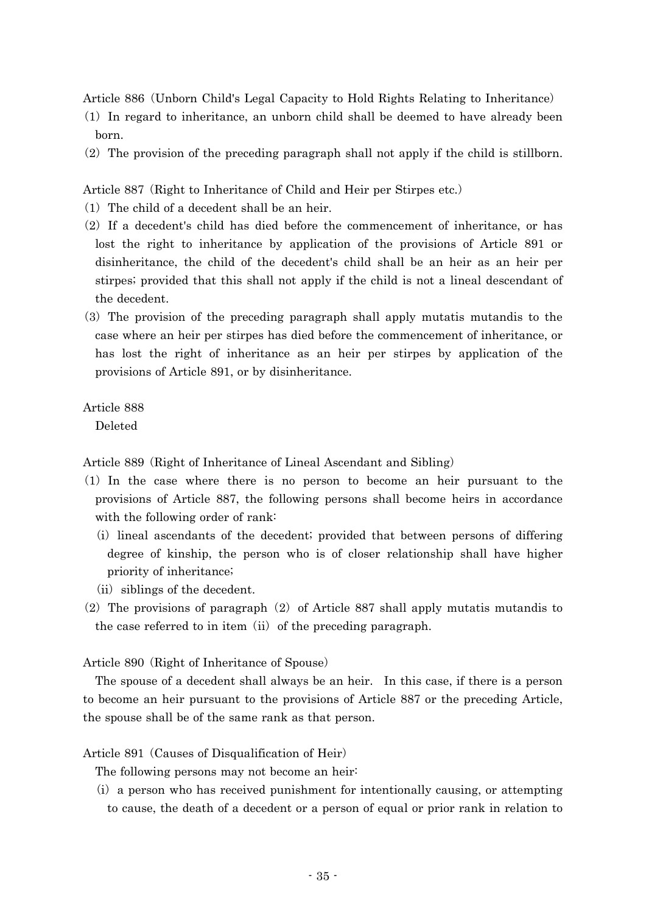Article 886 (Unborn Child's Legal Capacity to Hold Rights Relating to Inheritance)

(1) In regard to inheritance, an unborn child shall be deemed to have already been born.

(2) The provision of the preceding paragraph shall not apply if the child is stillborn.

Article 887 (Right to Inheritance of Child and Heir per Stirpes etc.)

(1) The child of a decedent shall be an heir.

(2) If a decedent's child has died before the commencement of inheritance, or has lost the right to inheritance by application of the provisions of Article 891 or disinheritance, the child of the decedent's child shall be an heir as an heir per stirpes; provided that this shall not apply if the child is not a lineal descendant of the decedent.

(3) The provision of the preceding paragraph shall apply mutatis mutandis to the case where an heir per stirpes has died before the commencement of inheritance, or has lost the right of inheritance as an heir per stirpes by application of the provisions of Article 891, or by disinheritance.

Article 888

Deleted

Article 889 (Right of Inheritance of Lineal Ascendant and Sibling)

(1) In the case where there is no person to become an heir pursuant to the provisions of Article 887, the following persons shall become heirs in accordance with the following order of rank:

(i) lineal ascendants of the decedent; provided that between persons of differing degree of kinship, the person who is of closer relationship shall have higher priority of inheritance;

(ii) siblings of the decedent.

(2) The provisions of paragraph (2) of Article 887 shall apply mutatis mutandis to the case referred to in item (ii) of the preceding paragraph.

Article 890 (Right of Inheritance of Spouse)

The spouse of a decedent shall always be an heir. In this case, if there is a person to become an heir pursuant to the provisions of Article 887 or the preceding Article, the spouse shall be of the same rank as that person.

Article 891 (Causes of Disqualification of Heir)

The following persons may not become an heir:

(i) a person who has received punishment for intentionally causing, or attempting to cause, the death of a decedent or a person of equal or prior rank in relation to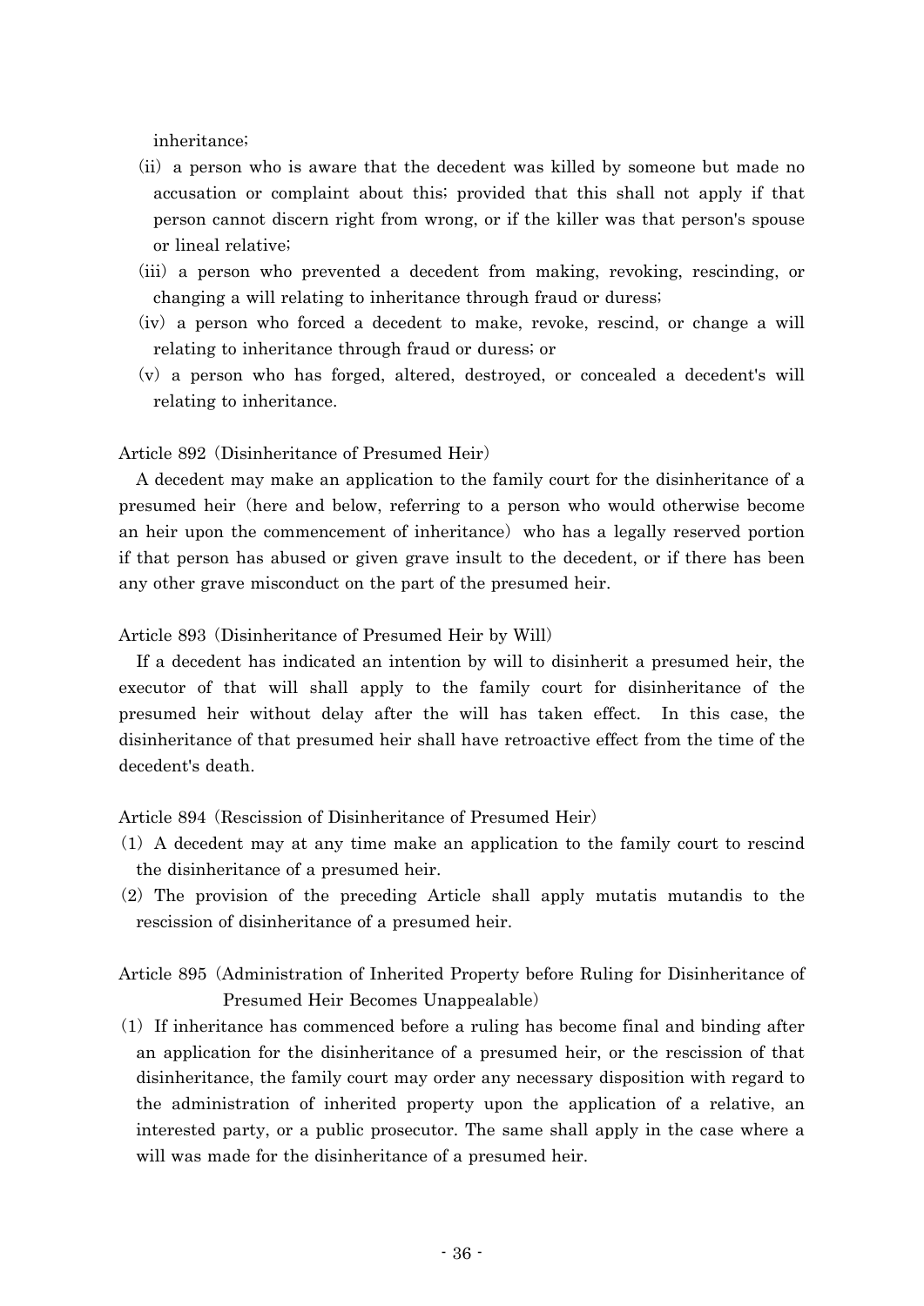inheritance;

(ii) a person who is aware that the decedent was killed by someone but made no accusation or complaint about this; provided that this shall not apply if that person cannot discern right from wrong, or if the killer was that person's spouse or lineal relative;

(iii) a person who prevented a decedent from making, revoking, rescinding, or changing a will relating to inheritance through fraud or duress;

(iv) a person who forced a decedent to make, revoke, rescind, or change a will relating to inheritance through fraud or duress; or

(v) a person who has forged, altered, destroyed, or concealed a decedent's will relating to inheritance.

Article 892 (Disinheritance of Presumed Heir)

A decedent may make an application to the family court for the disinheritance of a presumed heir (here and below, referring to a person who would otherwise become an heir upon the commencement of inheritance) who has a legally reserved portion if that person has abused or given grave insult to the decedent, or if there has been any other grave misconduct on the part of the presumed heir.

Article 893 (Disinheritance of Presumed Heir by Will)

If a decedent has indicated an intention by will to disinherit a presumed heir, the executor of that will shall apply to the family court for disinheritance of the presumed heir without delay after the will has taken effect. In this case, the disinheritance of that presumed heir shall have retroactive effect from the time of the decedent's death.

Article 894 (Rescission of Disinheritance of Presumed Heir)

(1) A decedent may at any time make an application to the family court to rescind the disinheritance of a presumed heir.

(2) The provision of the preceding Article shall apply mutatis mutandis to the rescission of disinheritance of a presumed heir.

Article 895 (Administration of Inherited Property before Ruling for Disinheritance of Presumed Heir Becomes Unappealable)

(1) If inheritance has commenced before a ruling has become final and binding after an application for the disinheritance of a presumed heir, or the rescission of that disinheritance, the family court may order any necessary disposition with regard to the administration of inherited property upon the application of a relative, an interested party, or a public prosecutor. The same shall apply in the case where a will was made for the disinheritance of a presumed heir.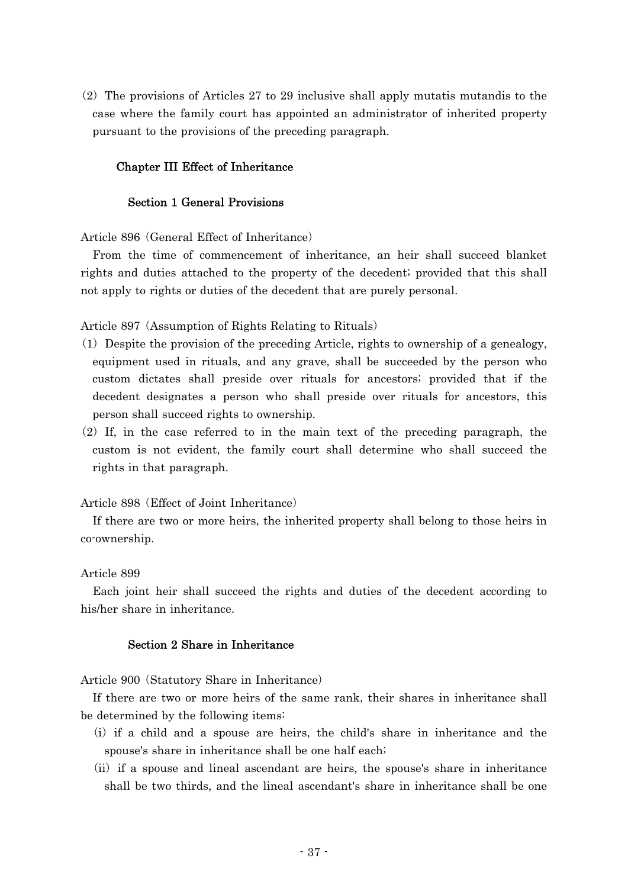(2) The provisions of Articles 27 to 29 inclusive shall apply mutatis mutandis to the case where the family court has appointed an administrator of inherited property pursuant to the provisions of the preceding paragraph.

## Chapter III Effect of Inheritance

### Section 1 General Provisions

Article 896 (General Effect of Inheritance)

From the time of commencement of inheritance, an heir shall succeed blanket rights and duties attached to the property of the decedent; provided that this shall not apply to rights or duties of the decedent that are purely personal.

Article 897 (Assumption of Rights Relating to Rituals)

(1) Despite the provision of the preceding Article, rights to ownership of a genealogy, equipment used in rituals, and any grave, shall be succeeded by the person who custom dictates shall preside over rituals for ancestors; provided that if the decedent designates a person who shall preside over rituals for ancestors, this person shall succeed rights to ownership.

(2) If, in the case referred to in the main text of the preceding paragraph, the custom is not evident, the family court shall determine who shall succeed the rights in that paragraph.

Article 898 (Effect of Joint Inheritance)

If there are two or more heirs, the inherited property shall belong to those heirs in co-ownership.

Article 899

Each joint heir shall succeed the rights and duties of the decedent according to his/her share in inheritance.

### Section 2 Share in Inheritance

Article 900 (Statutory Share in Inheritance)

If there are two or more heirs of the same rank, their shares in inheritance shall be determined by the following items:

(i) if a child and a spouse are heirs, the child's share in inheritance and the spouse's share in inheritance shall be one half each;

(ii) if a spouse and lineal ascendant are heirs, the spouse's share in inheritance shall be two thirds, and the lineal ascendant's share in inheritance shall be one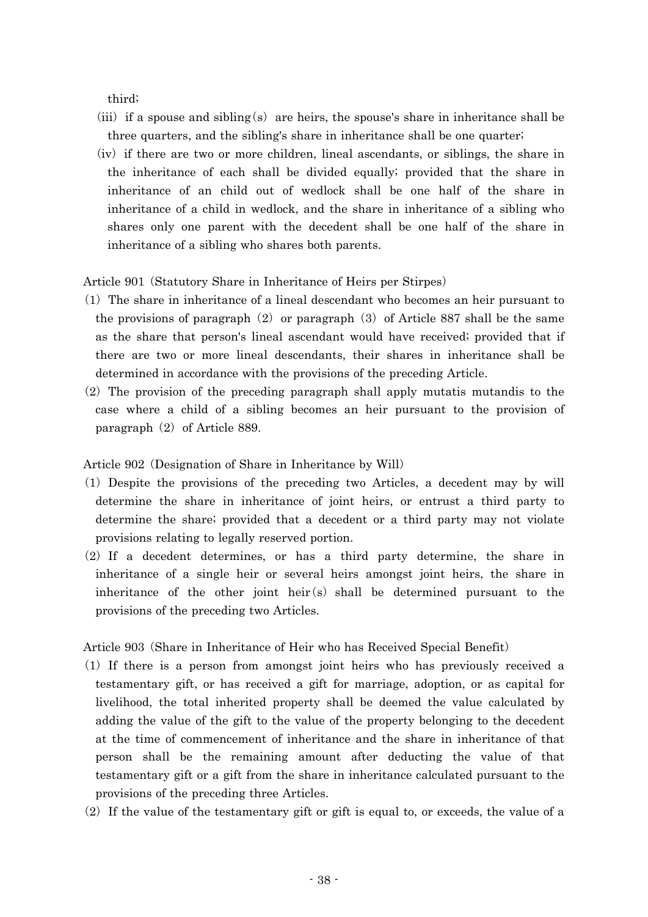third;

(iii) if a spouse and sibling(s) are heirs, the spouse's share in inheritance shall be three quarters, and the sibling's share in inheritance shall be one quarter;

(iv) if there are two or more children, lineal ascendants, or siblings, the share in the inheritance of each shall be divided equally; provided that the share in inheritance of an child out of wedlock shall be one half of the share in inheritance of a child in wedlock, and the share in inheritance of a sibling who shares only one parent with the decedent shall be one half of the share in inheritance of a sibling who shares both parents.

Article 901 (Statutory Share in Inheritance of Heirs per Stirpes)

(1) The share in inheritance of a lineal descendant who becomes an heir pursuant to the provisions of paragraph (2) or paragraph (3) of Article 887 shall be the same as the share that person's lineal ascendant would have received; provided that if there are two or more lineal descendants, their shares in inheritance shall be determined in accordance with the provisions of the preceding Article.

(2) The provision of the preceding paragraph shall apply mutatis mutandis to the case where a child of a sibling becomes an heir pursuant to the provision of paragraph (2) of Article 889.

Article 902 (Designation of Share in Inheritance by Will)

(1) Despite the provisions of the preceding two Articles, a decedent may by will determine the share in inheritance of joint heirs, or entrust a third party to determine the share; provided that a decedent or a third party may not violate provisions relating to legally reserved portion.

(2) If a decedent determines, or has a third party determine, the share in inheritance of a single heir or several heirs amongst joint heirs, the share in inheritance of the other joint heir(s) shall be determined pursuant to the provisions of the preceding two Articles.

Article 903 (Share in Inheritance of Heir who has Received Special Benefit)

(1) If there is a person from amongst joint heirs who has previously received a testamentary gift, or has received a gift for marriage, adoption, or as capital for livelihood, the total inherited property shall be deemed the value calculated by adding the value of the gift to the value of the property belonging to the decedent at the time of commencement of inheritance and the share in inheritance of that person shall be the remaining amount after deducting the value of that testamentary gift or a gift from the share in inheritance calculated pursuant to the provisions of the preceding three Articles.

(2) If the value of the testamentary gift or gift is equal to, or exceeds, the value of a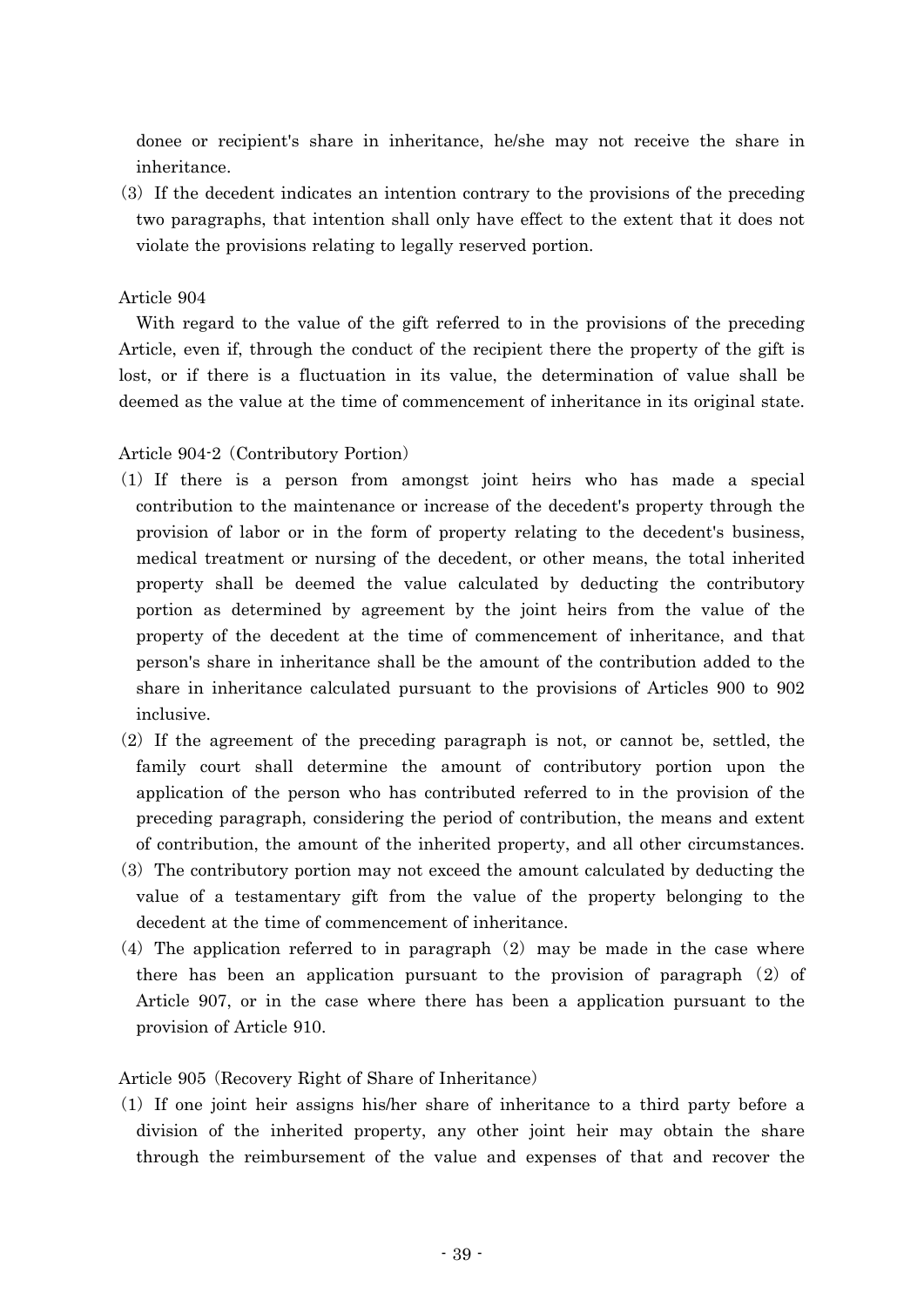donee or recipient's share in inheritance, he/she may not receive the share in inheritance.

(3) If the decedent indicates an intention contrary to the provisions of the preceding two paragraphs, that intention shall only have effect to the extent that it does not violate the provisions relating to legally reserved portion.

Article 904

With regard to the value of the gift referred to in the provisions of the preceding Article, even if, through the conduct of the recipient there the property of the gift is lost, or if there is a fluctuation in its value, the determination of value shall be deemed as the value at the time of commencement of inheritance in its original state.

Article 904-2 (Contributory Portion)

(1) If there is a person from amongst joint heirs who has made a special contribution to the maintenance or increase of the decedent's property through the provision of labor or in the form of property relating to the decedent's business, medical treatment or nursing of the decedent, or other means, the total inherited property shall be deemed the value calculated by deducting the contributory portion as determined by agreement by the joint heirs from the value of the property of the decedent at the time of commencement of inheritance, and that person's share in inheritance shall be the amount of the contribution added to the share in inheritance calculated pursuant to the provisions of Articles 900 to 902 inclusive.

(2) If the agreement of the preceding paragraph is not, or cannot be, settled, the family court shall determine the amount of contributory portion upon the application of the person who has contributed referred to in the provision of the preceding paragraph, considering the period of contribution, the means and extent of contribution, the amount of the inherited property, and all other circumstances.

(3) The contributory portion may not exceed the amount calculated by deducting the value of a testamentary gift from the value of the property belonging to the decedent at the time of commencement of inheritance.

(4) The application referred to in paragraph (2) may be made in the case where there has been an application pursuant to the provision of paragraph (2) of Article 907, or in the case where there has been a application pursuant to the provision of Article 910.

Article 905 (Recovery Right of Share of Inheritance)

(1) If one joint heir assigns his/her share of inheritance to a third party before a division of the inherited property, any other joint heir may obtain the share through the reimbursement of the value and expenses of that and recover the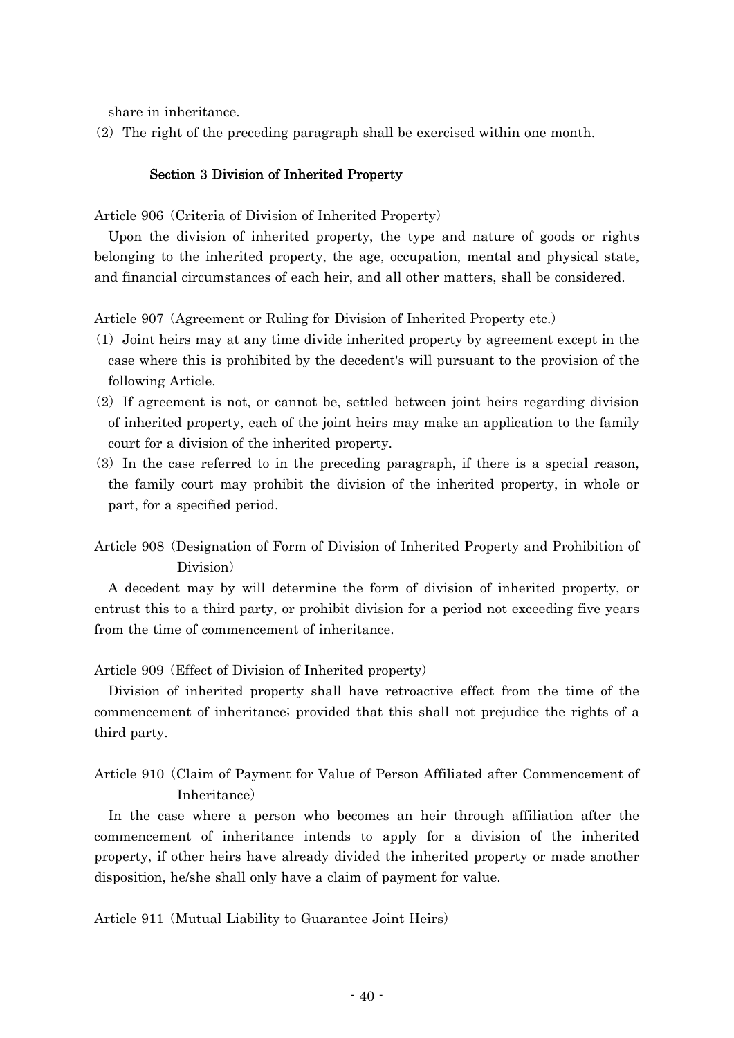share in inheritance.

(2) The right of the preceding paragraph shall be exercised within one month.

### Section 3 Division of Inherited Property

Article 906 (Criteria of Division of Inherited Property)

Upon the division of inherited property, the type and nature of goods or rights belonging to the inherited property, the age, occupation, mental and physical state, and financial circumstances of each heir, and all other matters, shall be considered.

Article 907 (Agreement or Ruling for Division of Inherited Property etc.)

(1) Joint heirs may at any time divide inherited property by agreement except in the case where this is prohibited by the decedent's will pursuant to the provision of the following Article.

(2) If agreement is not, or cannot be, settled between joint heirs regarding division of inherited property, each of the joint heirs may make an application to the family court for a division of the inherited property.

(3) In the case referred to in the preceding paragraph, if there is a special reason, the family court may prohibit the division of the inherited property, in whole or part, for a specified period.

Article 908 (Designation of Form of Division of Inherited Property and Prohibition of Division)

A decedent may by will determine the form of division of inherited property, or entrust this to a third party, or prohibit division for a period not exceeding five years from the time of commencement of inheritance.

Article 909 (Effect of Division of Inherited property)

Division of inherited property shall have retroactive effect from the time of the commencement of inheritance; provided that this shall not prejudice the rights of a third party.

Article 910 (Claim of Payment for Value of Person Affiliated after Commencement of Inheritance)

In the case where a person who becomes an heir through affiliation after the commencement of inheritance intends to apply for a division of the inherited property, if other heirs have already divided the inherited property or made another disposition, he/she shall only have a claim of payment for value.

Article 911 (Mutual Liability to Guarantee Joint Heirs)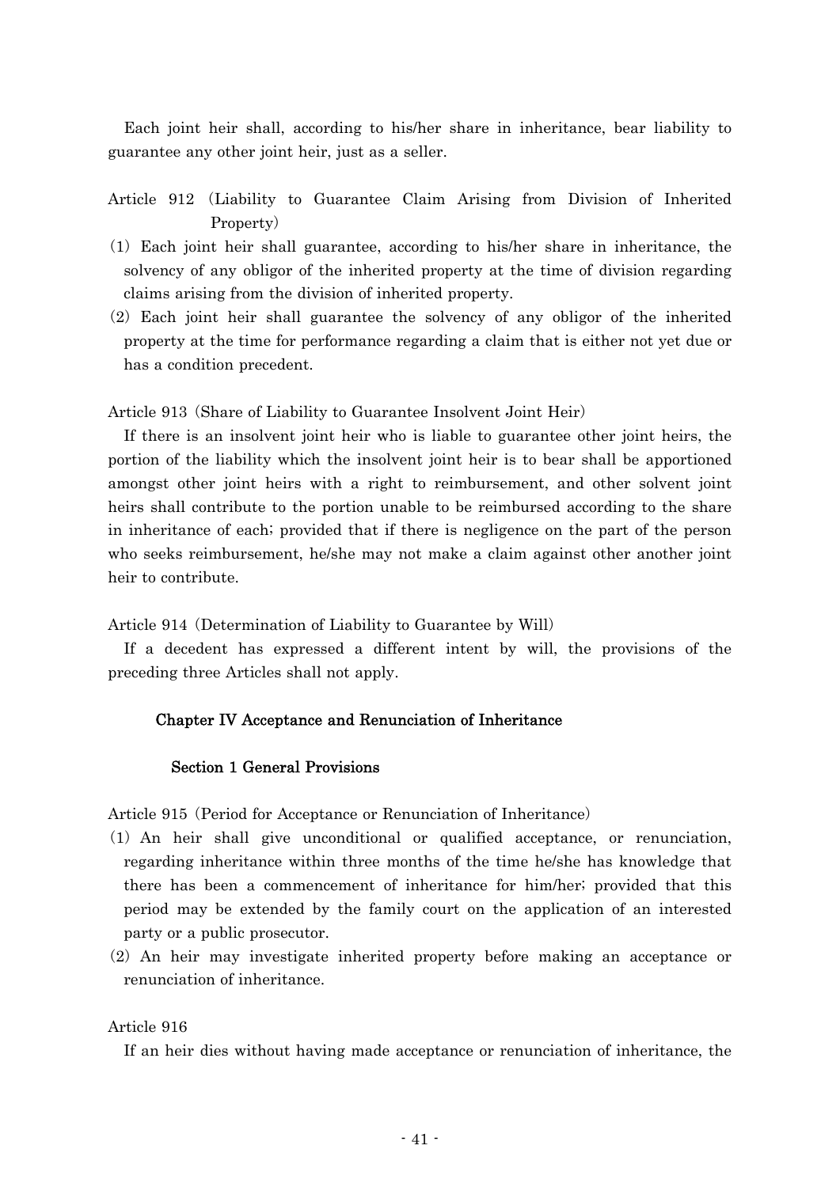Each joint heir shall, according to his/her share in inheritance, bear liability to guarantee any other joint heir, just as a seller.

Article 912 (Liability to Guarantee Claim Arising from Division of Inherited Property)

(1) Each joint heir shall guarantee, according to his/her share in inheritance, the solvency of any obligor of the inherited property at the time of division regarding claims arising from the division of inherited property.

(2) Each joint heir shall guarantee the solvency of any obligor of the inherited property at the time for performance regarding a claim that is either not yet due or has a condition precedent.

Article 913 (Share of Liability to Guarantee Insolvent Joint Heir)

If there is an insolvent joint heir who is liable to guarantee other joint heirs, the portion of the liability which the insolvent joint heir is to bear shall be apportioned amongst other joint heirs with a right to reimbursement, and other solvent joint heirs shall contribute to the portion unable to be reimbursed according to the share in inheritance of each; provided that if there is negligence on the part of the person who seeks reimbursement, he/she may not make a claim against other another joint heir to contribute.

Article 914 (Determination of Liability to Guarantee by Will)

If a decedent has expressed a different intent by will, the provisions of the preceding three Articles shall not apply.

## Chapter IV Acceptance and Renunciation of Inheritance

### Section 1 General Provisions

Article 915 (Period for Acceptance or Renunciation of Inheritance)

(1) An heir shall give unconditional or qualified acceptance, or renunciation, regarding inheritance within three months of the time he/she has knowledge that there has been a commencement of inheritance for him/her; provided that this period may be extended by the family court on the application of an interested party or a public prosecutor.

(2) An heir may investigate inherited property before making an acceptance or renunciation of inheritance.

Article 916

If an heir dies without having made acceptance or renunciation of inheritance, the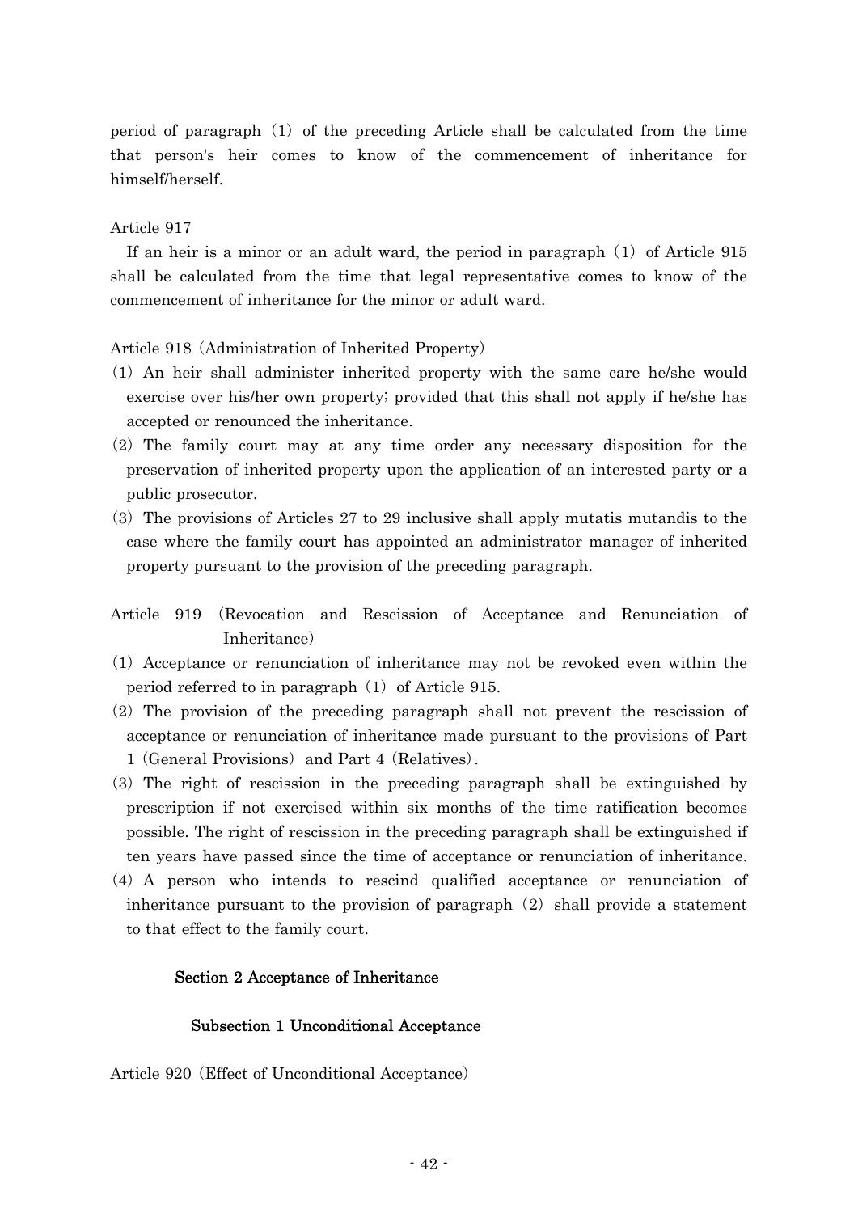period of paragraph (1) of the preceding Article shall be calculated from the time that person's heir comes to know of the commencement of inheritance for himself/herself.

Article 917

If an heir is a minor or an adult ward, the period in paragraph (1) of Article 915 shall be calculated from the time that legal representative comes to know of the commencement of inheritance for the minor or adult ward.

Article 918 (Administration of Inherited Property)

(1) An heir shall administer inherited property with the same care he/she would exercise over his/her own property; provided that this shall not apply if he/she has accepted or renounced the inheritance.

(2) The family court may at any time order any necessary disposition for the preservation of inherited property upon the application of an interested party or a public prosecutor.

(3) The provisions of Articles 27 to 29 inclusive shall apply mutatis mutandis to the case where the family court has appointed an administrator manager of inherited property pursuant to the provision of the preceding paragraph.

Article 919 (Revocation and Rescission of Acceptance and Renunciation of Inheritance)

(1) Acceptance or renunciation of inheritance may not be revoked even within the period referred to in paragraph (1) of Article 915.

(2) The provision of the preceding paragraph shall not prevent the rescission of acceptance or renunciation of inheritance made pursuant to the provisions of Part 1 (General Provisions) and Part 4 (Relatives).

(3) The right of rescission in the preceding paragraph shall be extinguished by prescription if not exercised within six months of the time ratification becomes possible. The right of rescission in the preceding paragraph shall be extinguished if ten years have passed since the time of acceptance or renunciation of inheritance.

(4) A person who intends to rescind qualified acceptance or renunciation of inheritance pursuant to the provision of paragraph (2) shall provide a statement to that effect to the family court.

## Section 2 Acceptance of Inheritance

### Subsection 1 Unconditional Acceptance

Article 920 (Effect of Unconditional Acceptance)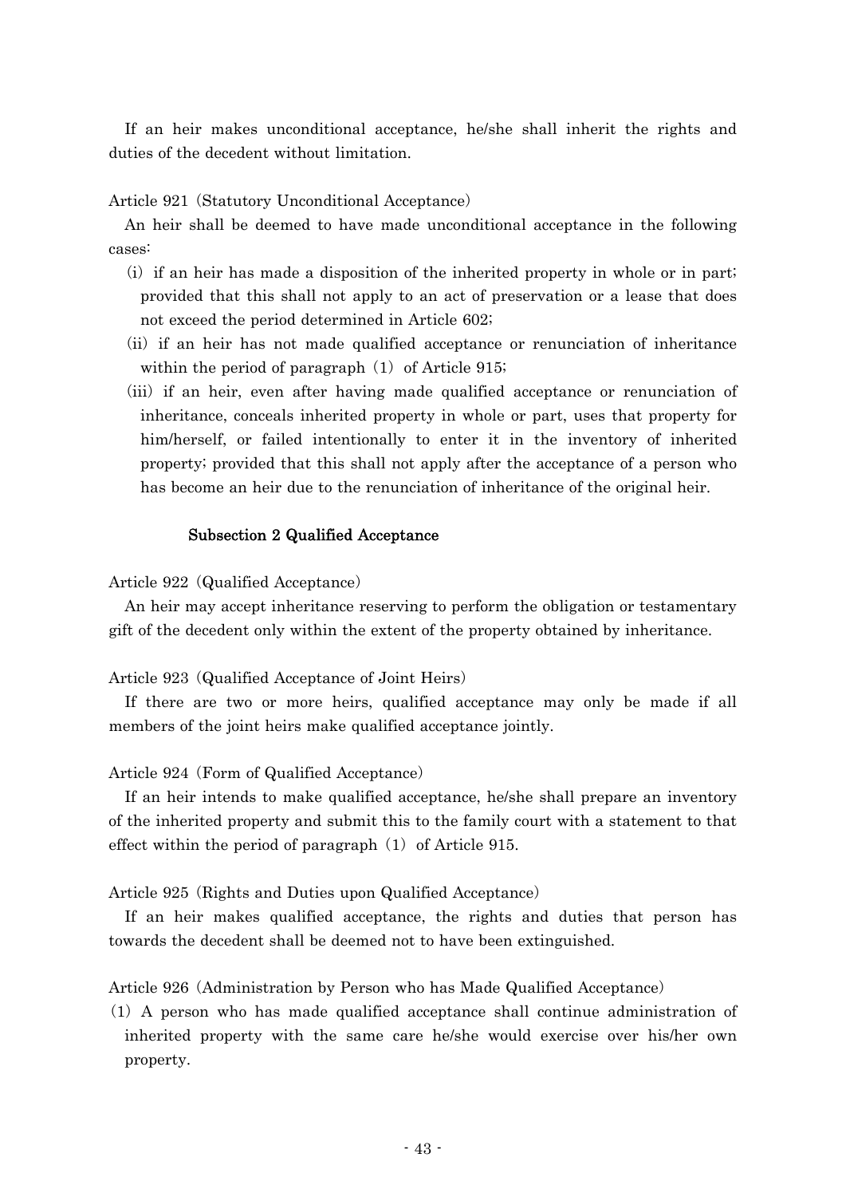If an heir makes unconditional acceptance, he/she shall inherit the rights and duties of the decedent without limitation.

Article 921 (Statutory Unconditional Acceptance)

An heir shall be deemed to have made unconditional acceptance in the following cases:

(i) if an heir has made a disposition of the inherited property in whole or in part; provided that this shall not apply to an act of preservation or a lease that does not exceed the period determined in Article 602;

(ii) if an heir has not made qualified acceptance or renunciation of inheritance within the period of paragraph (1) of Article 915;

(iii) if an heir, even after having made qualified acceptance or renunciation of inheritance, conceals inherited property in whole or part, uses that property for him/herself, or failed intentionally to enter it in the inventory of inherited property; provided that this shall not apply after the acceptance of a person who has become an heir due to the renunciation of inheritance of the original heir.

### Subsection 2 Qualified Acceptance

Article 922 (Qualified Acceptance)

An heir may accept inheritance reserving to perform the obligation or testamentary gift of the decedent only within the extent of the property obtained by inheritance.

Article 923 (Qualified Acceptance of Joint Heirs)

If there are two or more heirs, qualified acceptance may only be made if all members of the joint heirs make qualified acceptance jointly.

Article 924 (Form of Qualified Acceptance)

If an heir intends to make qualified acceptance, he/she shall prepare an inventory of the inherited property and submit this to the family court with a statement to that effect within the period of paragraph (1) of Article 915.

Article 925 (Rights and Duties upon Qualified Acceptance)

If an heir makes qualified acceptance, the rights and duties that person has towards the decedent shall be deemed not to have been extinguished.

Article 926 (Administration by Person who has Made Qualified Acceptance)

(1) A person who has made qualified acceptance shall continue administration of inherited property with the same care he/she would exercise over his/her own property.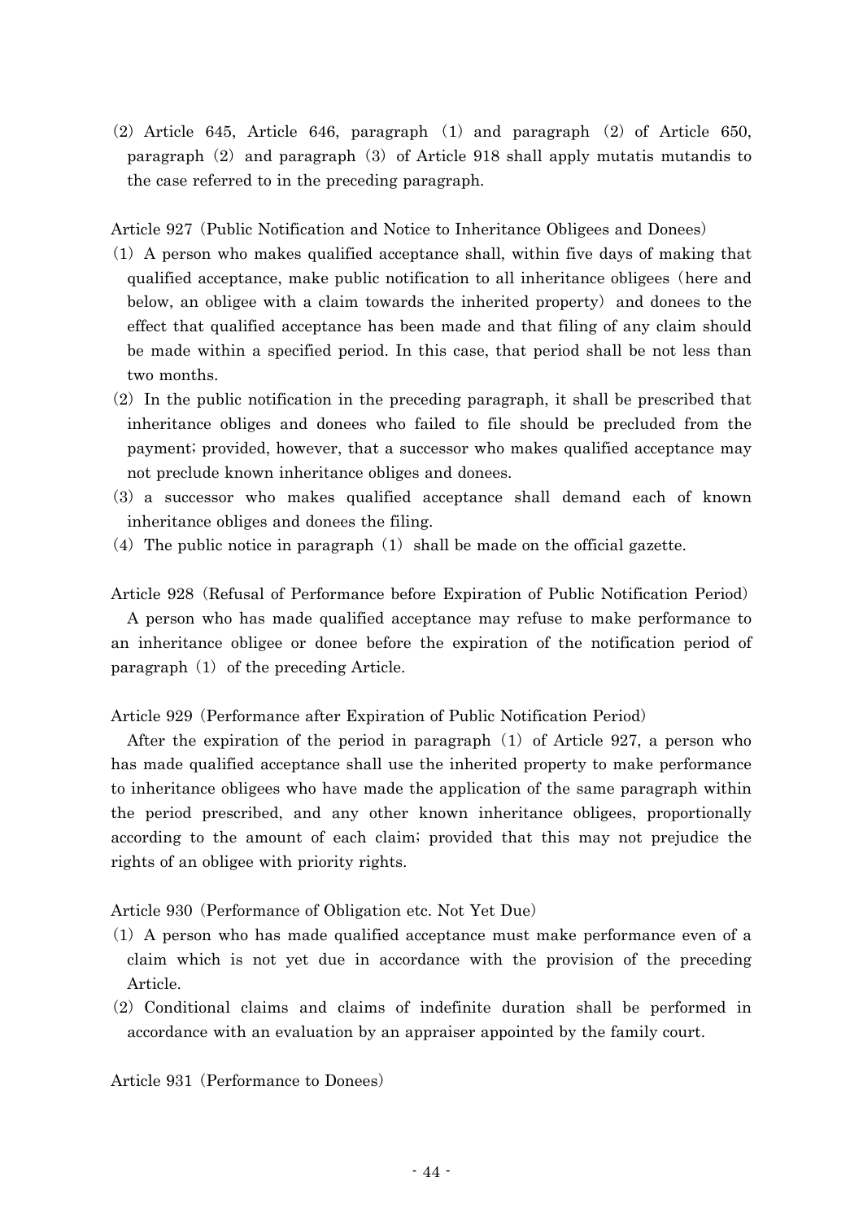(2) Article 645, Article 646, paragraph (1) and paragraph (2) of Article 650, paragraph (2) and paragraph (3) of Article 918 shall apply mutatis mutandis to the case referred to in the preceding paragraph.

Article 927 (Public Notification and Notice to Inheritance Obligees and Donees)

(1) A person who makes qualified acceptance shall, within five days of making that qualified acceptance, make public notification to all inheritance obligees (here and below, an obligee with a claim towards the inherited property) and donees to the effect that qualified acceptance has been made and that filing of any claim should be made within a specified period. In this case, that period shall be not less than two months.

(2) In the public notification in the preceding paragraph, it shall be prescribed that inheritance obliges and donees who failed to file should be precluded from the payment; provided, however, that a successor who makes qualified acceptance may not preclude known inheritance obliges and donees.

(3) a successor who makes qualified acceptance shall demand each of known inheritance obliges and donees the filing.

(4) The public notice in paragraph (1) shall be made on the official gazette.

Article 928 (Refusal of Performance before Expiration of Public Notification Period)

A person who has made qualified acceptance may refuse to make performance to an inheritance obligee or donee before the expiration of the notification period of paragraph (1) of the preceding Article.

Article 929 (Performance after Expiration of Public Notification Period)

After the expiration of the period in paragraph (1) of Article 927, a person who has made qualified acceptance shall use the inherited property to make performance to inheritance obligees who have made the application of the same paragraph within the period prescribed, and any other known inheritance obligees, proportionally according to the amount of each claim; provided that this may not prejudice the rights of an obligee with priority rights.

Article 930 (Performance of Obligation etc. Not Yet Due)

(1) A person who has made qualified acceptance must make performance even of a claim which is not yet due in accordance with the provision of the preceding Article.

(2) Conditional claims and claims of indefinite duration shall be performed in accordance with an evaluation by an appraiser appointed by the family court.

Article 931 (Performance to Donees)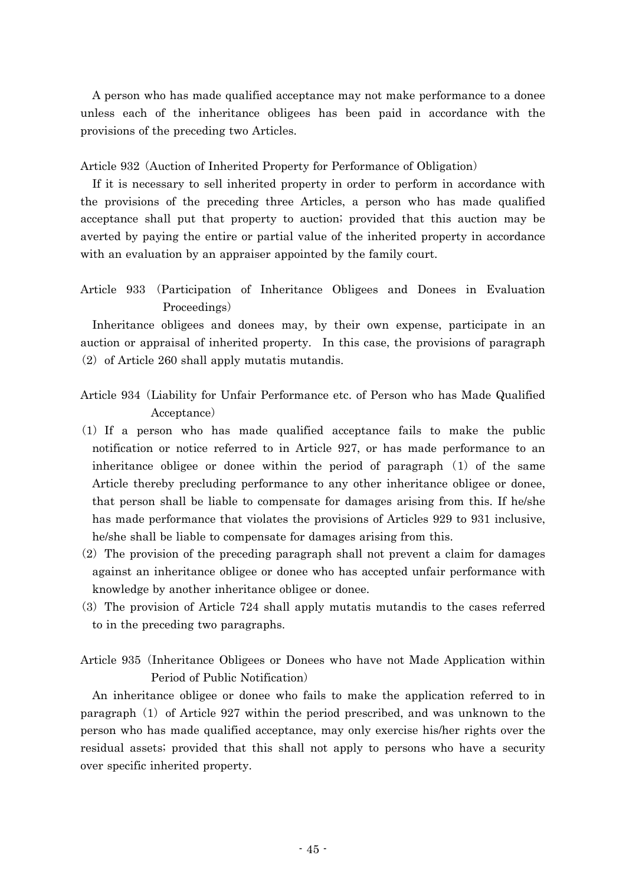A person who has made qualified acceptance may not make performance to a donee unless each of the inheritance obligees has been paid in accordance with the provisions of the preceding two Articles.

Article 932 (Auction of Inherited Property for Performance of Obligation)

If it is necessary to sell inherited property in order to perform in accordance with the provisions of the preceding three Articles, a person who has made qualified acceptance shall put that property to auction; provided that this auction may be averted by paying the entire or partial value of the inherited property in accordance with an evaluation by an appraiser appointed by the family court.

Article 933 (Participation of Inheritance Obligees and Donees in Evaluation Proceedings)

Inheritance obligees and donees may, by their own expense, participate in an auction or appraisal of inherited property. In this case, the provisions of paragraph (2) of Article 260 shall apply mutatis mutandis.

Article 934 (Liability for Unfair Performance etc. of Person who has Made Qualified Acceptance)

(1) If a person who has made qualified acceptance fails to make the public notification or notice referred to in Article 927, or has made performance to an inheritance obligee or donee within the period of paragraph (1) of the same Article thereby precluding performance to any other inheritance obligee or donee, that person shall be liable to compensate for damages arising from this. If he/she has made performance that violates the provisions of Articles 929 to 931 inclusive, he/she shall be liable to compensate for damages arising from this.

(2) The provision of the preceding paragraph shall not prevent a claim for damages against an inheritance obligee or donee who has accepted unfair performance with knowledge by another inheritance obligee or donee.

(3) The provision of Article 724 shall apply mutatis mutandis to the cases referred to in the preceding two paragraphs.

Article 935 (Inheritance Obligees or Donees who have not Made Application within Period of Public Notification)

An inheritance obligee or donee who fails to make the application referred to in paragraph (1) of Article 927 within the period prescribed, and was unknown to the person who has made qualified acceptance, may only exercise his/her rights over the residual assets; provided that this shall not apply to persons who have a security over specific inherited property.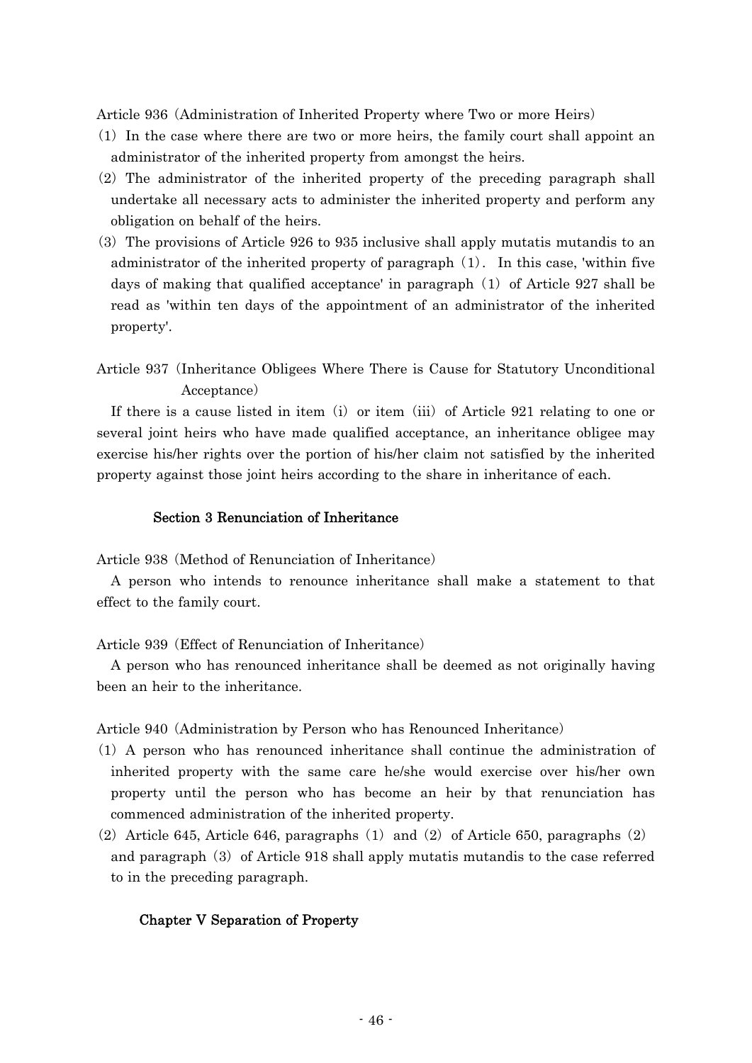Article 936 (Administration of Inherited Property where Two or more Heirs)

(1) In the case where there are two or more heirs, the family court shall appoint an administrator of the inherited property from amongst the heirs.

(2) The administrator of the inherited property of the preceding paragraph shall undertake all necessary acts to administer the inherited property and perform any obligation on behalf of the heirs.

(3) The provisions of Article 926 to 935 inclusive shall apply mutatis mutandis to an administrator of the inherited property of paragraph (1). In this case, 'within five days of making that qualified acceptance' in paragraph (1) of Article 927 shall be read as 'within ten days of the appointment of an administrator of the inherited property'.

Article 937 (Inheritance Obligees Where There is Cause for Statutory Unconditional Acceptance)

If there is a cause listed in item (i) or item (iii) of Article 921 relating to one or several joint heirs who have made qualified acceptance, an inheritance obligee may exercise his/her rights over the portion of his/her claim not satisfied by the inherited property against those joint heirs according to the share in inheritance of each.

### Section 3 Renunciation of Inheritance

Article 938 (Method of Renunciation of Inheritance)

A person who intends to renounce inheritance shall make a statement to that effect to the family court.

Article 939 (Effect of Renunciation of Inheritance)

A person who has renounced inheritance shall be deemed as not originally having been an heir to the inheritance.

Article 940 (Administration by Person who has Renounced Inheritance)

(1) A person who has renounced inheritance shall continue the administration of inherited property with the same care he/she would exercise over his/her own property until the person who has become an heir by that renunciation has commenced administration of the inherited property.

(2) Article 645, Article 646, paragraphs (1) and (2) of Article 650, paragraphs (2) and paragraph (3) of Article 918 shall apply mutatis mutandis to the case referred to in the preceding paragraph.

## Chapter V Separation of Property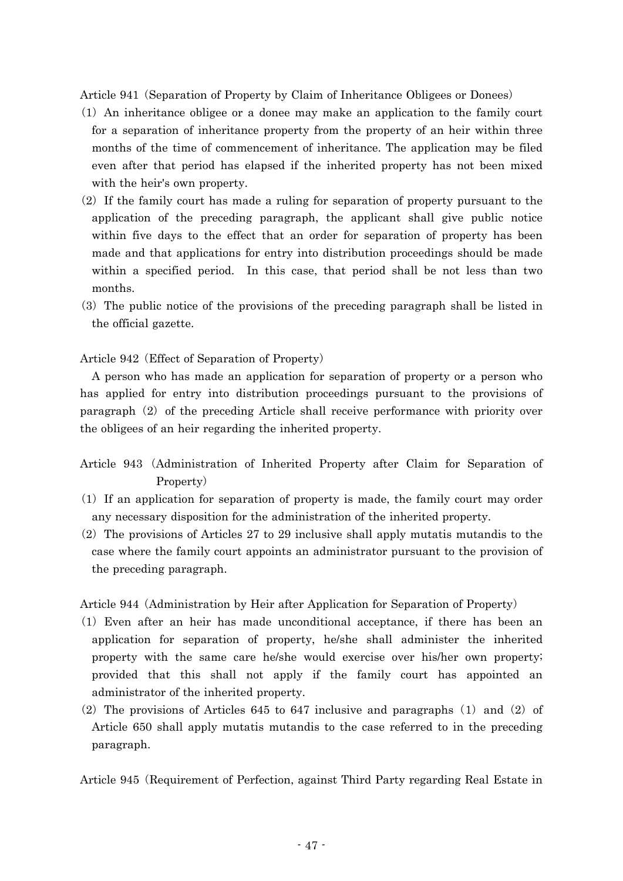Article 941 (Separation of Property by Claim of Inheritance Obligees or Donees)

(1) An inheritance obligee or a donee may make an application to the family court for a separation of inheritance property from the property of an heir within three months of the time of commencement of inheritance. The application may be filed even after that period has elapsed if the inherited property has not been mixed with the heir's own property.

(2) If the family court has made a ruling for separation of property pursuant to the application of the preceding paragraph, the applicant shall give public notice within five days to the effect that an order for separation of property has been made and that applications for entry into distribution proceedings should be made within a specified period. In this case, that period shall be not less than two months.

(3) The public notice of the provisions of the preceding paragraph shall be listed in the official gazette.

Article 942 (Effect of Separation of Property)

A person who has made an application for separation of property or a person who has applied for entry into distribution proceedings pursuant to the provisions of paragraph (2) of the preceding Article shall receive performance with priority over the obligees of an heir regarding the inherited property.

Article 943 (Administration of Inherited Property after Claim for Separation of Property)

(1) If an application for separation of property is made, the family court may order any necessary disposition for the administration of the inherited property.

(2) The provisions of Articles 27 to 29 inclusive shall apply mutatis mutandis to the case where the family court appoints an administrator pursuant to the provision of the preceding paragraph.

Article 944 (Administration by Heir after Application for Separation of Property)

(1) Even after an heir has made unconditional acceptance, if there has been an application for separation of property, he/she shall administer the inherited property with the same care he/she would exercise over his/her own property; provided that this shall not apply if the family court has appointed an administrator of the inherited property.

(2) The provisions of Articles 645 to 647 inclusive and paragraphs (1) and (2) of Article 650 shall apply mutatis mutandis to the case referred to in the preceding paragraph.

Article 945 (Requirement of Perfection, against Third Party regarding Real Estate in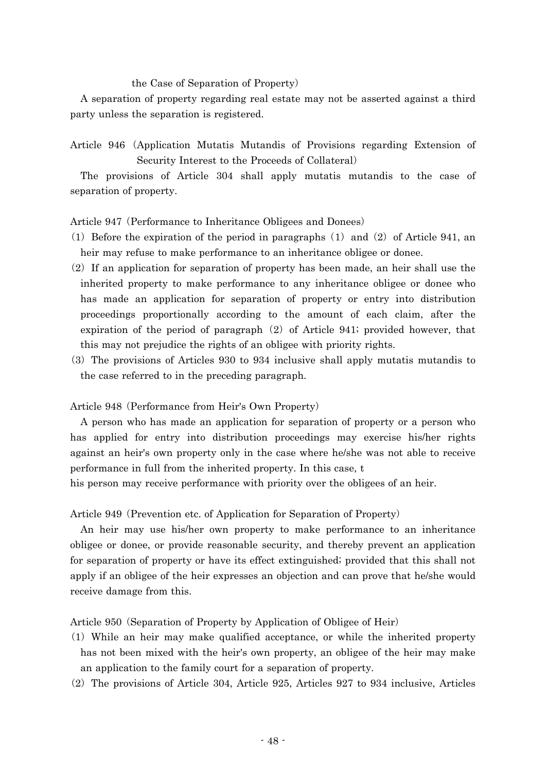the Case of Separation of Property)

A separation of property regarding real estate may not be asserted against a third party unless the separation is registered.

Article 946 (Application Mutatis Mutandis of Provisions regarding Extension of Security Interest to the Proceeds of Collateral)

The provisions of Article 304 shall apply mutatis mutandis to the case of separation of property.

Article 947 (Performance to Inheritance Obligees and Donees)

(1) Before the expiration of the period in paragraphs (1) and (2) of Article 941, an heir may refuse to make performance to an inheritance obligee or donee.

(2) If an application for separation of property has been made, an heir shall use the inherited property to make performance to any inheritance obligee or donee who has made an application for separation of property or entry into distribution proceedings proportionally according to the amount of each claim, after the expiration of the period of paragraph (2) of Article 941; provided however, that this may not prejudice the rights of an obligee with priority rights.

(3) The provisions of Articles 930 to 934 inclusive shall apply mutatis mutandis to the case referred to in the preceding paragraph.

Article 948 (Performance from Heir's Own Property)

A person who has made an application for separation of property or a person who has applied for entry into distribution proceedings may exercise his/her rights against an heir's own property only in the case where he/she was not able to receive performance in full from the inherited property. In this case, this person may receive performance with priority over the obligees of an heir.

Article 949 (Prevention etc. of Application for Separation of Property)

An heir may use his/her own property to make performance to an inheritance obligee or donee, or provide reasonable security, and thereby prevent an application for separation of property or have its effect extinguished; provided that this shall not apply if an obligee of the heir expresses an objection and can prove that he/she would receive damage from this.

Article 950 (Separation of Property by Application of Obligee of Heir)

(1) While an heir may make qualified acceptance, or while the inherited property has not been mixed with the heir's own property, an obligee of the heir may make an application to the family court for a separation of property.

(2) The provisions of Article 304, Article 925, Articles 927 to 934 inclusive, Articles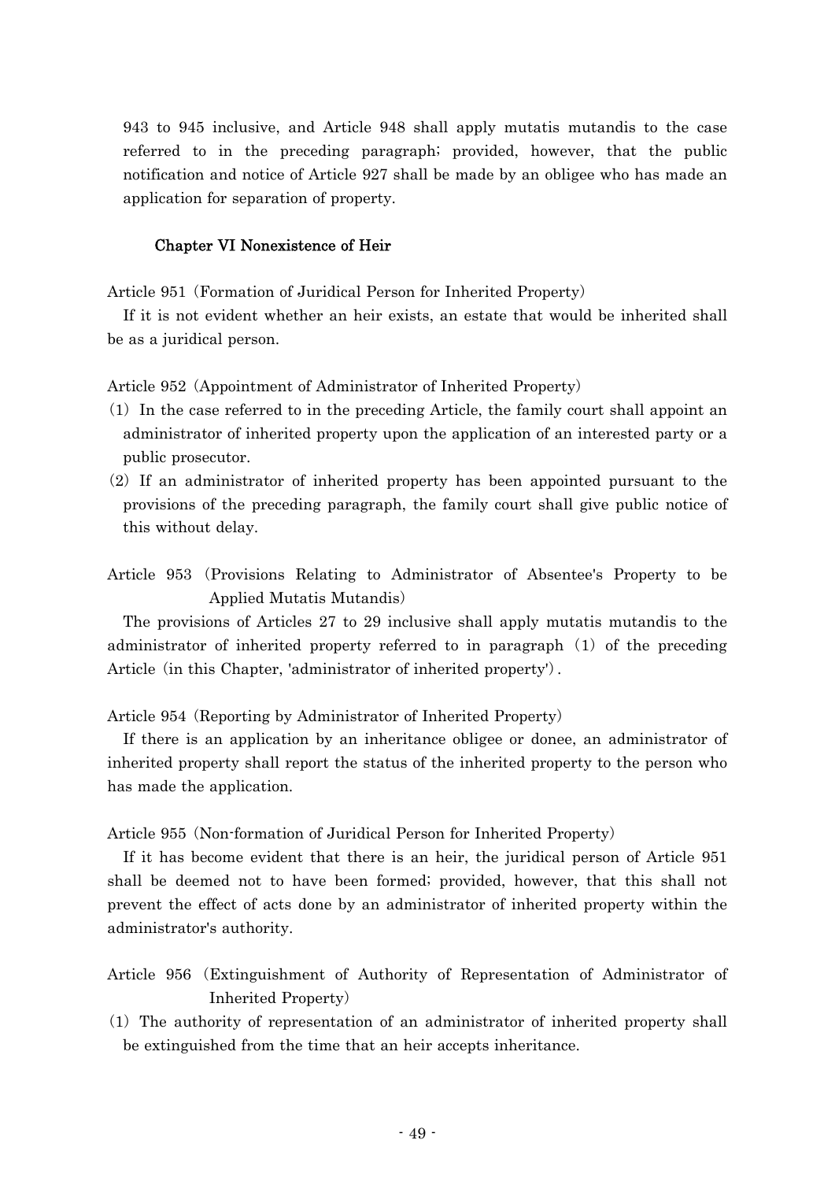943 to 945 inclusive, and Article 948 shall apply mutatis mutandis to the case referred to in the preceding paragraph; provided, however, that the public notification and notice of Article 927 shall be made by an obligee who has made an application for separation of property.

## Chapter VI Nonexistence of Heir

Article 951 (Formation of Juridical Person for Inherited Property)

If it is not evident whether an heir exists, an estate that would be inherited shall be as a juridical person.

Article 952 (Appointment of Administrator of Inherited Property)

(1) In the case referred to in the preceding Article, the family court shall appoint an administrator of inherited property upon the application of an interested party or a public prosecutor.

(2) If an administrator of inherited property has been appointed pursuant to the provisions of the preceding paragraph, the family court shall give public notice of this without delay.

Article 953 (Provisions Relating to Administrator of Absentee's Property to be Applied Mutatis Mutandis)

The provisions of Articles 27 to 29 inclusive shall apply mutatis mutandis to the administrator of inherited property referred to in paragraph (1) of the preceding Article (in this Chapter, 'administrator of inherited property').

Article 954 (Reporting by Administrator of Inherited Property)

If there is an application by an inheritance obligee or donee, an administrator of inherited property shall report the status of the inherited property to the person who has made the application.

Article 955 (Non-formation of Juridical Person for Inherited Property)

If it has become evident that there is an heir, the juridical person of Article 951 shall be deemed not to have been formed; provided, however, that this shall not prevent the effect of acts done by an administrator of inherited property within the administrator's authority.

Article 956 (Extinguishment of Authority of Representation of Administrator of Inherited Property)

(1) The authority of representation of an administrator of inherited property shall be extinguished from the time that an heir accepts inheritance.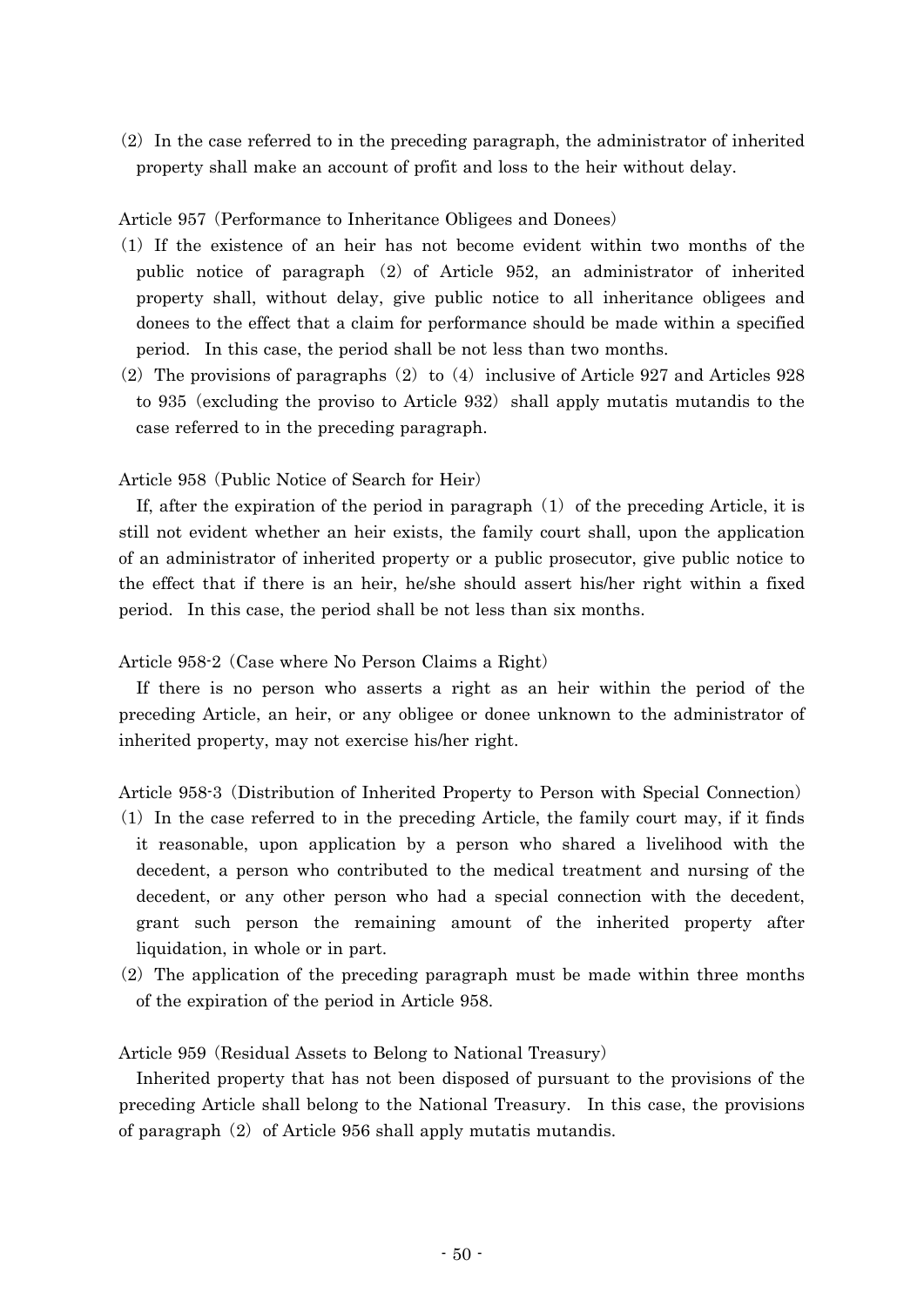(2) In the case referred to in the preceding paragraph, the administrator of inherited property shall make an account of profit and loss to the heir without delay.

Article 957 (Performance to Inheritance Obligees and Donees)

(1) If the existence of an heir has not become evident within two months of the public notice of paragraph (2) of Article 952, an administrator of inherited property shall, without delay, give public notice to all inheritance obligees and donees to the effect that a claim for performance should be made within a specified period. In this case, the period shall be not less than two months.

(2) The provisions of paragraphs (2) to (4) inclusive of Article 927 and Articles 928 to 935 (excluding the proviso to Article 932) shall apply mutatis mutandis to the case referred to in the preceding paragraph.

Article 958 (Public Notice of Search for Heir)

If, after the expiration of the period in paragraph (1) of the preceding Article, it is still not evident whether an heir exists, the family court shall, upon the application of an administrator of inherited property or a public prosecutor, give public notice to the effect that if there is an heir, he/she should assert his/her right within a fixed period. In this case, the period shall be not less than six months.

Article 958-2 (Case where No Person Claims a Right)

If there is no person who asserts a right as an heir within the period of the preceding Article, an heir, or any obligee or donee unknown to the administrator of inherited property, may not exercise his/her right.

Article 958-3 (Distribution of Inherited Property to Person with Special Connection)

(1) In the case referred to in the preceding Article, the family court may, if it finds it reasonable, upon application by a person who shared a livelihood with the decedent, a person who contributed to the medical treatment and nursing of the decedent, or any other person who had a special connection with the decedent, grant such person the remaining amount of the inherited property after liquidation, in whole or in part.

(2) The application of the preceding paragraph must be made within three months of the expiration of the period in Article 958.

Article 959 (Residual Assets to Belong to National Treasury)

Inherited property that has not been disposed of pursuant to the provisions of the preceding Article shall belong to the National Treasury. In this case, the provisions of paragraph (2) of Article 956 shall apply mutatis mutandis.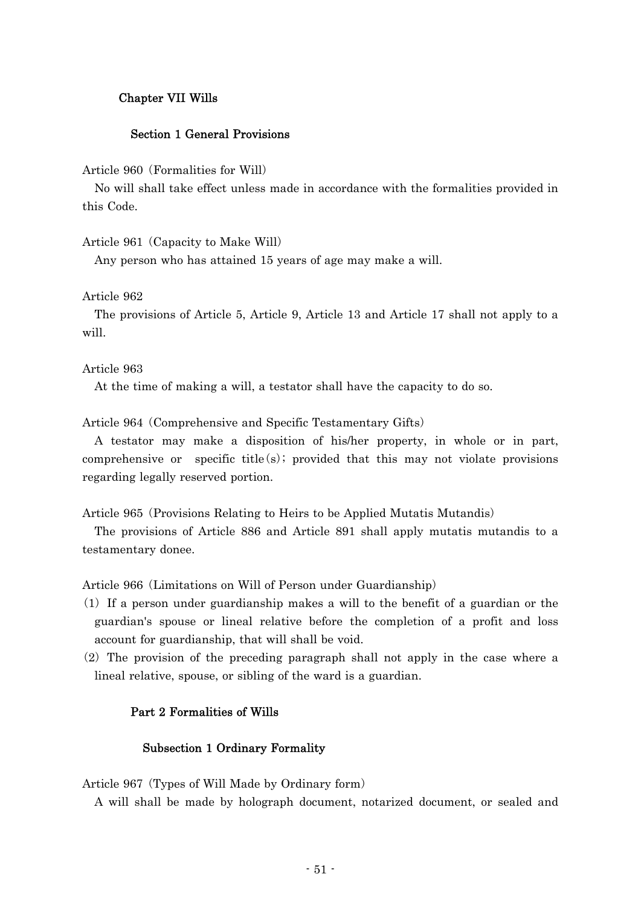## Chapter VII Wills

### Section 1 General Provisions

Article 960 (Formalities for Will)

No will shall take effect unless made in accordance with the formalities provided in this Code.

Article 961 (Capacity to Make Will)

Any person who has attained 15 years of age may make a will.

Article 962

The provisions of Article 5, Article 9, Article 13 and Article 17 shall not apply to a will.

Article 963

At the time of making a will, a testator shall have the capacity to do so.

Article 964 (Comprehensive and Specific Testamentary Gifts)

A testator may make a disposition of his/her property, in whole or in part, comprehensive or specific title(s); provided that this may not violate provisions regarding legally reserved portion.

Article 965 (Provisions Relating to Heirs to be Applied Mutatis Mutandis)

The provisions of Article 886 and Article 891 shall apply mutatis mutandis to a testamentary donee.

Article 966 (Limitations on Will of Person under Guardianship)

(1) If a person under guardianship makes a will to the benefit of a guardian or the guardian's spouse or lineal relative before the completion of a profit and loss account for guardianship, that will shall be void.

(2) The provision of the preceding paragraph shall not apply in the case where a lineal relative, spouse, or sibling of the ward is a guardian.

### Part 2 Formalities of Wills

#### Subsection 1 Ordinary Formality

Article 967 (Types of Will Made by Ordinary form)

A will shall be made by holograph document, notarized document, or sealed and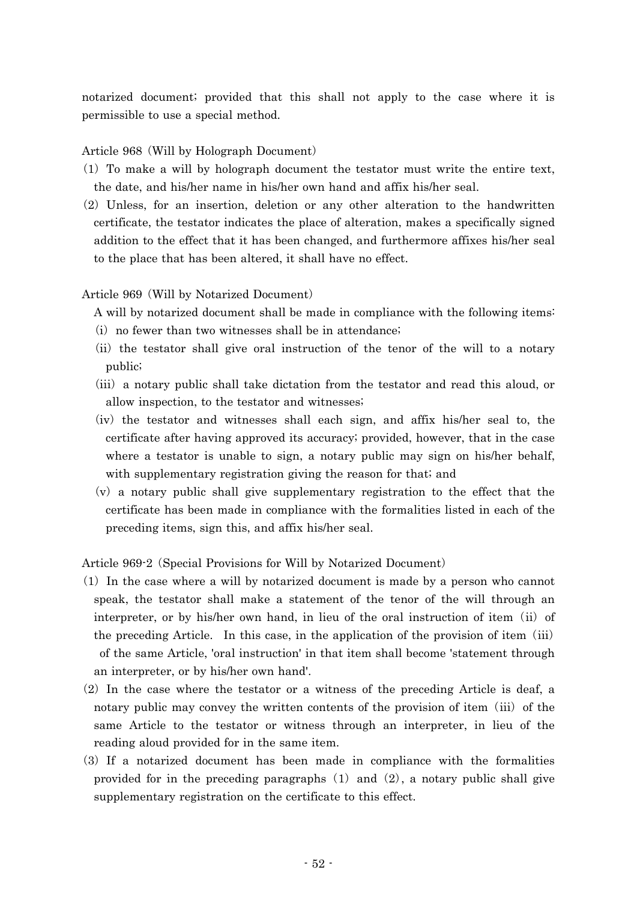notarized document; provided that this shall not apply to the case where it is permissible to use a special method.

Article 968 (Will by Holograph Document)

(1) To make a will by holograph document the testator must write the entire text, the date, and his/her name in his/her own hand and affix his/her seal.

(2) Unless, for an insertion, deletion or any other alteration to the handwritten certificate, the testator indicates the place of alteration, makes a specifically signed addition to the effect that it has been changed, and furthermore affixes his/her seal to the place that has been altered, it shall have no effect.

Article 969 (Will by Notarized Document)

A will by notarized document shall be made in compliance with the following items:

(i) no fewer than two witnesses shall be in attendance;

(ii) the testator shall give oral instruction of the tenor of the will to a notary public;

(iii) a notary public shall take dictation from the testator and read this aloud, or allow inspection, to the testator and witnesses;

(iv) the testator and witnesses shall each sign, and affix his/her seal to, the certificate after having approved its accuracy; provided, however, that in the case where a testator is unable to sign, a notary public may sign on his/her behalf, with supplementary registration giving the reason for that; and

(v) a notary public shall give supplementary registration to the effect that the certificate has been made in compliance with the formalities listed in each of the preceding items, sign this, and affix his/her seal.

Article 969-2 (Special Provisions for Will by Notarized Document)

(1) In the case where a will by notarized document is made by a person who cannot speak, the testator shall make a statement of the tenor of the will through an interpreter, or by his/her own hand, in lieu of the oral instruction of item (ii) of the preceding Article. In this case, in the application of the provision of item (iii) of the same Article, 'oral instruction' in that item shall become 'statement through an interpreter, or by his/her own hand'.

(2) In the case where the testator or a witness of the preceding Article is deaf, a notary public may convey the written contents of the provision of item (iii) of the same Article to the testator or witness through an interpreter, in lieu of the reading aloud provided for in the same item.

(3) If a notarized document has been made in compliance with the formalities provided for in the preceding paragraphs (1) and (2), a notary public shall give supplementary registration on the certificate to this effect.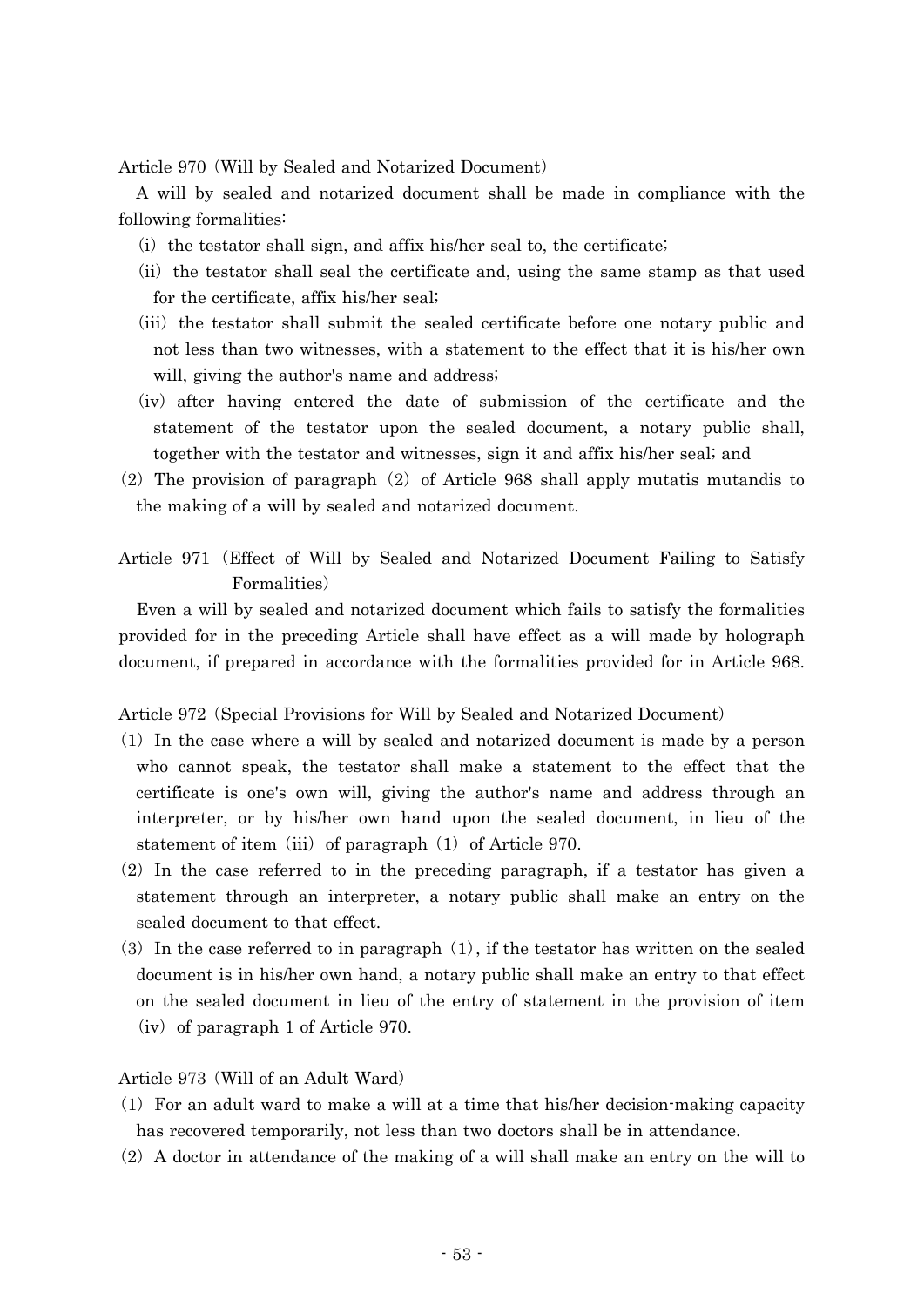Article 970 (Will by Sealed and Notarized Document)

A will by sealed and notarized document shall be made in compliance with the following formalities:

(i) the testator shall sign, and affix his/her seal to, the certificate;

(ii) the testator shall seal the certificate and, using the same stamp as that used for the certificate, affix his/her seal;

(iii) the testator shall submit the sealed certificate before one notary public and not less than two witnesses, with a statement to the effect that it is his/her own will, giving the author's name and address;

(iv) after having entered the date of submission of the certificate and the statement of the testator upon the sealed document, a notary public shall, together with the testator and witnesses, sign it and affix his/her seal; and

(2) The provision of paragraph (2) of Article 968 shall apply mutatis mutandis to the making of a will by sealed and notarized document.

Article 971 (Effect of Will by Sealed and Notarized Document Failing to Satisfy Formalities)

Even a will by sealed and notarized document which fails to satisfy the formalities provided for in the preceding Article shall have effect as a will made by holograph document, if prepared in accordance with the formalities provided for in Article 968.

Article 972 (Special Provisions for Will by Sealed and Notarized Document)

(1) In the case where a will by sealed and notarized document is made by a person who cannot speak, the testator shall make a statement to the effect that the certificate is one's own will, giving the author's name and address through an interpreter, or by his/her own hand upon the sealed document, in lieu of the statement of item (iii) of paragraph (1) of Article 970.

(2) In the case referred to in the preceding paragraph, if a testator has given a statement through an interpreter, a notary public shall make an entry on the sealed document to that effect.

(3) In the case referred to in paragraph (1), if the testator has written on the sealed document is in his/her own hand, a notary public shall make an entry to that effect on the sealed document in lieu of the entry of statement in the provision of item (iv) of paragraph 1 of Article 970.

Article 973 (Will of an Adult Ward)

(1) For an adult ward to make a will at a time that his/her decision-making capacity has recovered temporarily, not less than two doctors shall be in attendance.

(2) A doctor in attendance of the making of a will shall make an entry on the will to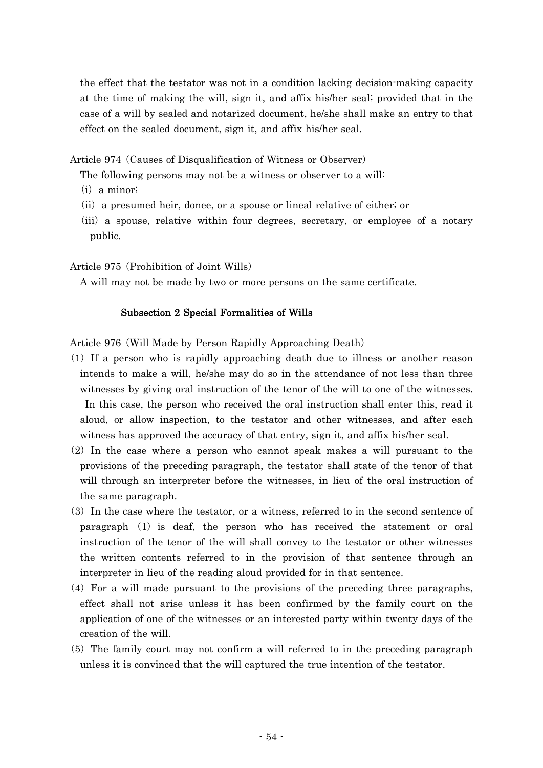the effect that the testator was not in a condition lacking decision-making capacity at the time of making the will, sign it, and affix his/her seal; provided that in the case of a will by sealed and notarized document, he/she shall make an entry to that effect on the sealed document, sign it, and affix his/her seal.

Article 974 (Causes of Disqualification of Witness or Observer)

The following persons may not be a witness or observer to a will:

(i) a minor;

(ii) a presumed heir, donee, or a spouse or lineal relative of either; or

(iii) a spouse, relative within four degrees, secretary, or employee of a notary public.

Article 975 (Prohibition of Joint Wills)

A will may not be made by two or more persons on the same certificate.

### Subsection 2 Special Formalities of Wills

Article 976 (Will Made by Person Rapidly Approaching Death)

(1) If a person who is rapidly approaching death due to illness or another reason intends to make a will, he/she may do so in the attendance of not less than three witnesses by giving oral instruction of the tenor of the will to one of the witnesses. In this case, the person who received the oral instruction shall enter this, read it aloud, or allow inspection, to the testator and other witnesses, and after each witness has approved the accuracy of that entry, sign it, and affix his/her seal.

(2) In the case where a person who cannot speak makes a will pursuant to the provisions of the preceding paragraph, the testator shall state of the tenor of that will through an interpreter before the witnesses, in lieu of the oral instruction of the same paragraph.

(3) In the case where the testator, or a witness, referred to in the second sentence of paragraph (1) is deaf, the person who has received the statement or oral instruction of the tenor of the will shall convey to the testator or other witnesses the written contents referred to in the provision of that sentence through an interpreter in lieu of the reading aloud provided for in that sentence.

(4) For a will made pursuant to the provisions of the preceding three paragraphs, effect shall not arise unless it has been confirmed by the family court on the application of one of the witnesses or an interested party within twenty days of the creation of the will.

(5) The family court may not confirm a will referred to in the preceding paragraph unless it is convinced that the will captured the true intention of the testator.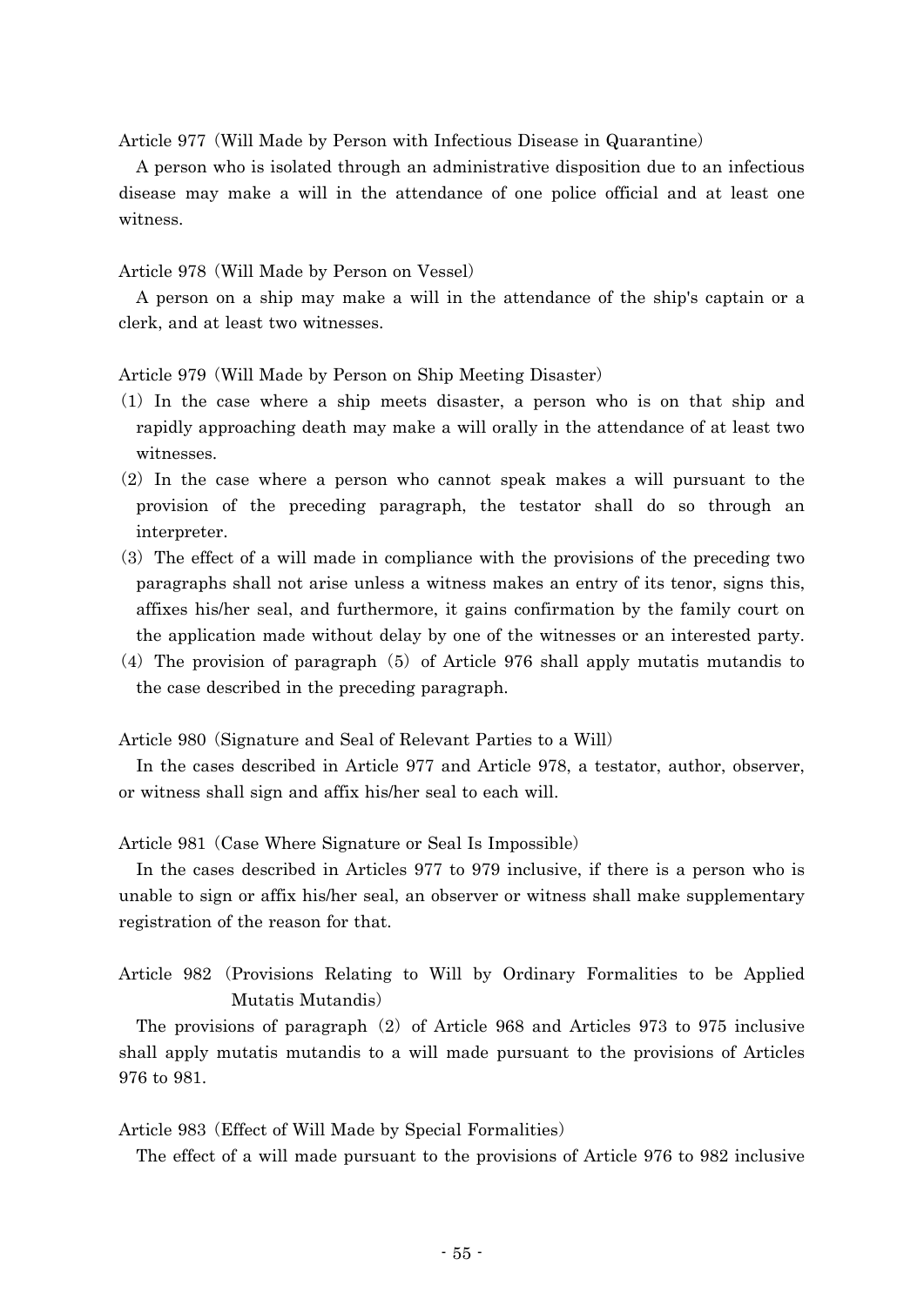Article 977 (Will Made by Person with Infectious Disease in Quarantine)

A person who is isolated through an administrative disposition due to an infectious disease may make a will in the attendance of one police official and at least one witness.

Article 978 (Will Made by Person on Vessel)

A person on a ship may make a will in the attendance of the ship's captain or a clerk, and at least two witnesses.

Article 979 (Will Made by Person on Ship Meeting Disaster)

(1) In the case where a ship meets disaster, a person who is on that ship and rapidly approaching death may make a will orally in the attendance of at least two witnesses.

(2) In the case where a person who cannot speak makes a will pursuant to the provision of the preceding paragraph, the testator shall do so through an interpreter.

(3) The effect of a will made in compliance with the provisions of the preceding two paragraphs shall not arise unless a witness makes an entry of its tenor, signs this, affixes his/her seal, and furthermore, it gains confirmation by the family court on the application made without delay by one of the witnesses or an interested party.

(4) The provision of paragraph (5) of Article 976 shall apply mutatis mutandis to the case described in the preceding paragraph.

Article 980 (Signature and Seal of Relevant Parties to a Will)

In the cases described in Article 977 and Article 978, a testator, author, observer, or witness shall sign and affix his/her seal to each will.

Article 981 (Case Where Signature or Seal Is Impossible)

In the cases described in Articles 977 to 979 inclusive, if there is a person who is unable to sign or affix his/her seal, an observer or witness shall make supplementary registration of the reason for that.

Article 982 (Provisions Relating to Will by Ordinary Formalities to be Applied Mutatis Mutandis)

The provisions of paragraph (2) of Article 968 and Articles 973 to 975 inclusive shall apply mutatis mutandis to a will made pursuant to the provisions of Articles 976 to 981.

Article 983 (Effect of Will Made by Special Formalities)

The effect of a will made pursuant to the provisions of Article 976 to 982 inclusive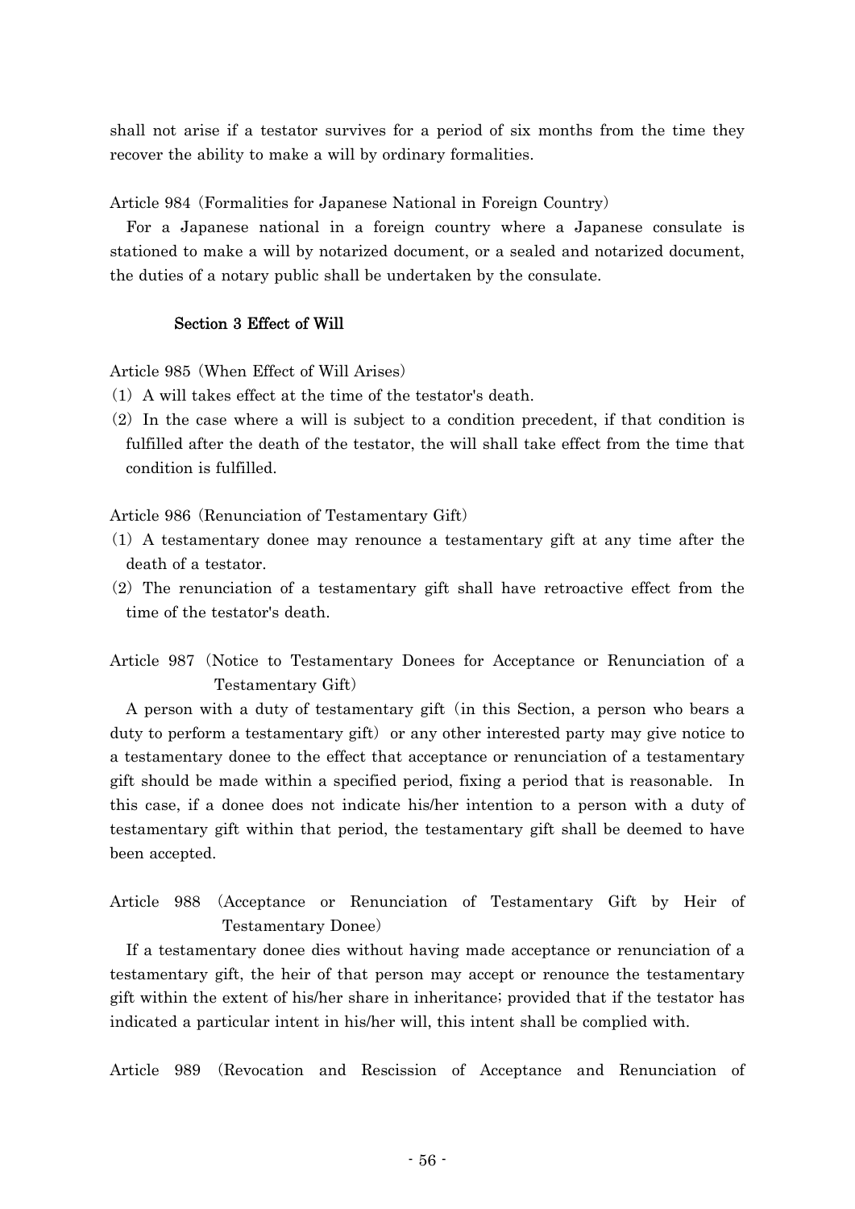shall not arise if a testator survives for a period of six months from the time they recover the ability to make a will by ordinary formalities.

Article 984 (Formalities for Japanese National in Foreign Country)

For a Japanese national in a foreign country where a Japanese consulate is stationed to make a will by notarized document, or a sealed and notarized document, the duties of a notary public shall be undertaken by the consulate.

### Section 3 Effect of Will

Article 985 (When Effect of Will Arises)

(1) A will takes effect at the time of the testator's death.

(2) In the case where a will is subject to a condition precedent, if that condition is fulfilled after the death of the testator, the will shall take effect from the time that condition is fulfilled.

Article 986 (Renunciation of Testamentary Gift)

(1) A testamentary donee may renounce a testamentary gift at any time after the death of a testator.

(2) The renunciation of a testamentary gift shall have retroactive effect from the time of the testator's death.

Article 987 (Notice to Testamentary Donees for Acceptance or Renunciation of a Testamentary Gift)

A person with a duty of testamentary gift (in this Section, a person who bears a duty to perform a testamentary gift) or any other interested party may give notice to a testamentary donee to the effect that acceptance or renunciation of a testamentary gift should be made within a specified period, fixing a period that is reasonable. In this case, if a donee does not indicate his/her intention to a person with a duty of testamentary gift within that period, the testamentary gift shall be deemed to have been accepted.

Article 988 (Acceptance or Renunciation of Testamentary Gift by Heir of Testamentary Donee)

If a testamentary donee dies without having made acceptance or renunciation of a testamentary gift, the heir of that person may accept or renounce the testamentary gift within the extent of his/her share in inheritance; provided that if the testator has indicated a particular intent in his/her will, this intent shall be complied with.

Article 989 (Revocation and Rescission of Acceptance and Renunciation of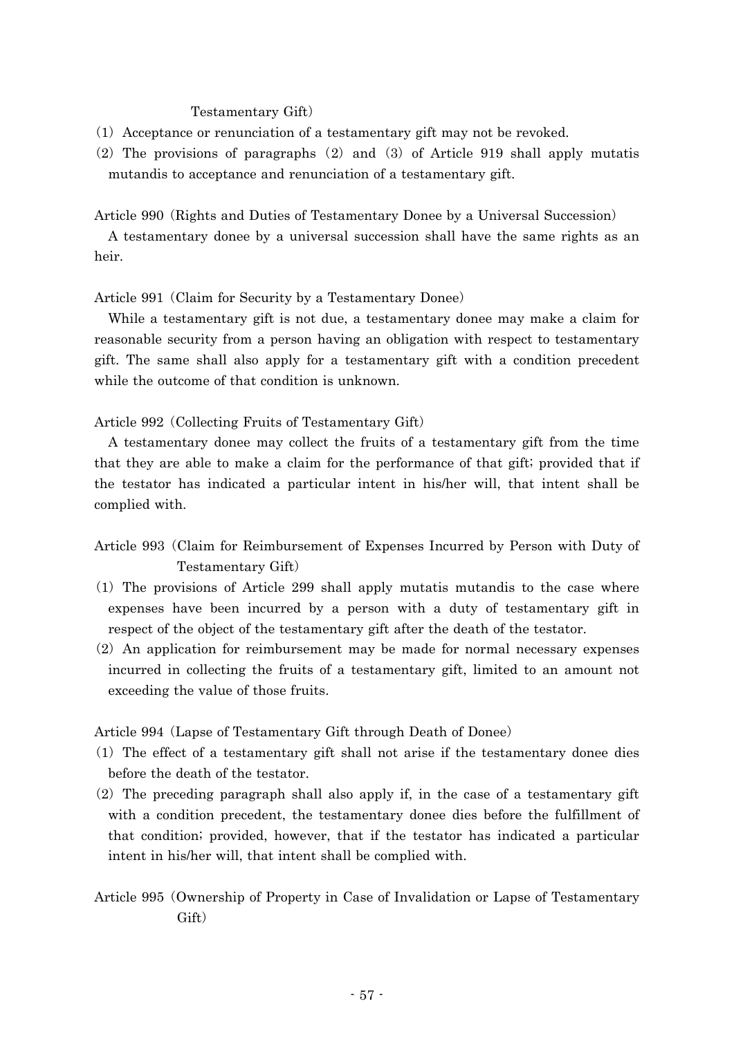Testamentary Gift)

(1) Acceptance or renunciation of a testamentary gift may not be revoked.

(2) The provisions of paragraphs (2) and (3) of Article 919 shall apply mutatis mutandis to acceptance and renunciation of a testamentary gift.

Article 990 (Rights and Duties of Testamentary Donee by a Universal Succession)

A testamentary donee by a universal succession shall have the same rights as an heir.

Article 991 (Claim for Security by a Testamentary Donee)

While a testamentary gift is not due, a testamentary donee may make a claim for reasonable security from a person having an obligation with respect to testamentary gift. The same shall also apply for a testamentary gift with a condition precedent while the outcome of that condition is unknown.

Article 992 (Collecting Fruits of Testamentary Gift)

A testamentary donee may collect the fruits of a testamentary gift from the time that they are able to make a claim for the performance of that gift; provided that if the testator has indicated a particular intent in his/her will, that intent shall be complied with.

Article 993 (Claim for Reimbursement of Expenses Incurred by Person with Duty of Testamentary Gift)

(1) The provisions of Article 299 shall apply mutatis mutandis to the case where expenses have been incurred by a person with a duty of testamentary gift in respect of the object of the testamentary gift after the death of the testator.

(2) An application for reimbursement may be made for normal necessary expenses incurred in collecting the fruits of a testamentary gift, limited to an amount not exceeding the value of those fruits.

Article 994 (Lapse of Testamentary Gift through Death of Donee)

(1) The effect of a testamentary gift shall not arise if the testamentary donee dies before the death of the testator.

(2) The preceding paragraph shall also apply if, in the case of a testamentary gift with a condition precedent, the testamentary donee dies before the fulfillment of that condition; provided, however, that if the testator has indicated a particular intent in his/her will, that intent shall be complied with.

Article 995 (Ownership of Property in Case of Invalidation or Lapse of Testamentary Gift)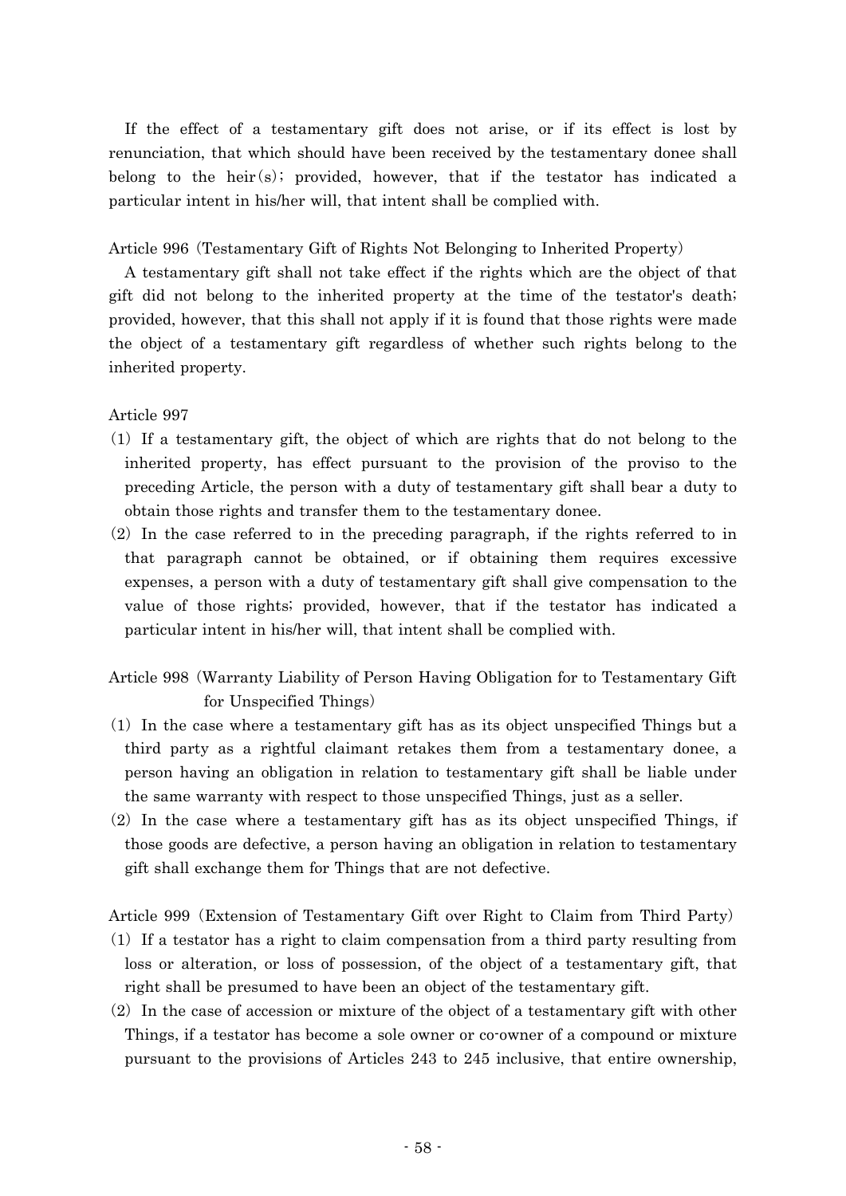If the effect of a testamentary gift does not arise, or if its effect is lost by renunciation, that which should have been received by the testamentary donee shall belong to the heir(s); provided, however, that if the testator has indicated a particular intent in his/her will, that intent shall be complied with.

Article 996 (Testamentary Gift of Rights Not Belonging to Inherited Property)

A testamentary gift shall not take effect if the rights which are the object of that gift did not belong to the inherited property at the time of the testator's death; provided, however, that this shall not apply if it is found that those rights were made the object of a testamentary gift regardless of whether such rights belong to the inherited property.

Article 997

(1) If a testamentary gift, the object of which are rights that do not belong to the inherited property, has effect pursuant to the provision of the proviso to the preceding Article, the person with a duty of testamentary gift shall bear a duty to obtain those rights and transfer them to the testamentary donee.

(2) In the case referred to in the preceding paragraph, if the rights referred to in that paragraph cannot be obtained, or if obtaining them requires excessive expenses, a person with a duty of testamentary gift shall give compensation to the value of those rights; provided, however, that if the testator has indicated a particular intent in his/her will, that intent shall be complied with.

Article 998 (Warranty Liability of Person Having Obligation for to Testamentary Gift for Unspecified Things)

(1) In the case where a testamentary gift has as its object unspecified Things but a third party as a rightful claimant retakes them from a testamentary donee, a person having an obligation in relation to testamentary gift shall be liable under the same warranty with respect to those unspecified Things, just as a seller.

(2) In the case where a testamentary gift has as its object unspecified Things, if those goods are defective, a person having an obligation in relation to testamentary gift shall exchange them for Things that are not defective.

Article 999 (Extension of Testamentary Gift over Right to Claim from Third Party)

(1) If a testator has a right to claim compensation from a third party resulting from loss or alteration, or loss of possession, of the object of a testamentary gift, that right shall be presumed to have been an object of the testamentary gift.

(2) In the case of accession or mixture of the object of a testamentary gift with other Things, if a testator has become a sole owner or co-owner of a compound or mixture pursuant to the provisions of Articles 243 to 245 inclusive, that entire ownership,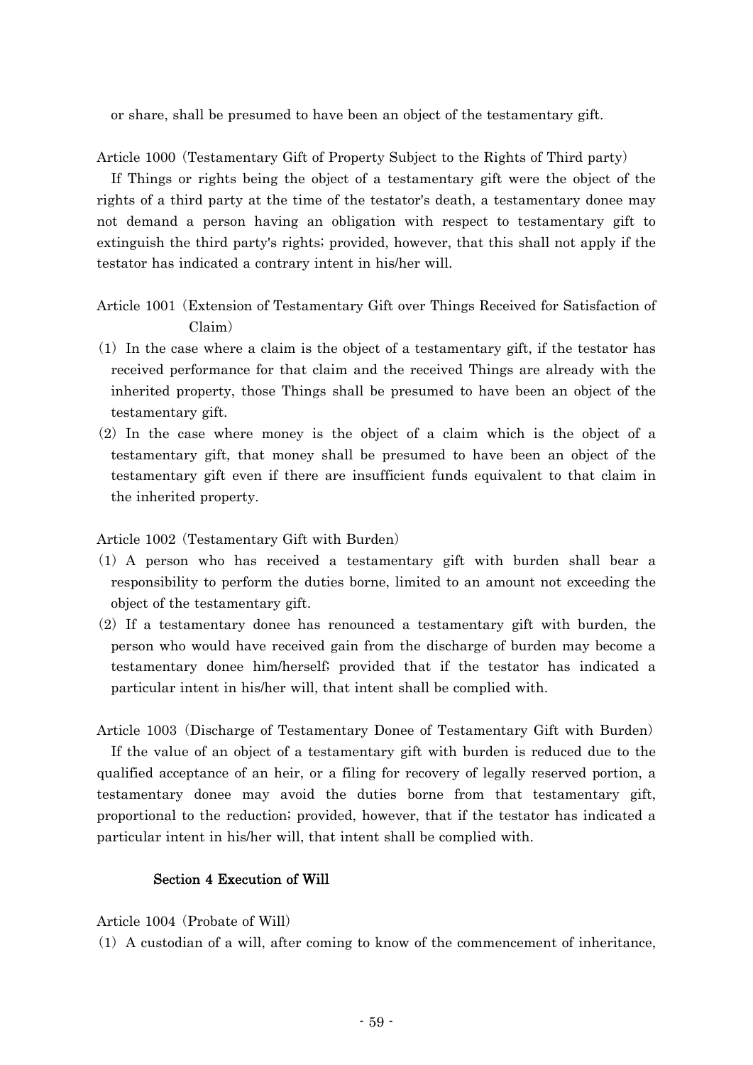or share, shall be presumed to have been an object of the testamentary gift.

Article 1000 (Testamentary Gift of Property Subject to the Rights of Third party)

If Things or rights being the object of a testamentary gift were the object of the rights of a third party at the time of the testator's death, a testamentary donee may not demand a person having an obligation with respect to testamentary gift to extinguish the third party's rights; provided, however, that this shall not apply if the testator has indicated a contrary intent in his/her will.

Article 1001 (Extension of Testamentary Gift over Things Received for Satisfaction of Claim)

(1) In the case where a claim is the object of a testamentary gift, if the testator has received performance for that claim and the received Things are already with the inherited property, those Things shall be presumed to have been an object of the testamentary gift.

(2) In the case where money is the object of a claim which is the object of a testamentary gift, that money shall be presumed to have been an object of the testamentary gift even if there are insufficient funds equivalent to that claim in the inherited property.

Article 1002 (Testamentary Gift with Burden)

(1) A person who has received a testamentary gift with burden shall bear a responsibility to perform the duties borne, limited to an amount not exceeding the object of the testamentary gift.

(2) If a testamentary donee has renounced a testamentary gift with burden, the person who would have received gain from the discharge of burden may become a testamentary donee him/herself; provided that if the testator has indicated a particular intent in his/her will, that intent shall be complied with.

Article 1003 (Discharge of Testamentary Donee of Testamentary Gift with Burden)

If the value of an object of a testamentary gift with burden is reduced due to the qualified acceptance of an heir, or a filing for recovery of legally reserved portion, a testamentary donee may avoid the duties borne from that testamentary gift, proportional to the reduction; provided, however, that if the testator has indicated a particular intent in his/her will, that intent shall be complied with.

## Section 4 Execution of Will

Article 1004 (Probate of Will)

(1) A custodian of a will, after coming to know of the commencement of inheritance,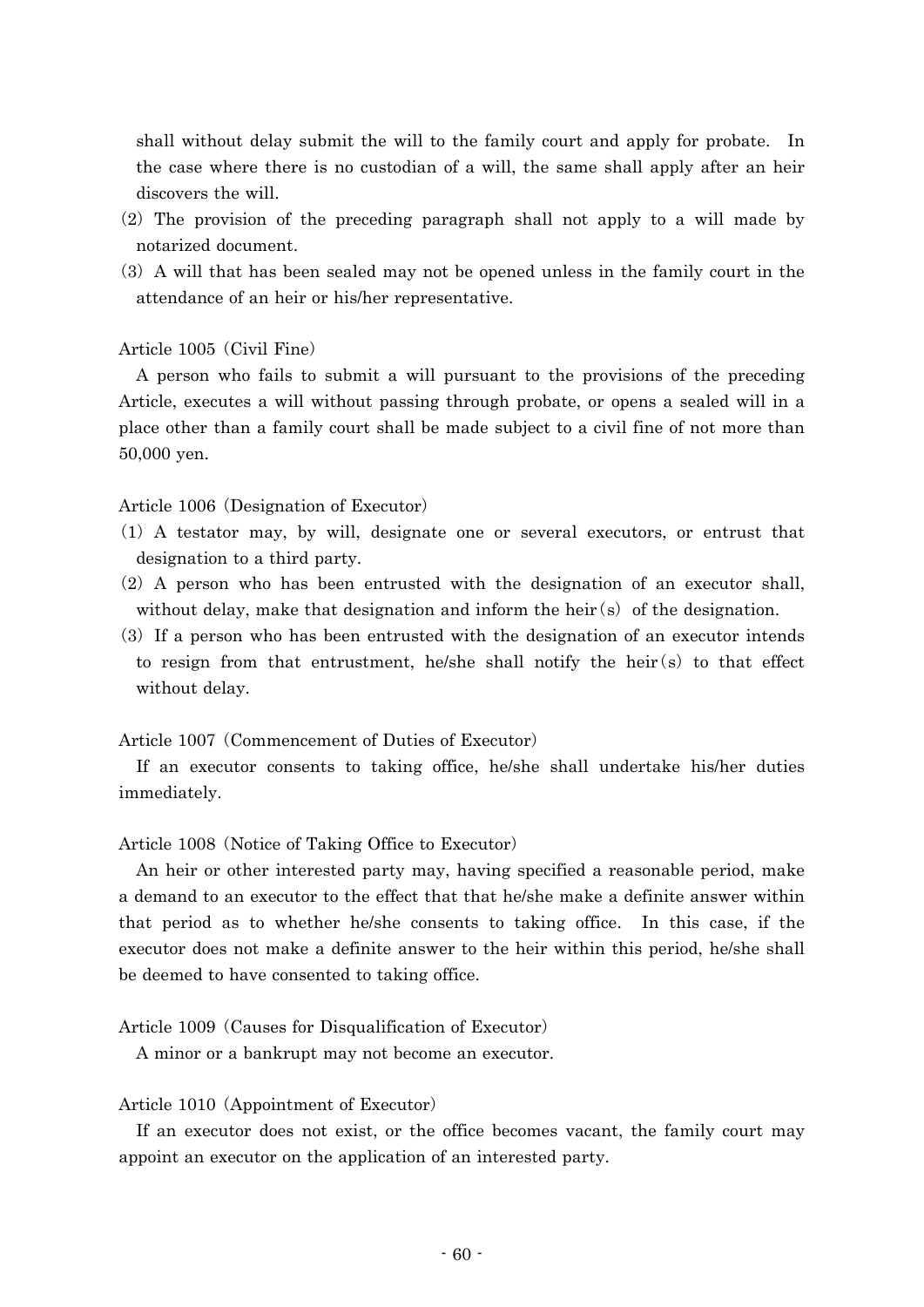shall without delay submit the will to the family court and apply for probate. In the case where there is no custodian of a will, the same shall apply after an heir discovers the will.

(2) The provision of the preceding paragraph shall not apply to a will made by notarized document.

(3) A will that has been sealed may not be opened unless in the family court in the attendance of an heir or his/her representative.

Article 1005 (Civil Fine)

A person who fails to submit a will pursuant to the provisions of the preceding Article, executes a will without passing through probate, or opens a sealed will in a place other than a family court shall be made subject to a civil fine of not more than 50,000 yen.

Article 1006 (Designation of Executor)

(1) A testator may, by will, designate one or several executors, or entrust that designation to a third party.

(2) A person who has been entrusted with the designation of an executor shall, without delay, make that designation and inform the heir(s) of the designation.

(3) If a person who has been entrusted with the designation of an executor intends to resign from that entrustment, he/she shall notify the heir(s) to that effect without delay.

Article 1007 (Commencement of Duties of Executor)

If an executor consents to taking office, he/she shall undertake his/her duties immediately.

Article 1008 (Notice of Taking Office to Executor)

An heir or other interested party may, having specified a reasonable period, make a demand to an executor to the effect that that he/she make a definite answer within that period as to whether he/she consents to taking office. In this case, if the executor does not make a definite answer to the heir within this period, he/she shall be deemed to have consented to taking office.

Article 1009 (Causes for Disqualification of Executor)

A minor or a bankrupt may not become an executor.

Article 1010 (Appointment of Executor)

If an executor does not exist, or the office becomes vacant, the family court may appoint an executor on the application of an interested party.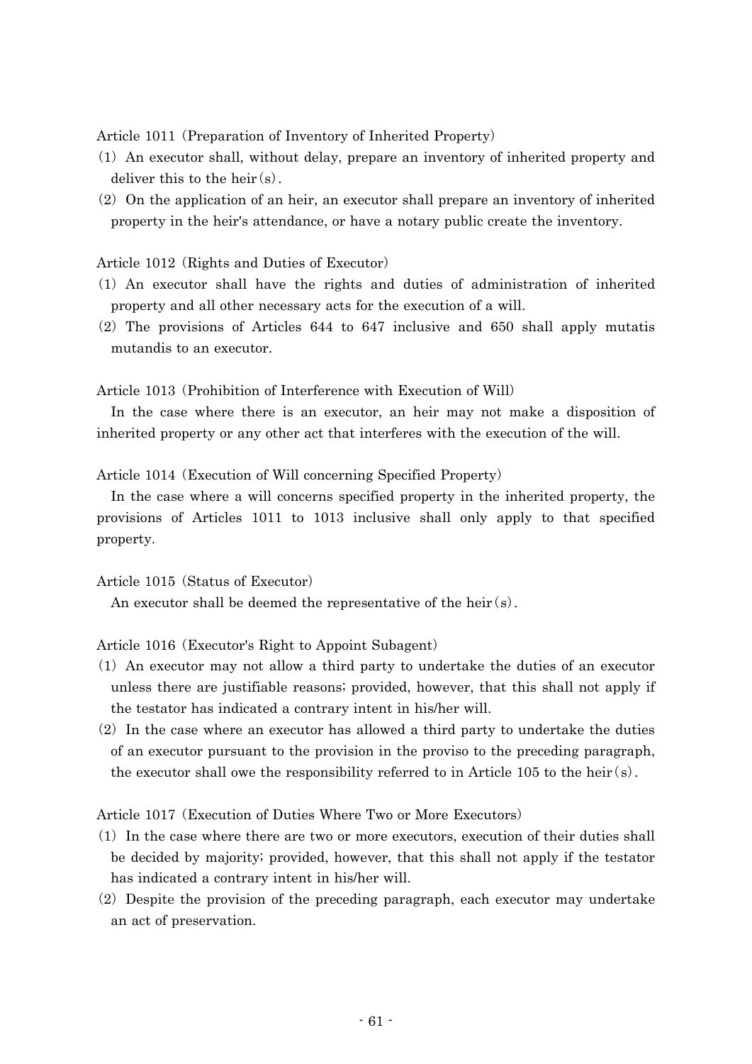Article 1011 (Preparation of Inventory of Inherited Property)

(1) An executor shall, without delay, prepare an inventory of inherited property and deliver this to the heir(s).

(2) On the application of an heir, an executor shall prepare an inventory of inherited property in the heir's attendance, or have a notary public create the inventory.

Article 1012 (Rights and Duties of Executor)

(1) An executor shall have the rights and duties of administration of inherited property and all other necessary acts for the execution of a will.

(2) The provisions of Articles 644 to 647 inclusive and 650 shall apply mutatis mutandis to an executor.

Article 1013 (Prohibition of Interference with Execution of Will)

In the case where there is an executor, an heir may not make a disposition of inherited property or any other act that interferes with the execution of the will.

Article 1014 (Execution of Will concerning Specified Property)

In the case where a will concerns specified property in the inherited property, the provisions of Articles 1011 to 1013 inclusive shall only apply to that specified property.

Article 1015 (Status of Executor)

An executor shall be deemed the representative of the heir(s).

Article 1016 (Executor's Right to Appoint Subagent)

(1) An executor may not allow a third party to undertake the duties of an executor unless there are justifiable reasons; provided, however, that this shall not apply if the testator has indicated a contrary intent in his/her will.

(2) In the case where an executor has allowed a third party to undertake the duties of an executor pursuant to the provision in the proviso to the preceding paragraph, the executor shall owe the responsibility referred to in Article 105 to the heir(s).

Article 1017 (Execution of Duties Where Two or More Executors)

(1) In the case where there are two or more executors, execution of their duties shall be decided by majority; provided, however, that this shall not apply if the testator has indicated a contrary intent in his/her will.

(2) Despite the provision of the preceding paragraph, each executor may undertake an act of preservation.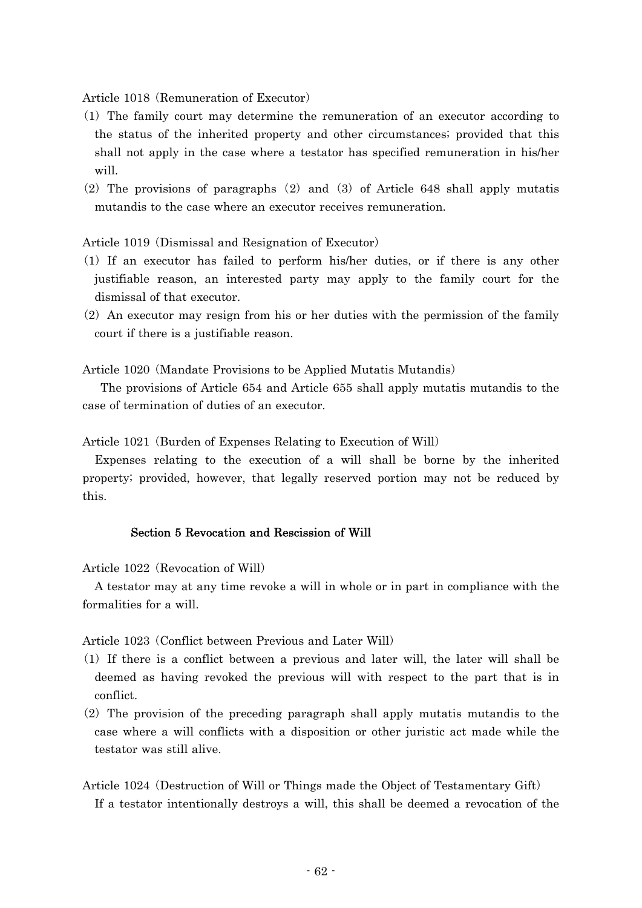Article 1018 (Remuneration of Executor)

(1) The family court may determine the remuneration of an executor according to the status of the inherited property and other circumstances; provided that this shall not apply in the case where a testator has specified remuneration in his/her will.

(2) The provisions of paragraphs (2) and (3) of Article 648 shall apply mutatis mutandis to the case where an executor receives remuneration.

Article 1019 (Dismissal and Resignation of Executor)

(1) If an executor has failed to perform his/her duties, or if there is any other justifiable reason, an interested party may apply to the family court for the dismissal of that executor.

(2) An executor may resign from his or her duties with the permission of the family court if there is a justifiable reason.

Article 1020 (Mandate Provisions to be Applied Mutatis Mutandis)

The provisions of Article 654 and Article 655 shall apply mutatis mutandis to the case of termination of duties of an executor.

Article 1021 (Burden of Expenses Relating to Execution of Will)

Expenses relating to the execution of a will shall be borne by the inherited property; provided, however, that legally reserved portion may not be reduced by this.

### Section 5 Revocation and Rescission of Will

Article 1022 (Revocation of Will)

A testator may at any time revoke a will in whole or in part in compliance with the formalities for a will.

Article 1023 (Conflict between Previous and Later Will)

(1) If there is a conflict between a previous and later will, the later will shall be deemed as having revoked the previous will with respect to the part that is in conflict.

(2) The provision of the preceding paragraph shall apply mutatis mutandis to the case where a will conflicts with a disposition or other juristic act made while the testator was still alive.

Article 1024 (Destruction of Will or Things made the Object of Testamentary Gift)

If a testator intentionally destroys a will, this shall be deemed a revocation of the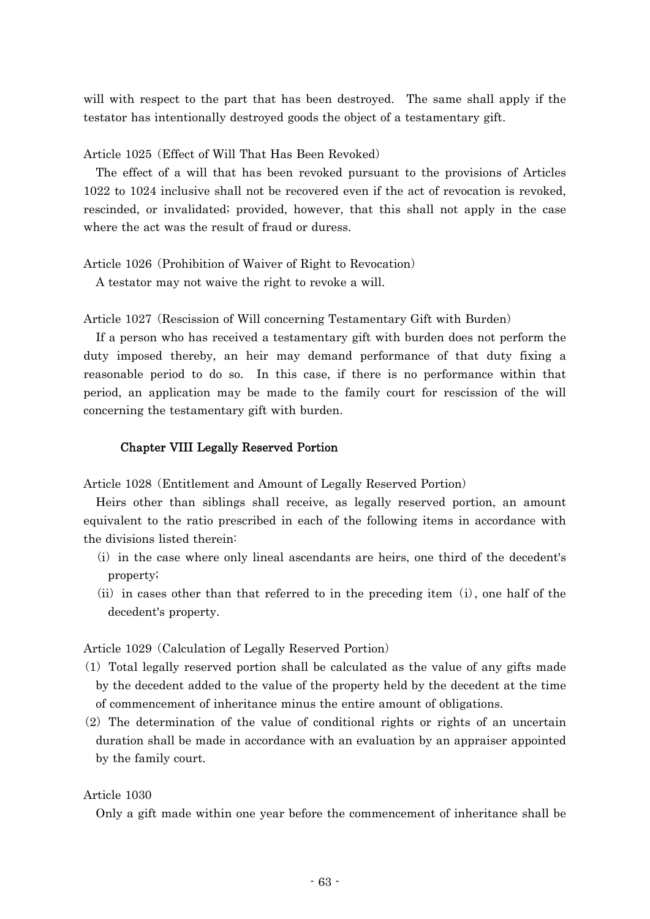will with respect to the part that has been destroyed. The same shall apply if the testator has intentionally destroyed goods the object of a testamentary gift.

Article 1025 (Effect of Will That Has Been Revoked)

The effect of a will that has been revoked pursuant to the provisions of Articles 1022 to 1024 inclusive shall not be recovered even if the act of revocation is revoked, rescinded, or invalidated; provided, however, that this shall not apply in the case where the act was the result of fraud or duress.

Article 1026 (Prohibition of Waiver of Right to Revocation)

A testator may not waive the right to revoke a will.

Article 1027 (Rescission of Will concerning Testamentary Gift with Burden)

If a person who has received a testamentary gift with burden does not perform the duty imposed thereby, an heir may demand performance of that duty fixing a reasonable period to do so. In this case, if there is no performance within that period, an application may be made to the family court for rescission of the will concerning the testamentary gift with burden.

## Chapter VIII Legally Reserved Portion

Article 1028 (Entitlement and Amount of Legally Reserved Portion)

Heirs other than siblings shall receive, as legally reserved portion, an amount equivalent to the ratio prescribed in each of the following items in accordance with the divisions listed therein:

(i) in the case where only lineal ascendants are heirs, one third of the decedent's property;

(ii) in cases other than that referred to in the preceding item (i), one half of the decedent's property.

Article 1029 (Calculation of Legally Reserved Portion)

(1) Total legally reserved portion shall be calculated as the value of any gifts made by the decedent added to the value of the property held by the decedent at the time of commencement of inheritance minus the entire amount of obligations.

(2) The determination of the value of conditional rights or rights of an uncertain duration shall be made in accordance with an evaluation by an appraiser appointed by the family court.

Article 1030

Only a gift made within one year before the commencement of inheritance shall be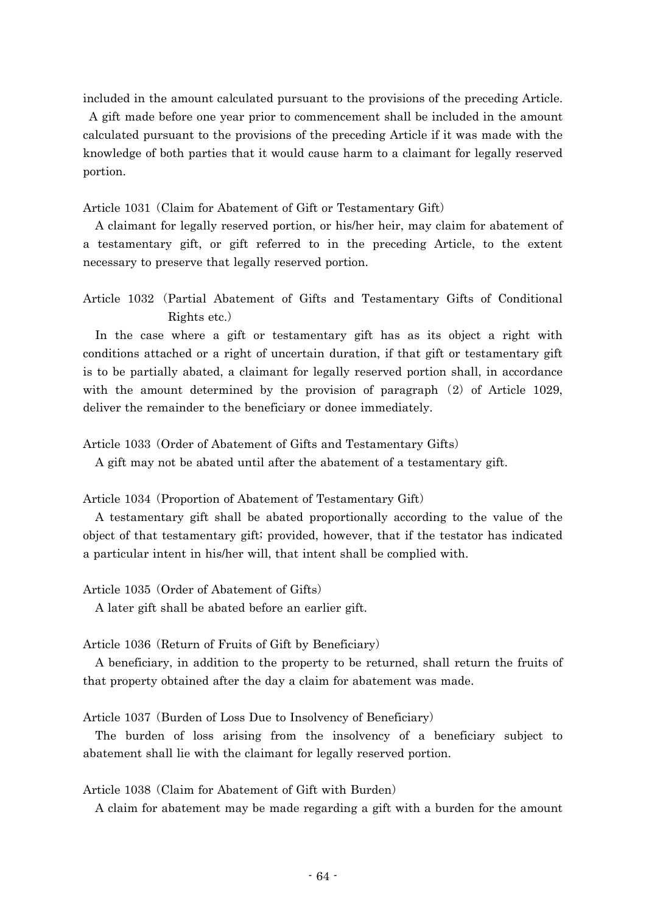included in the amount calculated pursuant to the provisions of the preceding Article.

A gift made before one year prior to commencement shall be included in the amount calculated pursuant to the provisions of the preceding Article if it was made with the knowledge of both parties that it would cause harm to a claimant for legally reserved portion.

Article 1031 (Claim for Abatement of Gift or Testamentary Gift)

A claimant for legally reserved portion, or his/her heir, may claim for abatement of a testamentary gift, or gift referred to in the preceding Article, to the extent necessary to preserve that legally reserved portion.

Article 1032 (Partial Abatement of Gifts and Testamentary Gifts of Conditional Rights etc.)

In the case where a gift or testamentary gift has as its object a right with conditions attached or a right of uncertain duration, if that gift or testamentary gift is to be partially abated, a claimant for legally reserved portion shall, in accordance with the amount determined by the provision of paragraph (2) of Article 1029, deliver the remainder to the beneficiary or donee immediately.

Article 1033 (Order of Abatement of Gifts and Testamentary Gifts)

A gift may not be abated until after the abatement of a testamentary gift.

Article 1034 (Proportion of Abatement of Testamentary Gift)

A testamentary gift shall be abated proportionally according to the value of the object of that testamentary gift; provided, however, that if the testator has indicated a particular intent in his/her will, that intent shall be complied with.

Article 1035 (Order of Abatement of Gifts)

A later gift shall be abated before an earlier gift.

Article 1036 (Return of Fruits of Gift by Beneficiary)

A beneficiary, in addition to the property to be returned, shall return the fruits of that property obtained after the day a claim for abatement was made.

Article 1037 (Burden of Loss Due to Insolvency of Beneficiary)

The burden of loss arising from the insolvency of a beneficiary subject to abatement shall lie with the claimant for legally reserved portion.

Article 1038 (Claim for Abatement of Gift with Burden)

A claim for abatement may be made regarding a gift with a burden for the amount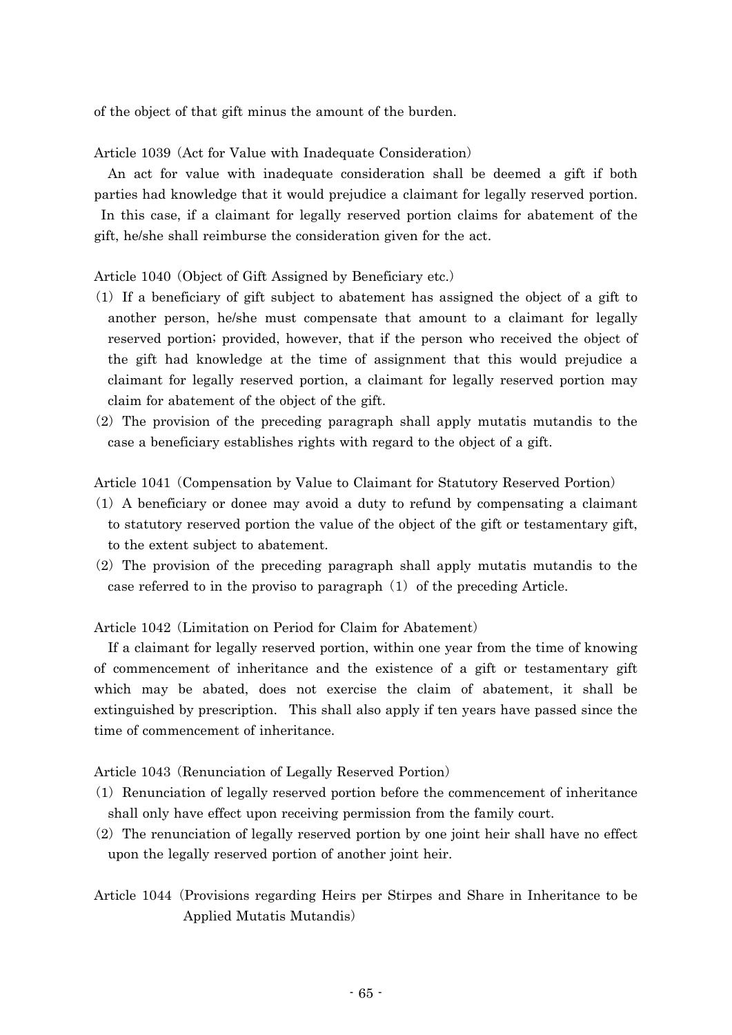of the object of that gift minus the amount of the burden.

Article 1039 (Act for Value with Inadequate Consideration)

An act for value with inadequate consideration shall be deemed a gift if both parties had knowledge that it would prejudice a claimant for legally reserved portion. In this case, if a claimant for legally reserved portion claims for abatement of the gift, he/she shall reimburse the consideration given for the act.

Article 1040 (Object of Gift Assigned by Beneficiary etc.)

(1) If a beneficiary of gift subject to abatement has assigned the object of a gift to another person, he/she must compensate that amount to a claimant for legally reserved portion; provided, however, that if the person who received the object of the gift had knowledge at the time of assignment that this would prejudice a claimant for legally reserved portion, a claimant for legally reserved portion may claim for abatement of the object of the gift.

(2) The provision of the preceding paragraph shall apply mutatis mutandis to the case a beneficiary establishes rights with regard to the object of a gift.

Article 1041 (Compensation by Value to Claimant for Statutory Reserved Portion)

(1) A beneficiary or donee may avoid a duty to refund by compensating a claimant to statutory reserved portion the value of the object of the gift or testamentary gift, to the extent subject to abatement.

(2) The provision of the preceding paragraph shall apply mutatis mutandis to the case referred to in the proviso to paragraph (1) of the preceding Article.

Article 1042 (Limitation on Period for Claim for Abatement)

If a claimant for legally reserved portion, within one year from the time of knowing of commencement of inheritance and the existence of a gift or testamentary gift which may be abated, does not exercise the claim of abatement, it shall be extinguished by prescription. This shall also apply if ten years have passed since the time of commencement of inheritance.

Article 1043 (Renunciation of Legally Reserved Portion)

(1) Renunciation of legally reserved portion before the commencement of inheritance shall only have effect upon receiving permission from the family court.

(2) The renunciation of legally reserved portion by one joint heir shall have no effect upon the legally reserved portion of another joint heir.

Article 1044 (Provisions regarding Heirs per Stirpes and Share in Inheritance to be Applied Mutatis Mutandis)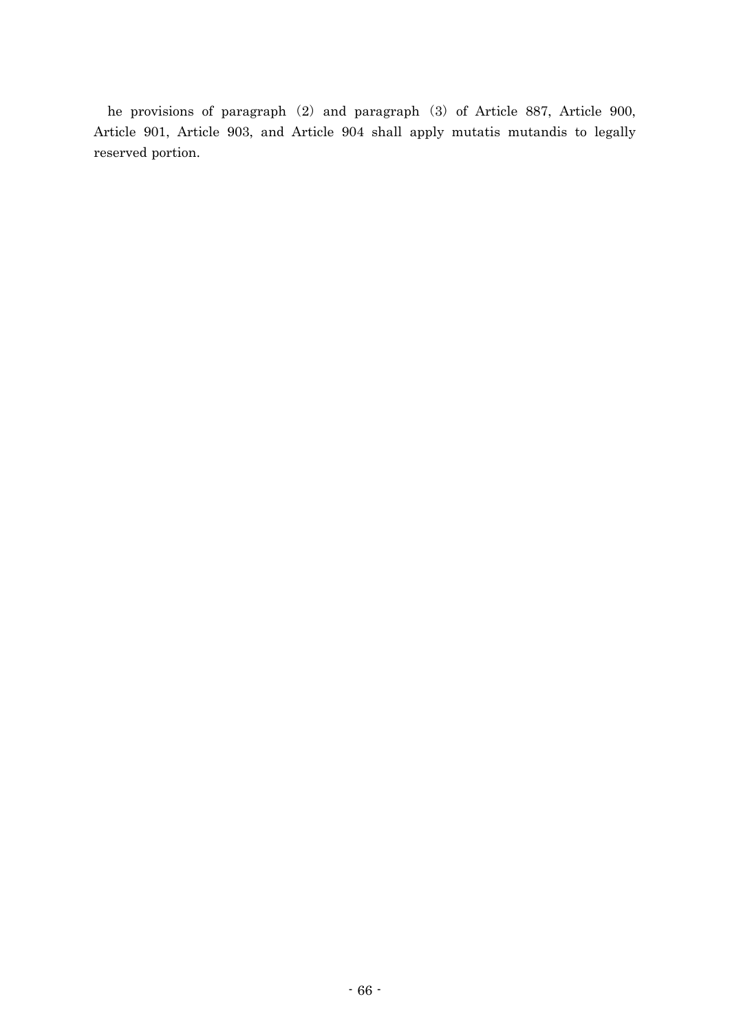he provisions of paragraph (2) and paragraph (3) of Article 887, Article 900, Article 901, Article 903, and Article 904 shall apply mutatis mutandis to legally reserved portion.